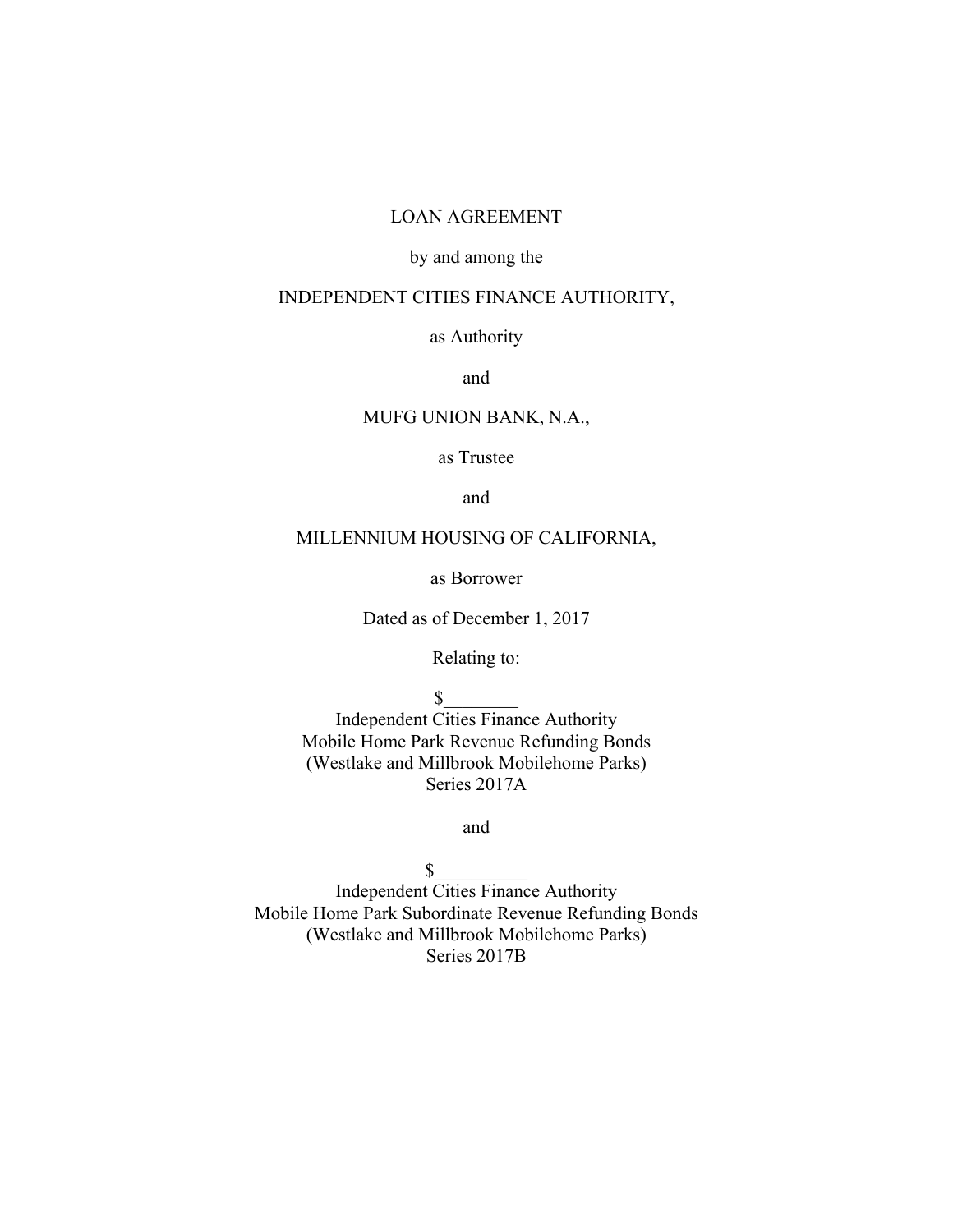LOAN AGREEMENT

by and among the

INDEPENDENT CITIES FINANCE AUTHORITY,

as Authority

and

MUFG UNION BANK, N.A.,

as Trustee

and

MILLENNIUM HOUSING OF CALIFORNIA,

as Borrower

Dated as of December 1, 2017

Relating to:

$________
Independent Cities Finance Authority
Mobile Home Park Revenue Refunding Bonds
(Westlake and Millbrook Mobilehome Parks)
Series 2017A

and

$__________
Independent Cities Finance Authority
Mobile Home Park Subordinate Revenue Refunding Bonds
(Westlake and Millbrook Mobilehome Parks)
Series 2017B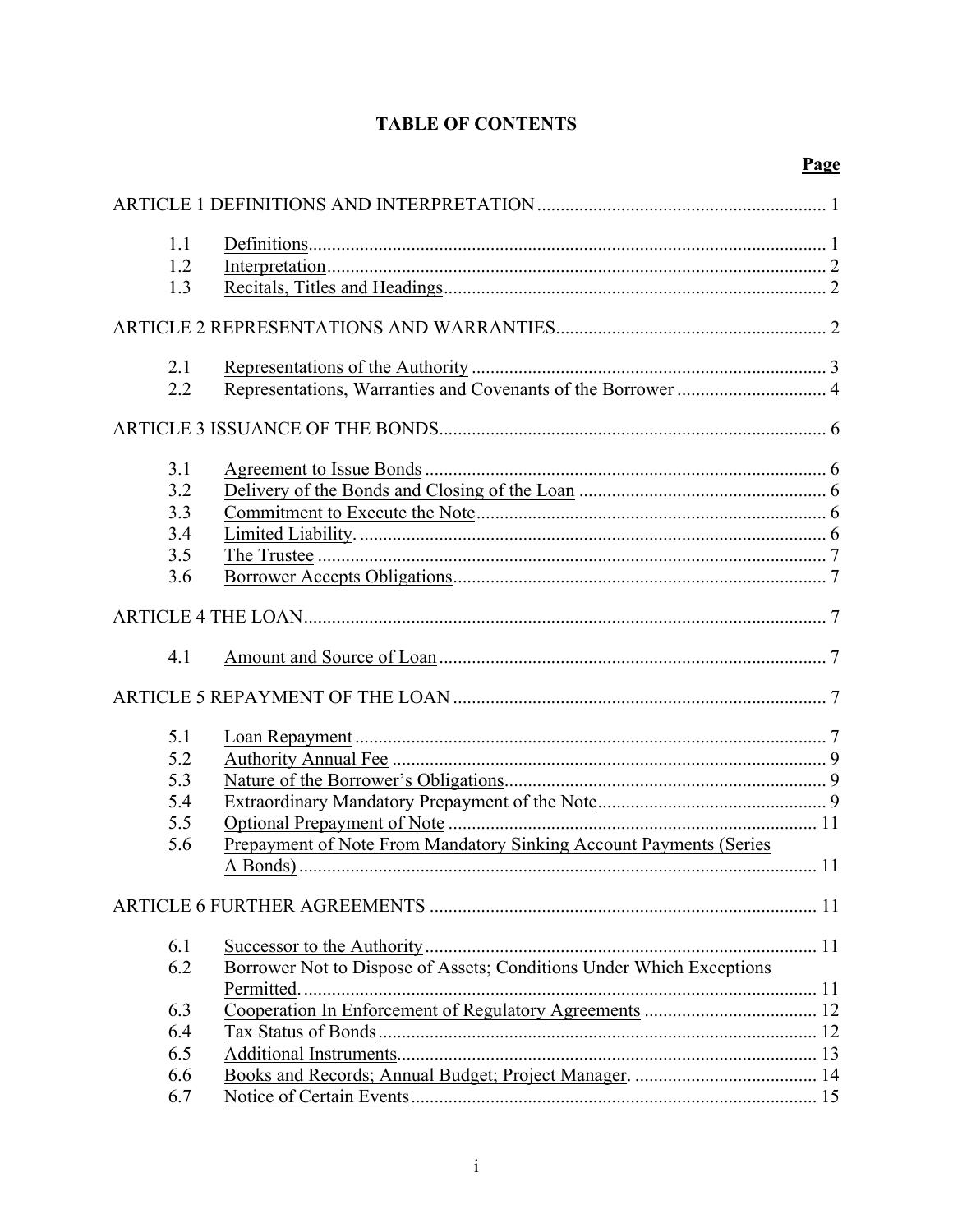# TABLE OF CONTENTS

| | | Page |
|---|---|---|
| ARTICLE 1 DEFINITIONS AND INTERPRETATION | | 1 |
| 1.1 | Definitions | 1 |
| 1.2 | Interpretation | 2 |
| 1.3 | Recitals, Titles and Headings | 2 |
| ARTICLE 2 REPRESENTATIONS AND WARRANTIES | | 2 |
| 2.1 | Representations of the Authority | 3 |
| 2.2 | Representations, Warranties and Covenants of the Borrower | 4 |
| ARTICLE 3 ISSUANCE OF THE BONDS | | 6 |
| 3.1 | Agreement to Issue Bonds | 6 |
| 3.2 | Delivery of the Bonds and Closing of the Loan | 6 |
| 3.3 | Commitment to Execute the Note | 6 |
| 3.4 | Limited Liability. | 6 |
| 3.5 | The Trustee | 7 |
| 3.6 | Borrower Accepts Obligations | 7 |
| ARTICLE 4 THE LOAN | | 7 |
| 4.1 | Amount and Source of Loan | 7 |
| ARTICLE 5 REPAYMENT OF THE LOAN | | 7 |
| 5.1 | Loan Repayment | 7 |
| 5.2 | Authority Annual Fee | 9 |
| 5.3 | Nature of the Borrower's Obligations | 9 |
| 5.4 | Extraordinary Mandatory Prepayment of the Note | 9 |
| 5.5 | Optional Prepayment of Note | 11 |
| 5.6 | Prepayment of Note From Mandatory Sinking Account Payments (Series A Bonds) | 11 |
| ARTICLE 6 FURTHER AGREEMENTS | | 11 |
| 6.1 | Successor to the Authority | 11 |
| 6.2 | Borrower Not to Dispose of Assets; Conditions Under Which Exceptions Permitted. | 11 |
| 6.3 | Cooperation In Enforcement of Regulatory Agreements | 12 |
| 6.4 | Tax Status of Bonds | 12 |
| 6.5 | Additional Instruments | 13 |
| 6.6 | Books and Records; Annual Budget; Project Manager. | 14 |
| 6.7 | Notice of Certain Events | 15 |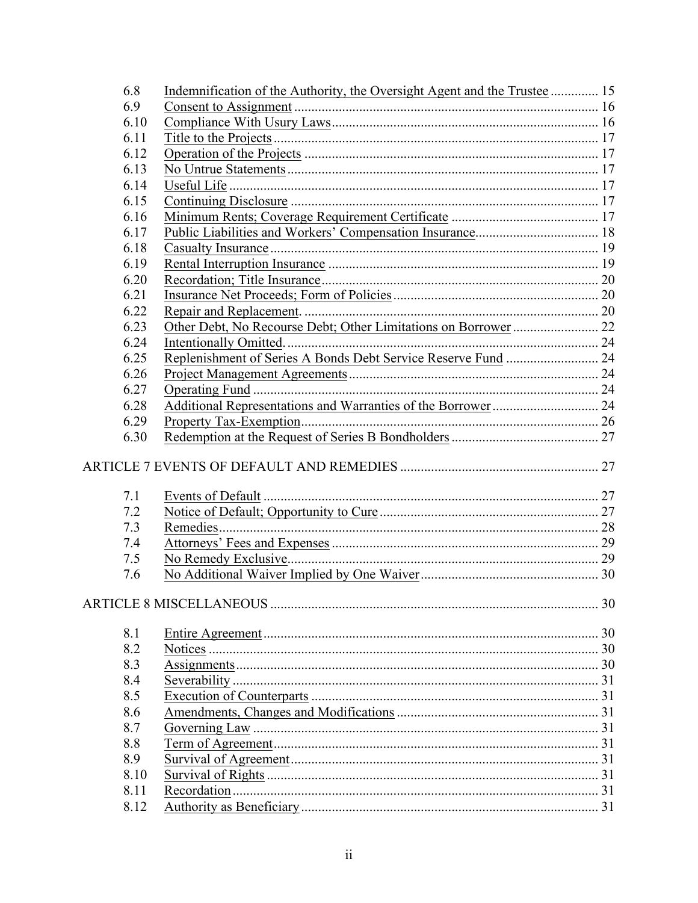| | | |
|---|---|---|
| 6.8 | Indemnification of the Authority, the Oversight Agent and the Trustee | 15 |
| 6.9 | Consent to Assignment | 16 |
| 6.10 | Compliance With Usury Laws | 16 |
| 6.11 | Title to the Projects | 17 |
| 6.12 | Operation of the Projects | 17 |
| 6.13 | No Untrue Statements | 17 |
| 6.14 | Useful Life | 17 |
| 6.15 | Continuing Disclosure | 17 |
| 6.16 | Minimum Rents; Coverage Requirement Certificate | 17 |
| 6.17 | Public Liabilities and Workers' Compensation Insurance | 18 |
| 6.18 | Casualty Insurance | 19 |
| 6.19 | Rental Interruption Insurance | 19 |
| 6.20 | Recordation; Title Insurance | 20 |
| 6.21 | Insurance Net Proceeds; Form of Policies | 20 |
| 6.22 | Repair and Replacement. | 20 |
| 6.23 | Other Debt, No Recourse Debt; Other Limitations on Borrower | 22 |
| 6.24 | Intentionally Omitted. | 24 |
| 6.25 | Replenishment of Series A Bonds Debt Service Reserve Fund | 24 |
| 6.26 | Project Management Agreements | 24 |
| 6.27 | Operating Fund | 24 |
| 6.28 | Additional Representations and Warranties of the Borrower | 24 |
| 6.29 | Property Tax-Exemption | 26 |
| 6.30 | Redemption at the Request of Series B Bondholders | 27 |

ARTICLE 7 EVENTS OF DEFAULT AND REMEDIES ... 27

| | | |
|---|---|---|
| 7.1 | Events of Default | 27 |
| 7.2 | Notice of Default; Opportunity to Cure | 27 |
| 7.3 | Remedies | 28 |
| 7.4 | Attorneys' Fees and Expenses | 29 |
| 7.5 | No Remedy Exclusive | 29 |
| 7.6 | No Additional Waiver Implied by One Waiver | 30 |

ARTICLE 8 MISCELLANEOUS ... 30

| | | |
|---|---|---|
| 8.1 | Entire Agreement | 30 |
| 8.2 | Notices | 30 |
| 8.3 | Assignments | 30 |
| 8.4 | Severability | 31 |
| 8.5 | Execution of Counterparts | 31 |
| 8.6 | Amendments, Changes and Modifications | 31 |
| 8.7 | Governing Law | 31 |
| 8.8 | Term of Agreement | 31 |
| 8.9 | Survival of Agreement | 31 |
| 8.10 | Survival of Rights | 31 |
| 8.11 | Recordation | 31 |
| 8.12 | Authority as Beneficiary | 31 |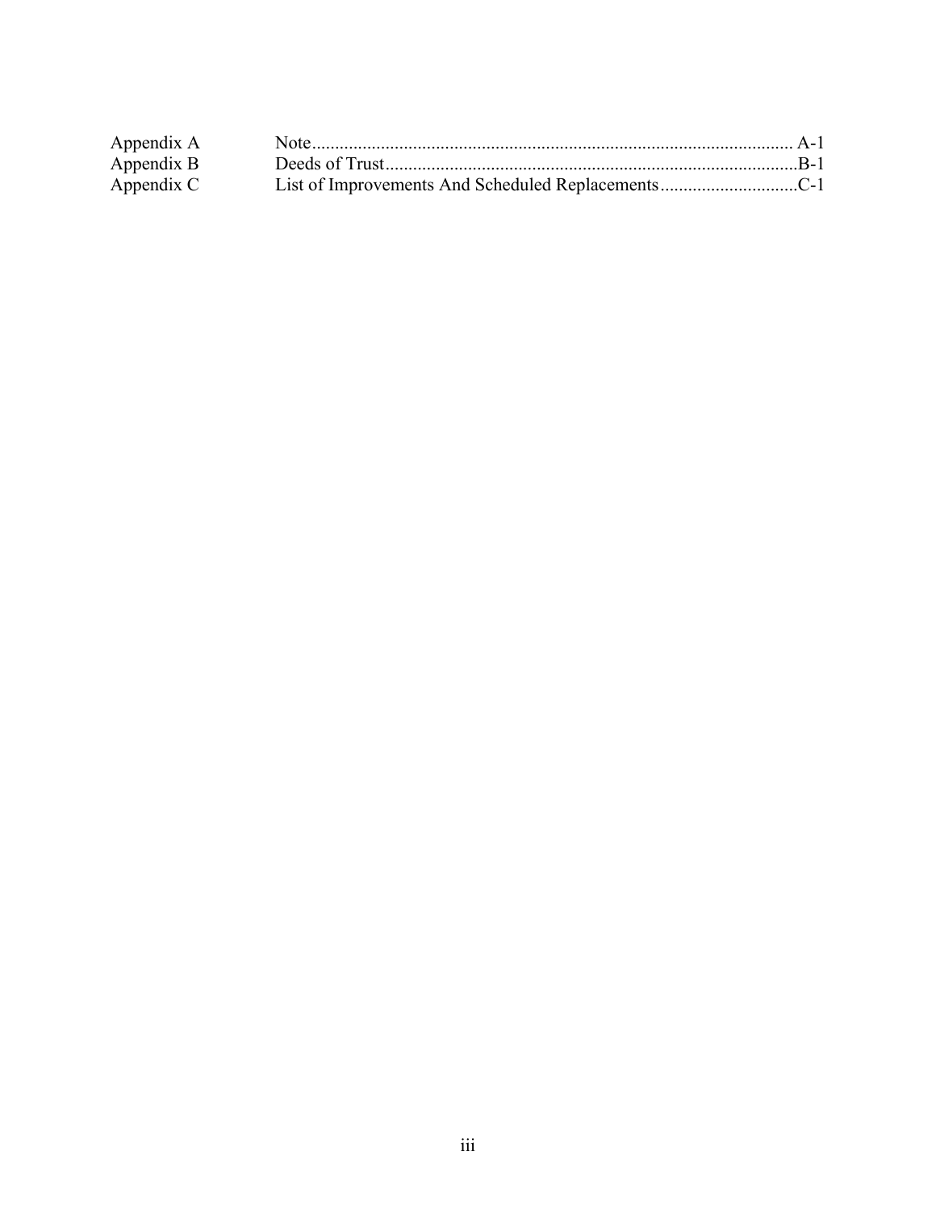| | | |
|---|---|---|
| Appendix A | Note | A-1 |
| Appendix B | Deeds of Trust | B-1 |
| Appendix C | List of Improvements And Scheduled Replacements | C-1 |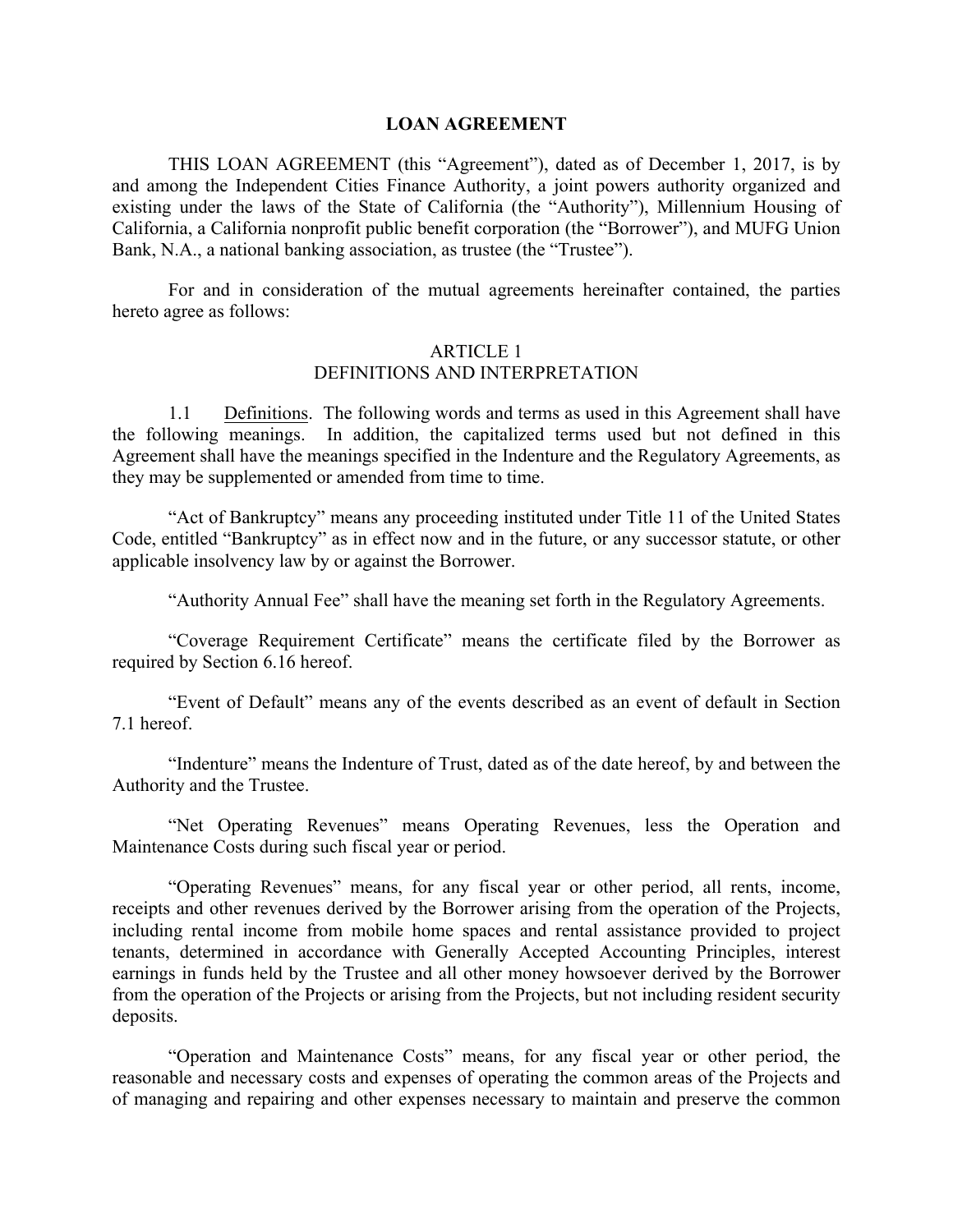# LOAN AGREEMENT

THIS LOAN AGREEMENT (this "Agreement"), dated as of December 1, 2017, is by and among the Independent Cities Finance Authority, a joint powers authority organized and existing under the laws of the State of California (the "Authority"), Millennium Housing of California, a California nonprofit public benefit corporation (the "Borrower"), and MUFG Union Bank, N.A., a national banking association, as trustee (the "Trustee").

For and in consideration of the mutual agreements hereinafter contained, the parties hereto agree as follows:

## ARTICLE 1
## DEFINITIONS AND INTERPRETATION

1.1 Definitions. The following words and terms as used in this Agreement shall have the following meanings. In addition, the capitalized terms used but not defined in this Agreement shall have the meanings specified in the Indenture and the Regulatory Agreements, as they may be supplemented or amended from time to time.

"Act of Bankruptcy" means any proceeding instituted under Title 11 of the United States Code, entitled "Bankruptcy" as in effect now and in the future, or any successor statute, or other applicable insolvency law by or against the Borrower.

"Authority Annual Fee" shall have the meaning set forth in the Regulatory Agreements.

"Coverage Requirement Certificate" means the certificate filed by the Borrower as required by Section 6.16 hereof.

"Event of Default" means any of the events described as an event of default in Section 7.1 hereof.

"Indenture" means the Indenture of Trust, dated as of the date hereof, by and between the Authority and the Trustee.

"Net Operating Revenues" means Operating Revenues, less the Operation and Maintenance Costs during such fiscal year or period.

"Operating Revenues" means, for any fiscal year or other period, all rents, income, receipts and other revenues derived by the Borrower arising from the operation of the Projects, including rental income from mobile home spaces and rental assistance provided to project tenants, determined in accordance with Generally Accepted Accounting Principles, interest earnings in funds held by the Trustee and all other money howsoever derived by the Borrower from the operation of the Projects or arising from the Projects, but not including resident security deposits.

"Operation and Maintenance Costs" means, for any fiscal year or other period, the reasonable and necessary costs and expenses of operating the common areas of the Projects and of managing and repairing and other expenses necessary to maintain and preserve the common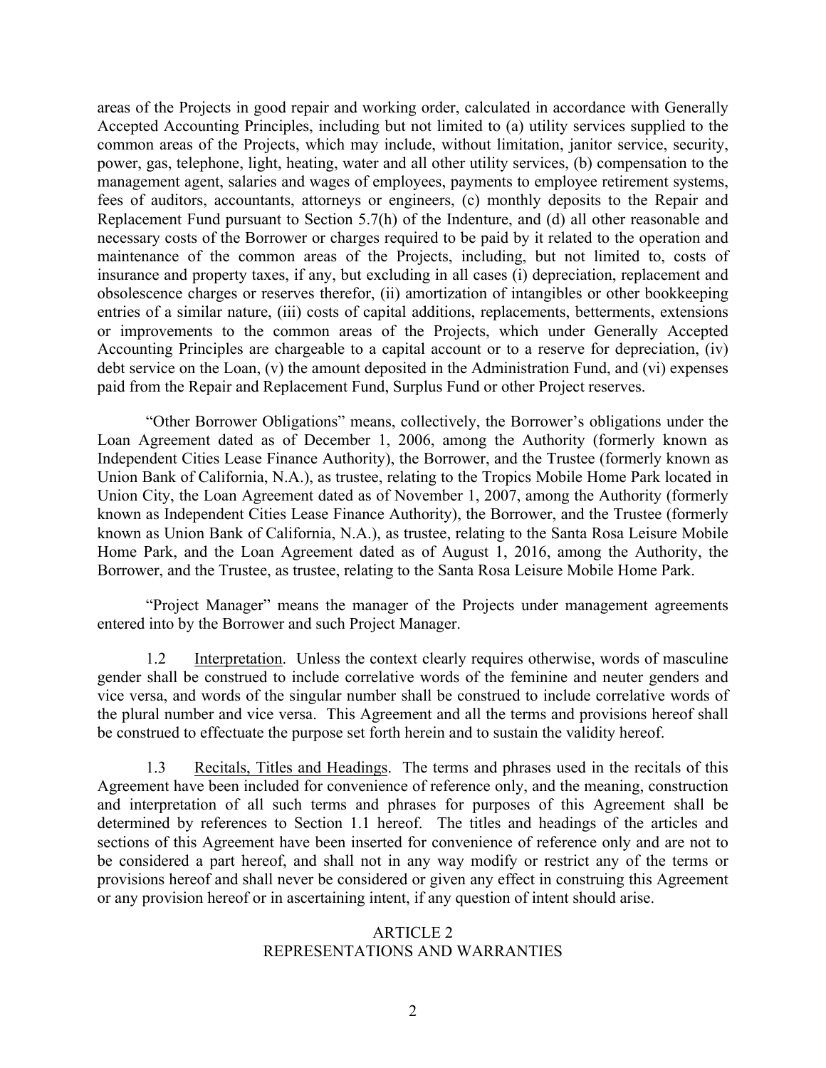areas of the Projects in good repair and working order, calculated in accordance with Generally Accepted Accounting Principles, including but not limited to (a) utility services supplied to the common areas of the Projects, which may include, without limitation, janitor service, security, power, gas, telephone, light, heating, water and all other utility services, (b) compensation to the management agent, salaries and wages of employees, payments to employee retirement systems, fees of auditors, accountants, attorneys or engineers, (c) monthly deposits to the Repair and Replacement Fund pursuant to Section 5.7(h) of the Indenture, and (d) all other reasonable and necessary costs of the Borrower or charges required to be paid by it related to the operation and maintenance of the common areas of the Projects, including, but not limited to, costs of insurance and property taxes, if any, but excluding in all cases (i) depreciation, replacement and obsolescence charges or reserves therefor, (ii) amortization of intangibles or other bookkeeping entries of a similar nature, (iii) costs of capital additions, replacements, betterments, extensions or improvements to the common areas of the Projects, which under Generally Accepted Accounting Principles are chargeable to a capital account or to a reserve for depreciation, (iv) debt service on the Loan, (v) the amount deposited in the Administration Fund, and (vi) expenses paid from the Repair and Replacement Fund, Surplus Fund or other Project reserves.

"Other Borrower Obligations" means, collectively, the Borrower's obligations under the Loan Agreement dated as of December 1, 2006, among the Authority (formerly known as Independent Cities Lease Finance Authority), the Borrower, and the Trustee (formerly known as Union Bank of California, N.A.), as trustee, relating to the Tropics Mobile Home Park located in Union City, the Loan Agreement dated as of November 1, 2007, among the Authority (formerly known as Independent Cities Lease Finance Authority), the Borrower, and the Trustee (formerly known as Union Bank of California, N.A.), as trustee, relating to the Santa Rosa Leisure Mobile Home Park, and the Loan Agreement dated as of August 1, 2016, among the Authority, the Borrower, and the Trustee, as trustee, relating to the Santa Rosa Leisure Mobile Home Park.

"Project Manager" means the manager of the Projects under management agreements entered into by the Borrower and such Project Manager.

1.2 Interpretation. Unless the context clearly requires otherwise, words of masculine gender shall be construed to include correlative words of the feminine and neuter genders and vice versa, and words of the singular number shall be construed to include correlative words of the plural number and vice versa. This Agreement and all the terms and provisions hereof shall be construed to effectuate the purpose set forth herein and to sustain the validity hereof.

1.3 Recitals, Titles and Headings. The terms and phrases used in the recitals of this Agreement have been included for convenience of reference only, and the meaning, construction and interpretation of all such terms and phrases for purposes of this Agreement shall be determined by references to Section 1.1 hereof. The titles and headings of the articles and sections of this Agreement have been inserted for convenience of reference only and are not to be considered a part hereof, and shall not in any way modify or restrict any of the terms or provisions hereof and shall never be considered or given any effect in construing this Agreement or any provision hereof or in ascertaining intent, if any question of intent should arise.

## ARTICLE 2
## REPRESENTATIONS AND WARRANTIES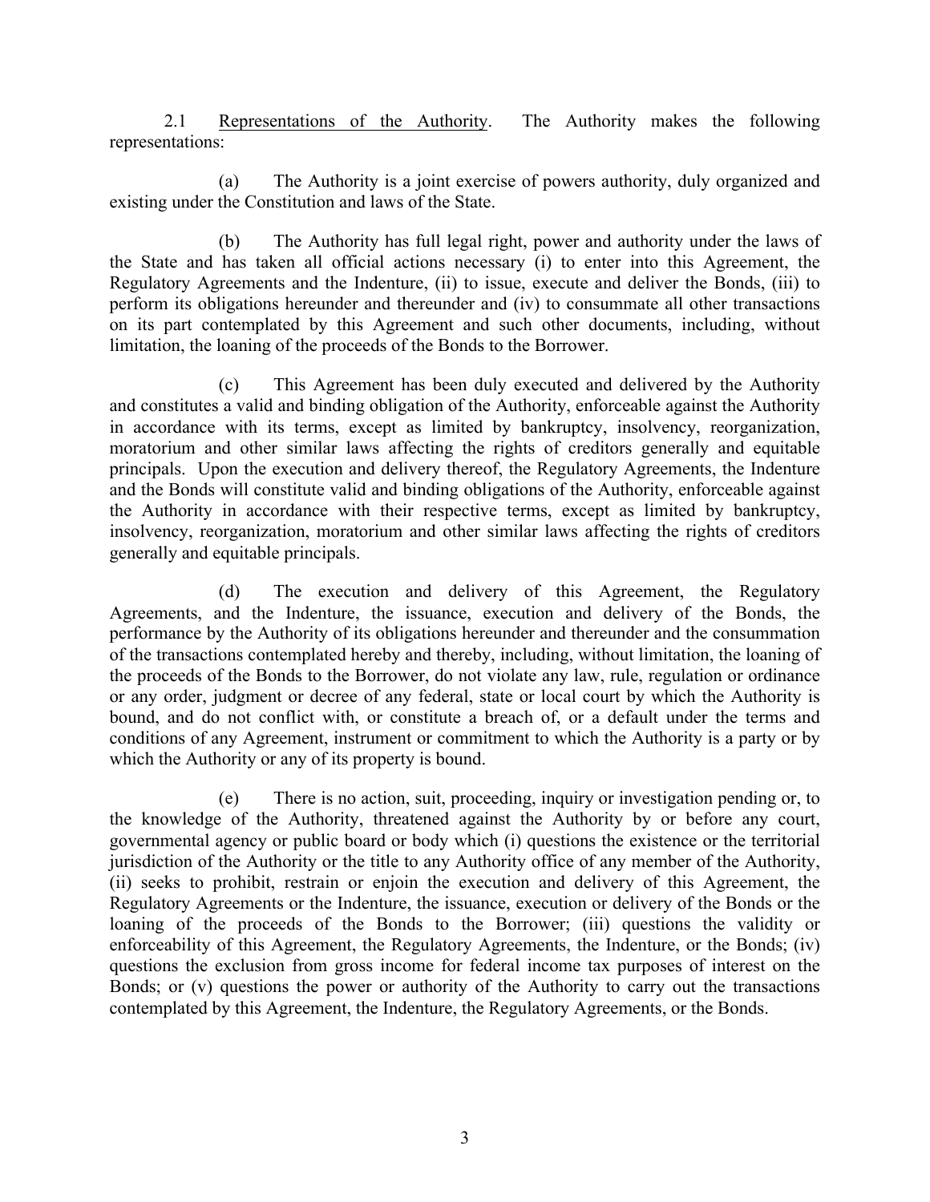2.1 Representations of the Authority. The Authority makes the following representations:

(a) The Authority is a joint exercise of powers authority, duly organized and existing under the Constitution and laws of the State.

(b) The Authority has full legal right, power and authority under the laws of the State and has taken all official actions necessary (i) to enter into this Agreement, the Regulatory Agreements and the Indenture, (ii) to issue, execute and deliver the Bonds, (iii) to perform its obligations hereunder and thereunder and (iv) to consummate all other transactions on its part contemplated by this Agreement and such other documents, including, without limitation, the loaning of the proceeds of the Bonds to the Borrower.

(c) This Agreement has been duly executed and delivered by the Authority and constitutes a valid and binding obligation of the Authority, enforceable against the Authority in accordance with its terms, except as limited by bankruptcy, insolvency, reorganization, moratorium and other similar laws affecting the rights of creditors generally and equitable principals. Upon the execution and delivery thereof, the Regulatory Agreements, the Indenture and the Bonds will constitute valid and binding obligations of the Authority, enforceable against the Authority in accordance with their respective terms, except as limited by bankruptcy, insolvency, reorganization, moratorium and other similar laws affecting the rights of creditors generally and equitable principals.

(d) The execution and delivery of this Agreement, the Regulatory Agreements, and the Indenture, the issuance, execution and delivery of the Bonds, the performance by the Authority of its obligations hereunder and thereunder and the consummation of the transactions contemplated hereby and thereby, including, without limitation, the loaning of the proceeds of the Bonds to the Borrower, do not violate any law, rule, regulation or ordinance or any order, judgment or decree of any federal, state or local court by which the Authority is bound, and do not conflict with, or constitute a breach of, or a default under the terms and conditions of any Agreement, instrument or commitment to which the Authority is a party or by which the Authority or any of its property is bound.

(e) There is no action, suit, proceeding, inquiry or investigation pending or, to the knowledge of the Authority, threatened against the Authority by or before any court, governmental agency or public board or body which (i) questions the existence or the territorial jurisdiction of the Authority or the title to any Authority office of any member of the Authority, (ii) seeks to prohibit, restrain or enjoin the execution and delivery of this Agreement, the Regulatory Agreements or the Indenture, the issuance, execution or delivery of the Bonds or the loaning of the proceeds of the Bonds to the Borrower; (iii) questions the validity or enforceability of this Agreement, the Regulatory Agreements, the Indenture, or the Bonds; (iv) questions the exclusion from gross income for federal income tax purposes of interest on the Bonds; or (v) questions the power or authority of the Authority to carry out the transactions contemplated by this Agreement, the Indenture, the Regulatory Agreements, or the Bonds.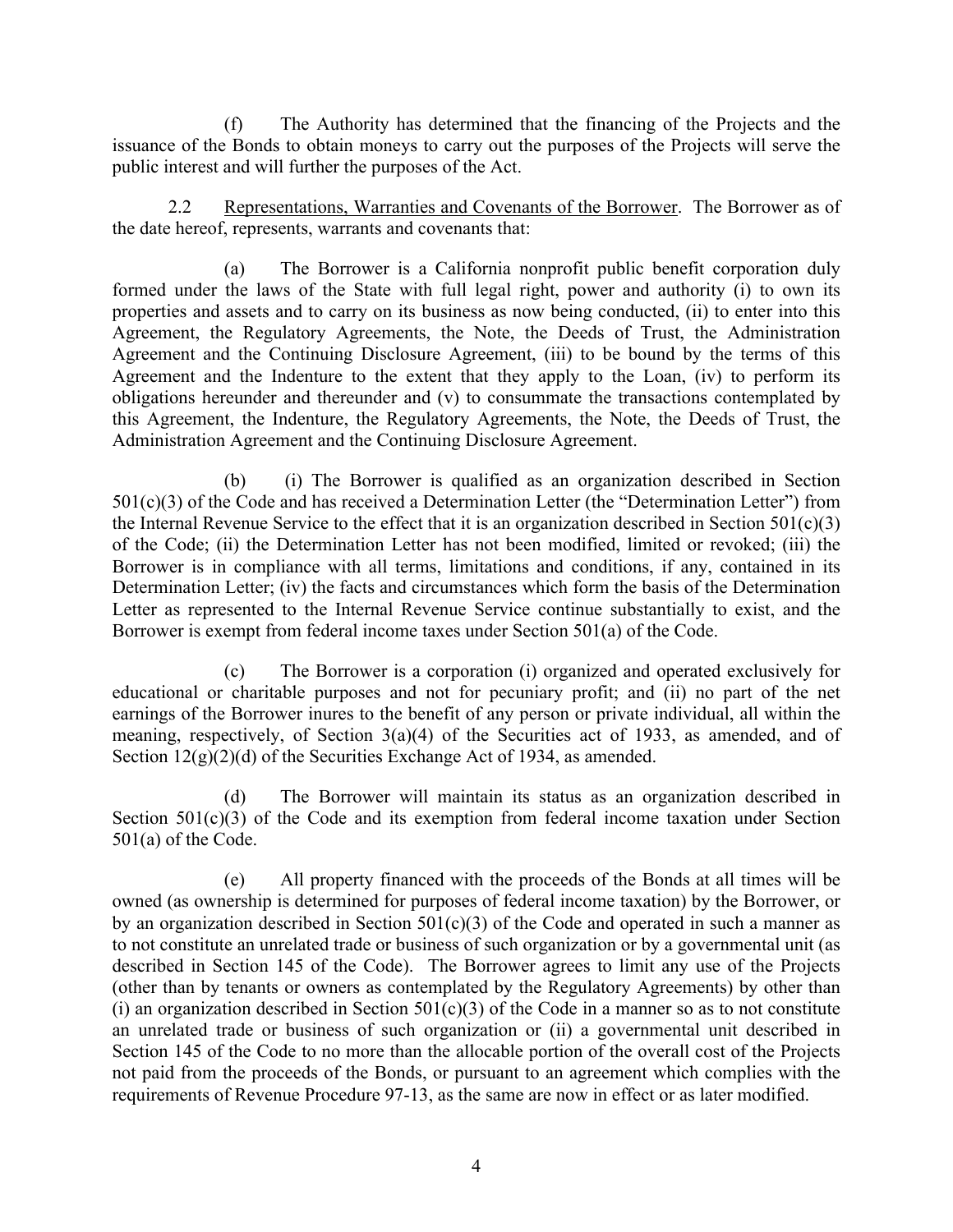(f) The Authority has determined that the financing of the Projects and the issuance of the Bonds to obtain moneys to carry out the purposes of the Projects will serve the public interest and will further the purposes of the Act.

2.2 Representations, Warranties and Covenants of the Borrower. The Borrower as of the date hereof, represents, warrants and covenants that:

(a) The Borrower is a California nonprofit public benefit corporation duly formed under the laws of the State with full legal right, power and authority (i) to own its properties and assets and to carry on its business as now being conducted, (ii) to enter into this Agreement, the Regulatory Agreements, the Note, the Deeds of Trust, the Administration Agreement and the Continuing Disclosure Agreement, (iii) to be bound by the terms of this Agreement and the Indenture to the extent that they apply to the Loan, (iv) to perform its obligations hereunder and thereunder and (v) to consummate the transactions contemplated by this Agreement, the Indenture, the Regulatory Agreements, the Note, the Deeds of Trust, the Administration Agreement and the Continuing Disclosure Agreement.

(b) (i) The Borrower is qualified as an organization described in Section 501(c)(3) of the Code and has received a Determination Letter (the "Determination Letter") from the Internal Revenue Service to the effect that it is an organization described in Section 501(c)(3) of the Code; (ii) the Determination Letter has not been modified, limited or revoked; (iii) the Borrower is in compliance with all terms, limitations and conditions, if any, contained in its Determination Letter; (iv) the facts and circumstances which form the basis of the Determination Letter as represented to the Internal Revenue Service continue substantially to exist, and the Borrower is exempt from federal income taxes under Section 501(a) of the Code.

(c) The Borrower is a corporation (i) organized and operated exclusively for educational or charitable purposes and not for pecuniary profit; and (ii) no part of the net earnings of the Borrower inures to the benefit of any person or private individual, all within the meaning, respectively, of Section 3(a)(4) of the Securities act of 1933, as amended, and of Section 12(g)(2)(d) of the Securities Exchange Act of 1934, as amended.

(d) The Borrower will maintain its status as an organization described in Section 501(c)(3) of the Code and its exemption from federal income taxation under Section 501(a) of the Code.

(e) All property financed with the proceeds of the Bonds at all times will be owned (as ownership is determined for purposes of federal income taxation) by the Borrower, or by an organization described in Section 501(c)(3) of the Code and operated in such a manner as to not constitute an unrelated trade or business of such organization or by a governmental unit (as described in Section 145 of the Code). The Borrower agrees to limit any use of the Projects (other than by tenants or owners as contemplated by the Regulatory Agreements) by other than (i) an organization described in Section 501(c)(3) of the Code in a manner so as to not constitute an unrelated trade or business of such organization or (ii) a governmental unit described in Section 145 of the Code to no more than the allocable portion of the overall cost of the Projects not paid from the proceeds of the Bonds, or pursuant to an agreement which complies with the requirements of Revenue Procedure 97-13, as the same are now in effect or as later modified.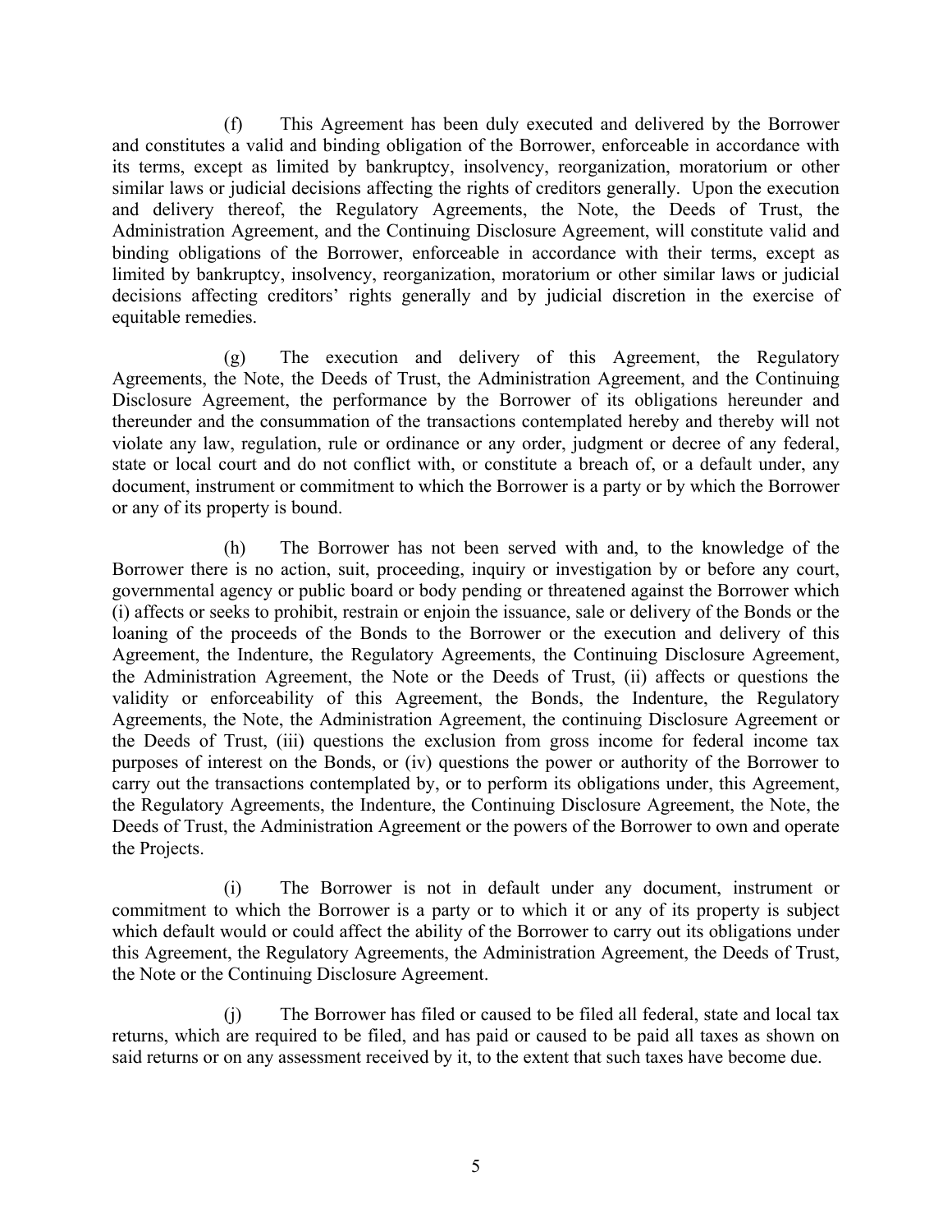(f) This Agreement has been duly executed and delivered by the Borrower and constitutes a valid and binding obligation of the Borrower, enforceable in accordance with its terms, except as limited by bankruptcy, insolvency, reorganization, moratorium or other similar laws or judicial decisions affecting the rights of creditors generally. Upon the execution and delivery thereof, the Regulatory Agreements, the Note, the Deeds of Trust, the Administration Agreement, and the Continuing Disclosure Agreement, will constitute valid and binding obligations of the Borrower, enforceable in accordance with their terms, except as limited by bankruptcy, insolvency, reorganization, moratorium or other similar laws or judicial decisions affecting creditors' rights generally and by judicial discretion in the exercise of equitable remedies.

(g) The execution and delivery of this Agreement, the Regulatory Agreements, the Note, the Deeds of Trust, the Administration Agreement, and the Continuing Disclosure Agreement, the performance by the Borrower of its obligations hereunder and thereunder and the consummation of the transactions contemplated hereby and thereby will not violate any law, regulation, rule or ordinance or any order, judgment or decree of any federal, state or local court and do not conflict with, or constitute a breach of, or a default under, any document, instrument or commitment to which the Borrower is a party or by which the Borrower or any of its property is bound.

(h) The Borrower has not been served with and, to the knowledge of the Borrower there is no action, suit, proceeding, inquiry or investigation by or before any court, governmental agency or public board or body pending or threatened against the Borrower which (i) affects or seeks to prohibit, restrain or enjoin the issuance, sale or delivery of the Bonds or the loaning of the proceeds of the Bonds to the Borrower or the execution and delivery of this Agreement, the Indenture, the Regulatory Agreements, the Continuing Disclosure Agreement, the Administration Agreement, the Note or the Deeds of Trust, (ii) affects or questions the validity or enforceability of this Agreement, the Bonds, the Indenture, the Regulatory Agreements, the Note, the Administration Agreement, the continuing Disclosure Agreement or the Deeds of Trust, (iii) questions the exclusion from gross income for federal income tax purposes of interest on the Bonds, or (iv) questions the power or authority of the Borrower to carry out the transactions contemplated by, or to perform its obligations under, this Agreement, the Regulatory Agreements, the Indenture, the Continuing Disclosure Agreement, the Note, the Deeds of Trust, the Administration Agreement or the powers of the Borrower to own and operate the Projects.

(i) The Borrower is not in default under any document, instrument or commitment to which the Borrower is a party or to which it or any of its property is subject which default would or could affect the ability of the Borrower to carry out its obligations under this Agreement, the Regulatory Agreements, the Administration Agreement, the Deeds of Trust, the Note or the Continuing Disclosure Agreement.

(j) The Borrower has filed or caused to be filed all federal, state and local tax returns, which are required to be filed, and has paid or caused to be paid all taxes as shown on said returns or on any assessment received by it, to the extent that such taxes have become due.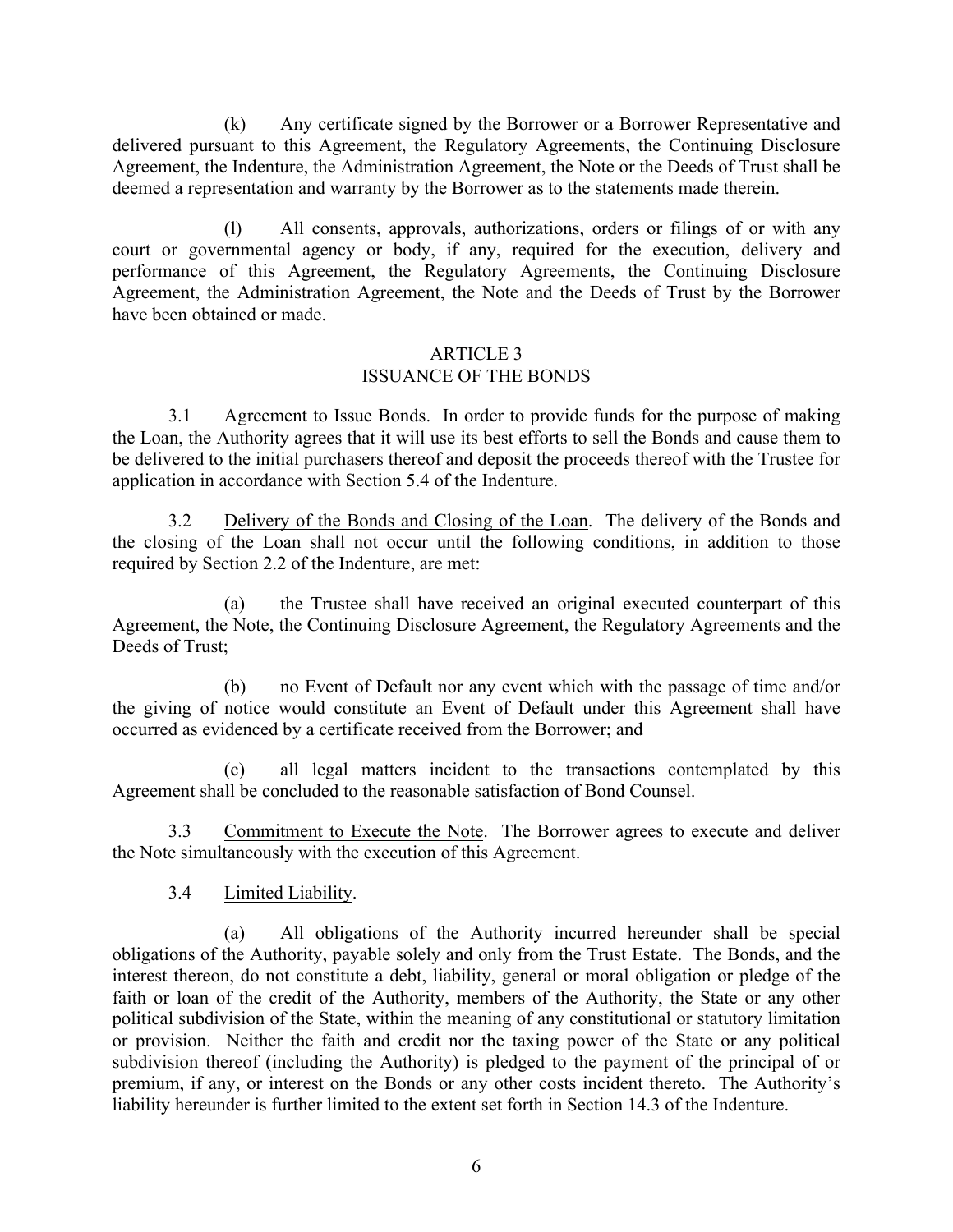(k) Any certificate signed by the Borrower or a Borrower Representative and delivered pursuant to this Agreement, the Regulatory Agreements, the Continuing Disclosure Agreement, the Indenture, the Administration Agreement, the Note or the Deeds of Trust shall be deemed a representation and warranty by the Borrower as to the statements made therein.

(l) All consents, approvals, authorizations, orders or filings of or with any court or governmental agency or body, if any, required for the execution, delivery and performance of this Agreement, the Regulatory Agreements, the Continuing Disclosure Agreement, the Administration Agreement, the Note and the Deeds of Trust by the Borrower have been obtained or made.

## ARTICLE 3
## ISSUANCE OF THE BONDS

3.1 Agreement to Issue Bonds. In order to provide funds for the purpose of making the Loan, the Authority agrees that it will use its best efforts to sell the Bonds and cause them to be delivered to the initial purchasers thereof and deposit the proceeds thereof with the Trustee for application in accordance with Section 5.4 of the Indenture.

3.2 Delivery of the Bonds and Closing of the Loan. The delivery of the Bonds and the closing of the Loan shall not occur until the following conditions, in addition to those required by Section 2.2 of the Indenture, are met:

(a) the Trustee shall have received an original executed counterpart of this Agreement, the Note, the Continuing Disclosure Agreement, the Regulatory Agreements and the Deeds of Trust;

(b) no Event of Default nor any event which with the passage of time and/or the giving of notice would constitute an Event of Default under this Agreement shall have occurred as evidenced by a certificate received from the Borrower; and

(c) all legal matters incident to the transactions contemplated by this Agreement shall be concluded to the reasonable satisfaction of Bond Counsel.

3.3 Commitment to Execute the Note. The Borrower agrees to execute and deliver the Note simultaneously with the execution of this Agreement.

3.4 Limited Liability.

(a) All obligations of the Authority incurred hereunder shall be special obligations of the Authority, payable solely and only from the Trust Estate. The Bonds, and the interest thereon, do not constitute a debt, liability, general or moral obligation or pledge of the faith or loan of the credit of the Authority, members of the Authority, the State or any other political subdivision of the State, within the meaning of any constitutional or statutory limitation or provision. Neither the faith and credit nor the taxing power of the State or any political subdivision thereof (including the Authority) is pledged to the payment of the principal of or premium, if any, or interest on the Bonds or any other costs incident thereto. The Authority's liability hereunder is further limited to the extent set forth in Section 14.3 of the Indenture.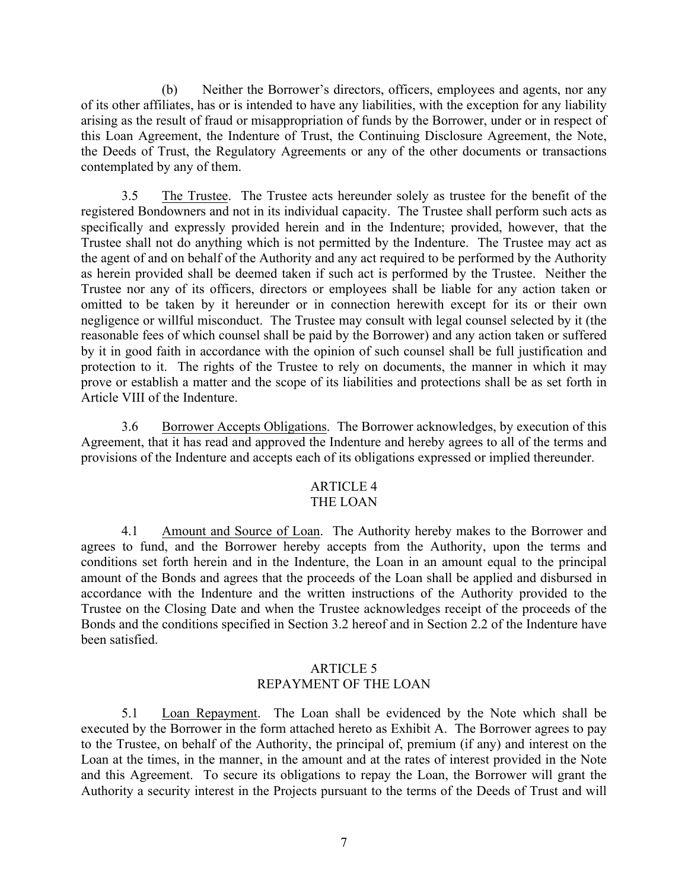(b) Neither the Borrower's directors, officers, employees and agents, nor any of its other affiliates, has or is intended to have any liabilities, with the exception for any liability arising as the result of fraud or misappropriation of funds by the Borrower, under or in respect of this Loan Agreement, the Indenture of Trust, the Continuing Disclosure Agreement, the Note, the Deeds of Trust, the Regulatory Agreements or any of the other documents or transactions contemplated by any of them.

3.5 The Trustee. The Trustee acts hereunder solely as trustee for the benefit of the registered Bondowners and not in its individual capacity. The Trustee shall perform such acts as specifically and expressly provided herein and in the Indenture; provided, however, that the Trustee shall not do anything which is not permitted by the Indenture. The Trustee may act as the agent of and on behalf of the Authority and any act required to be performed by the Authority as herein provided shall be deemed taken if such act is performed by the Trustee. Neither the Trustee nor any of its officers, directors or employees shall be liable for any action taken or omitted to be taken by it hereunder or in connection herewith except for its or their own negligence or willful misconduct. The Trustee may consult with legal counsel selected by it (the reasonable fees of which counsel shall be paid by the Borrower) and any action taken or suffered by it in good faith in accordance with the opinion of such counsel shall be full justification and protection to it. The rights of the Trustee to rely on documents, the manner in which it may prove or establish a matter and the scope of its liabilities and protections shall be as set forth in Article VIII of the Indenture.

3.6 Borrower Accepts Obligations. The Borrower acknowledges, by execution of this Agreement, that it has read and approved the Indenture and hereby agrees to all of the terms and provisions of the Indenture and accepts each of its obligations expressed or implied thereunder.

## ARTICLE 4
## THE LOAN

4.1 Amount and Source of Loan. The Authority hereby makes to the Borrower and agrees to fund, and the Borrower hereby accepts from the Authority, upon the terms and conditions set forth herein and in the Indenture, the Loan in an amount equal to the principal amount of the Bonds and agrees that the proceeds of the Loan shall be applied and disbursed in accordance with the Indenture and the written instructions of the Authority provided to the Trustee on the Closing Date and when the Trustee acknowledges receipt of the proceeds of the Bonds and the conditions specified in Section 3.2 hereof and in Section 2.2 of the Indenture have been satisfied.

## ARTICLE 5
## REPAYMENT OF THE LOAN

5.1 Loan Repayment. The Loan shall be evidenced by the Note which shall be executed by the Borrower in the form attached hereto as Exhibit A. The Borrower agrees to pay to the Trustee, on behalf of the Authority, the principal of, premium (if any) and interest on the Loan at the times, in the manner, in the amount and at the rates of interest provided in the Note and this Agreement. To secure its obligations to repay the Loan, the Borrower will grant the Authority a security interest in the Projects pursuant to the terms of the Deeds of Trust and will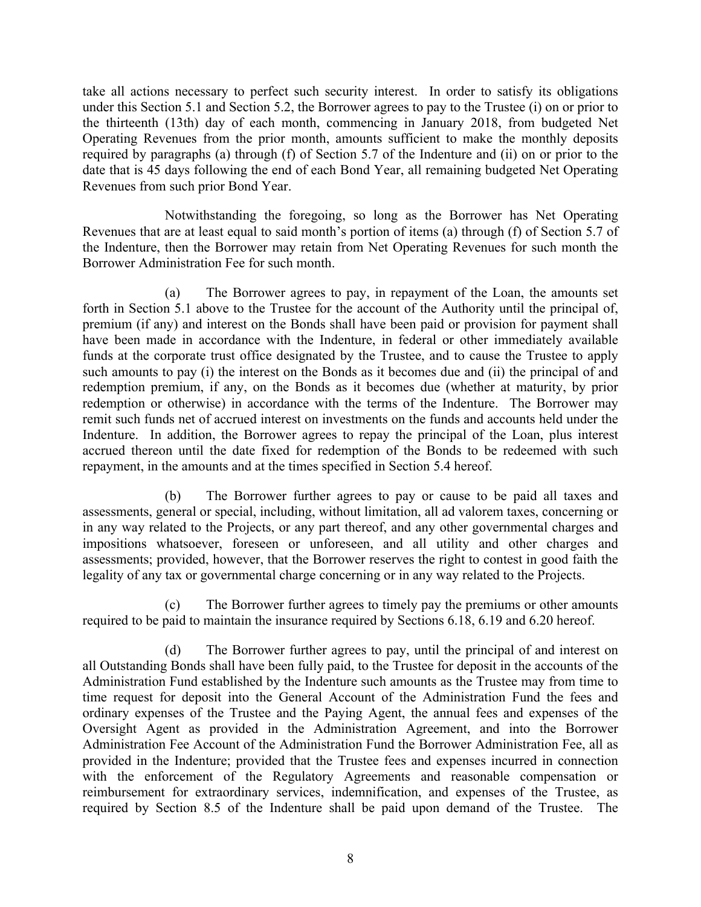take all actions necessary to perfect such security interest. In order to satisfy its obligations under this Section 5.1 and Section 5.2, the Borrower agrees to pay to the Trustee (i) on or prior to the thirteenth (13th) day of each month, commencing in January 2018, from budgeted Net Operating Revenues from the prior month, amounts sufficient to make the monthly deposits required by paragraphs (a) through (f) of Section 5.7 of the Indenture and (ii) on or prior to the date that is 45 days following the end of each Bond Year, all remaining budgeted Net Operating Revenues from such prior Bond Year.

Notwithstanding the foregoing, so long as the Borrower has Net Operating Revenues that are at least equal to said month's portion of items (a) through (f) of Section 5.7 of the Indenture, then the Borrower may retain from Net Operating Revenues for such month the Borrower Administration Fee for such month.

(a) The Borrower agrees to pay, in repayment of the Loan, the amounts set forth in Section 5.1 above to the Trustee for the account of the Authority until the principal of, premium (if any) and interest on the Bonds shall have been paid or provision for payment shall have been made in accordance with the Indenture, in federal or other immediately available funds at the corporate trust office designated by the Trustee, and to cause the Trustee to apply such amounts to pay (i) the interest on the Bonds as it becomes due and (ii) the principal of and redemption premium, if any, on the Bonds as it becomes due (whether at maturity, by prior redemption or otherwise) in accordance with the terms of the Indenture. The Borrower may remit such funds net of accrued interest on investments on the funds and accounts held under the Indenture. In addition, the Borrower agrees to repay the principal of the Loan, plus interest accrued thereon until the date fixed for redemption of the Bonds to be redeemed with such repayment, in the amounts and at the times specified in Section 5.4 hereof.

(b) The Borrower further agrees to pay or cause to be paid all taxes and assessments, general or special, including, without limitation, all ad valorem taxes, concerning or in any way related to the Projects, or any part thereof, and any other governmental charges and impositions whatsoever, foreseen or unforeseen, and all utility and other charges and assessments; provided, however, that the Borrower reserves the right to contest in good faith the legality of any tax or governmental charge concerning or in any way related to the Projects.

(c) The Borrower further agrees to timely pay the premiums or other amounts required to be paid to maintain the insurance required by Sections 6.18, 6.19 and 6.20 hereof.

(d) The Borrower further agrees to pay, until the principal of and interest on all Outstanding Bonds shall have been fully paid, to the Trustee for deposit in the accounts of the Administration Fund established by the Indenture such amounts as the Trustee may from time to time request for deposit into the General Account of the Administration Fund the fees and ordinary expenses of the Trustee and the Paying Agent, the annual fees and expenses of the Oversight Agent as provided in the Administration Agreement, and into the Borrower Administration Fee Account of the Administration Fund the Borrower Administration Fee, all as provided in the Indenture; provided that the Trustee fees and expenses incurred in connection with the enforcement of the Regulatory Agreements and reasonable compensation or reimbursement for extraordinary services, indemnification, and expenses of the Trustee, as required by Section 8.5 of the Indenture shall be paid upon demand of the Trustee. The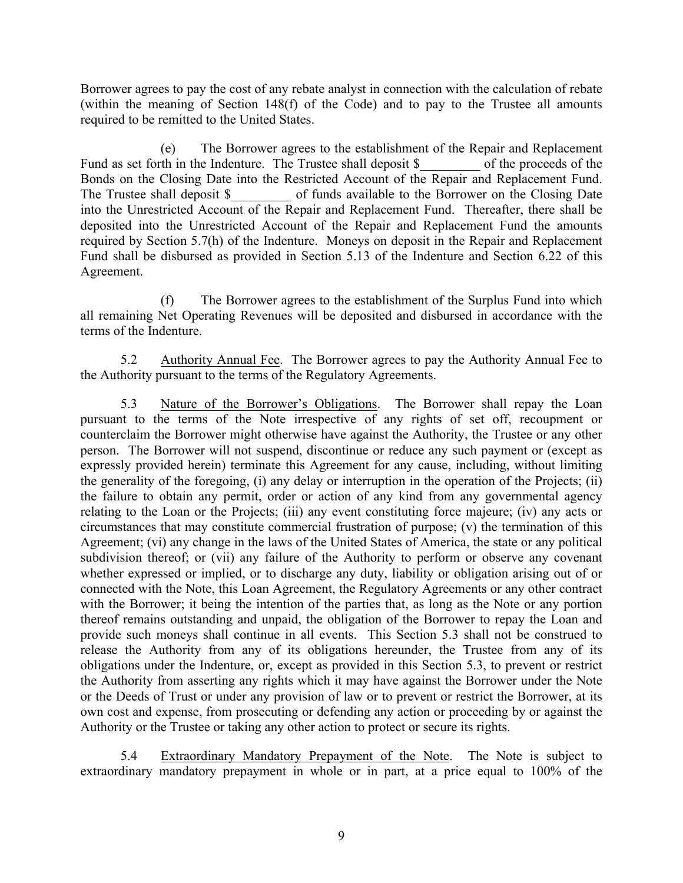Borrower agrees to pay the cost of any rebate analyst in connection with the calculation of rebate (within the meaning of Section 148(f) of the Code) and to pay to the Trustee all amounts required to be remitted to the United States.

(e) The Borrower agrees to the establishment of the Repair and Replacement Fund as set forth in the Indenture. The Trustee shall deposit $_________ of the proceeds of the Bonds on the Closing Date into the Restricted Account of the Repair and Replacement Fund. The Trustee shall deposit $_________ of funds available to the Borrower on the Closing Date into the Unrestricted Account of the Repair and Replacement Fund. Thereafter, there shall be deposited into the Unrestricted Account of the Repair and Replacement Fund the amounts required by Section 5.7(h) of the Indenture. Moneys on deposit in the Repair and Replacement Fund shall be disbursed as provided in Section 5.13 of the Indenture and Section 6.22 of this Agreement.

(f) The Borrower agrees to the establishment of the Surplus Fund into which all remaining Net Operating Revenues will be deposited and disbursed in accordance with the terms of the Indenture.

5.2 Authority Annual Fee. The Borrower agrees to pay the Authority Annual Fee to the Authority pursuant to the terms of the Regulatory Agreements.

5.3 Nature of the Borrower's Obligations. The Borrower shall repay the Loan pursuant to the terms of the Note irrespective of any rights of set off, recoupment or counterclaim the Borrower might otherwise have against the Authority, the Trustee or any other person. The Borrower will not suspend, discontinue or reduce any such payment or (except as expressly provided herein) terminate this Agreement for any cause, including, without limiting the generality of the foregoing, (i) any delay or interruption in the operation of the Projects; (ii) the failure to obtain any permit, order or action of any kind from any governmental agency relating to the Loan or the Projects; (iii) any event constituting force majeure; (iv) any acts or circumstances that may constitute commercial frustration of purpose; (v) the termination of this Agreement; (vi) any change in the laws of the United States of America, the state or any political subdivision thereof; or (vii) any failure of the Authority to perform or observe any covenant whether expressed or implied, or to discharge any duty, liability or obligation arising out of or connected with the Note, this Loan Agreement, the Regulatory Agreements or any other contract with the Borrower; it being the intention of the parties that, as long as the Note or any portion thereof remains outstanding and unpaid, the obligation of the Borrower to repay the Loan and provide such moneys shall continue in all events. This Section 5.3 shall not be construed to release the Authority from any of its obligations hereunder, the Trustee from any of its obligations under the Indenture, or, except as provided in this Section 5.3, to prevent or restrict the Authority from asserting any rights which it may have against the Borrower under the Note or the Deeds of Trust or under any provision of law or to prevent or restrict the Borrower, at its own cost and expense, from prosecuting or defending any action or proceeding by or against the Authority or the Trustee or taking any other action to protect or secure its rights.

5.4 Extraordinary Mandatory Prepayment of the Note. The Note is subject to extraordinary mandatory prepayment in whole or in part, at a price equal to 100% of the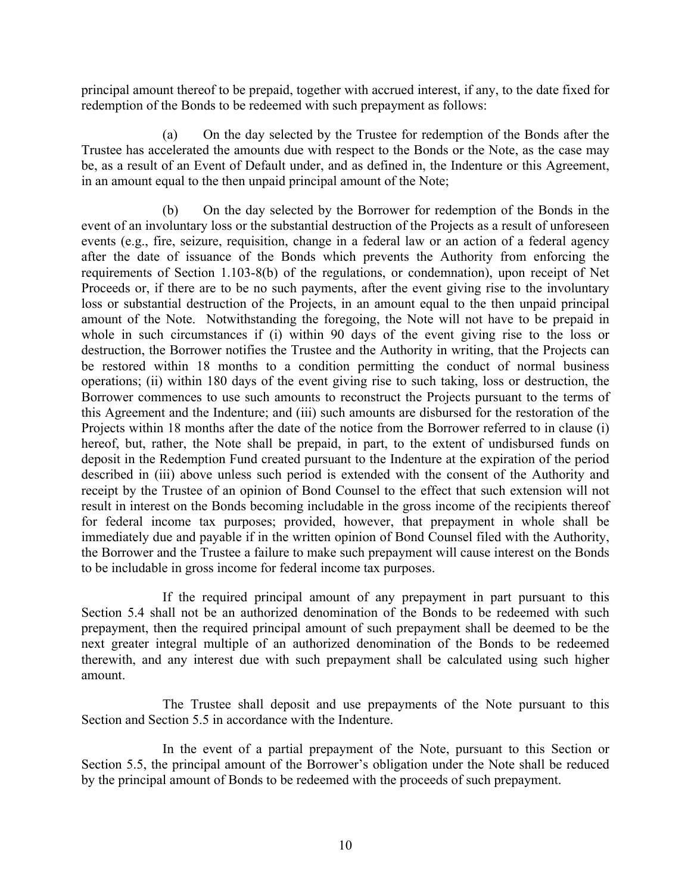principal amount thereof to be prepaid, together with accrued interest, if any, to the date fixed for redemption of the Bonds to be redeemed with such prepayment as follows:

(a) On the day selected by the Trustee for redemption of the Bonds after the Trustee has accelerated the amounts due with respect to the Bonds or the Note, as the case may be, as a result of an Event of Default under, and as defined in, the Indenture or this Agreement, in an amount equal to the then unpaid principal amount of the Note;

(b) On the day selected by the Borrower for redemption of the Bonds in the event of an involuntary loss or the substantial destruction of the Projects as a result of unforeseen events (e.g., fire, seizure, requisition, change in a federal law or an action of a federal agency after the date of issuance of the Bonds which prevents the Authority from enforcing the requirements of Section 1.103-8(b) of the regulations, or condemnation), upon receipt of Net Proceeds or, if there are to be no such payments, after the event giving rise to the involuntary loss or substantial destruction of the Projects, in an amount equal to the then unpaid principal amount of the Note. Notwithstanding the foregoing, the Note will not have to be prepaid in whole in such circumstances if (i) within 90 days of the event giving rise to the loss or destruction, the Borrower notifies the Trustee and the Authority in writing, that the Projects can be restored within 18 months to a condition permitting the conduct of normal business operations; (ii) within 180 days of the event giving rise to such taking, loss or destruction, the Borrower commences to use such amounts to reconstruct the Projects pursuant to the terms of this Agreement and the Indenture; and (iii) such amounts are disbursed for the restoration of the Projects within 18 months after the date of the notice from the Borrower referred to in clause (i) hereof, but, rather, the Note shall be prepaid, in part, to the extent of undisbursed funds on deposit in the Redemption Fund created pursuant to the Indenture at the expiration of the period described in (iii) above unless such period is extended with the consent of the Authority and receipt by the Trustee of an opinion of Bond Counsel to the effect that such extension will not result in interest on the Bonds becoming includable in the gross income of the recipients thereof for federal income tax purposes; provided, however, that prepayment in whole shall be immediately due and payable if in the written opinion of Bond Counsel filed with the Authority, the Borrower and the Trustee a failure to make such prepayment will cause interest on the Bonds to be includable in gross income for federal income tax purposes.

If the required principal amount of any prepayment in part pursuant to this Section 5.4 shall not be an authorized denomination of the Bonds to be redeemed with such prepayment, then the required principal amount of such prepayment shall be deemed to be the next greater integral multiple of an authorized denomination of the Bonds to be redeemed therewith, and any interest due with such prepayment shall be calculated using such higher amount.

The Trustee shall deposit and use prepayments of the Note pursuant to this Section and Section 5.5 in accordance with the Indenture.

In the event of a partial prepayment of the Note, pursuant to this Section or Section 5.5, the principal amount of the Borrower's obligation under the Note shall be reduced by the principal amount of Bonds to be redeemed with the proceeds of such prepayment.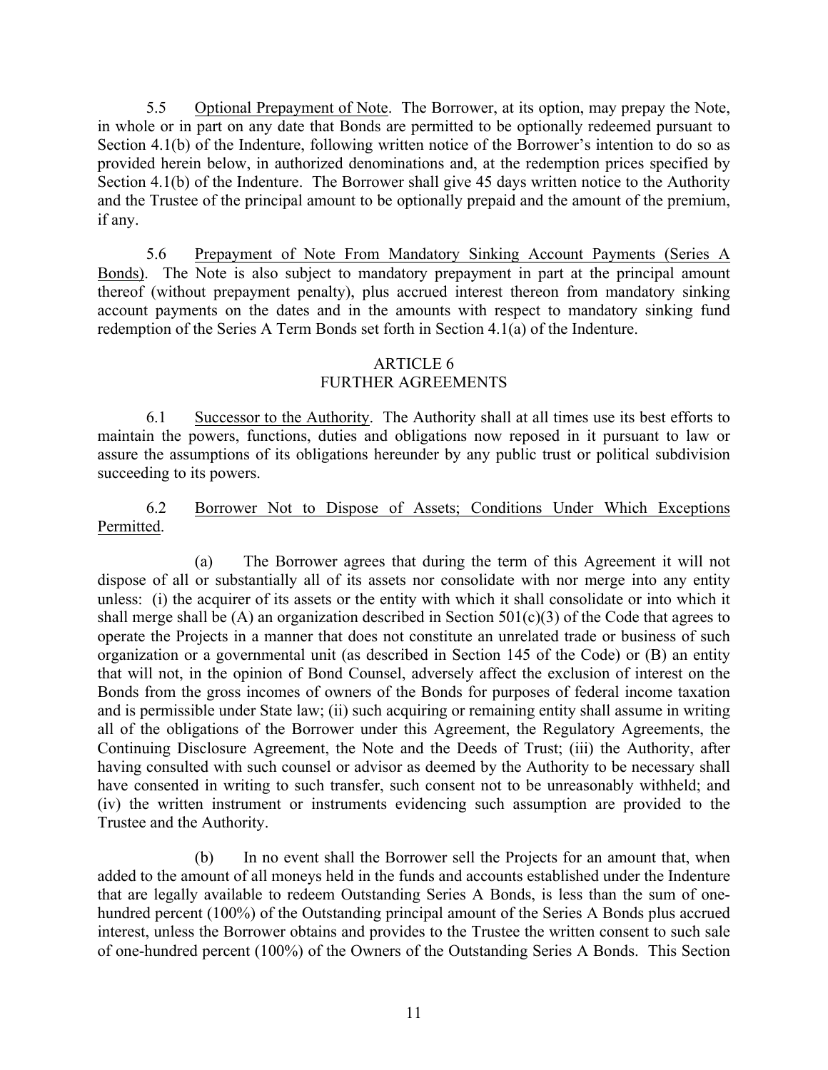5.5 Optional Prepayment of Note. The Borrower, at its option, may prepay the Note, in whole or in part on any date that Bonds are permitted to be optionally redeemed pursuant to Section 4.1(b) of the Indenture, following written notice of the Borrower's intention to do so as provided herein below, in authorized denominations and, at the redemption prices specified by Section 4.1(b) of the Indenture. The Borrower shall give 45 days written notice to the Authority and the Trustee of the principal amount to be optionally prepaid and the amount of the premium, if any.

5.6 Prepayment of Note From Mandatory Sinking Account Payments (Series A Bonds). The Note is also subject to mandatory prepayment in part at the principal amount thereof (without prepayment penalty), plus accrued interest thereon from mandatory sinking account payments on the dates and in the amounts with respect to mandatory sinking fund redemption of the Series A Term Bonds set forth in Section 4.1(a) of the Indenture.

## ARTICLE 6
## FURTHER AGREEMENTS

6.1 Successor to the Authority. The Authority shall at all times use its best efforts to maintain the powers, functions, duties and obligations now reposed in it pursuant to law or assure the assumptions of its obligations hereunder by any public trust or political subdivision succeeding to its powers.

6.2 Borrower Not to Dispose of Assets; Conditions Under Which Exceptions Permitted.

(a) The Borrower agrees that during the term of this Agreement it will not dispose of all or substantially all of its assets nor consolidate with nor merge into any entity unless: (i) the acquirer of its assets or the entity with which it shall consolidate or into which it shall merge shall be (A) an organization described in Section 501(c)(3) of the Code that agrees to operate the Projects in a manner that does not constitute an unrelated trade or business of such organization or a governmental unit (as described in Section 145 of the Code) or (B) an entity that will not, in the opinion of Bond Counsel, adversely affect the exclusion of interest on the Bonds from the gross incomes of owners of the Bonds for purposes of federal income taxation and is permissible under State law; (ii) such acquiring or remaining entity shall assume in writing all of the obligations of the Borrower under this Agreement, the Regulatory Agreements, the Continuing Disclosure Agreement, the Note and the Deeds of Trust; (iii) the Authority, after having consulted with such counsel or advisor as deemed by the Authority to be necessary shall have consented in writing to such transfer, such consent not to be unreasonably withheld; and (iv) the written instrument or instruments evidencing such assumption are provided to the Trustee and the Authority.

(b) In no event shall the Borrower sell the Projects for an amount that, when added to the amount of all moneys held in the funds and accounts established under the Indenture that are legally available to redeem Outstanding Series A Bonds, is less than the sum of one-hundred percent (100%) of the Outstanding principal amount of the Series A Bonds plus accrued interest, unless the Borrower obtains and provides to the Trustee the written consent to such sale of one-hundred percent (100%) of the Owners of the Outstanding Series A Bonds. This Section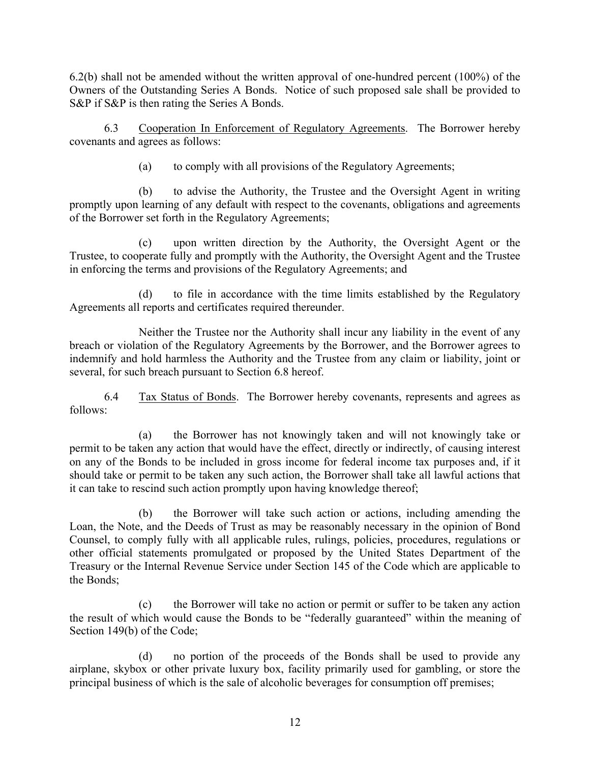6.2(b) shall not be amended without the written approval of one-hundred percent (100%) of the Owners of the Outstanding Series A Bonds. Notice of such proposed sale shall be provided to S&P if S&P is then rating the Series A Bonds.

6.3 Cooperation In Enforcement of Regulatory Agreements. The Borrower hereby covenants and agrees as follows:

(a) to comply with all provisions of the Regulatory Agreements;

(b) to advise the Authority, the Trustee and the Oversight Agent in writing promptly upon learning of any default with respect to the covenants, obligations and agreements of the Borrower set forth in the Regulatory Agreements;

(c) upon written direction by the Authority, the Oversight Agent or the Trustee, to cooperate fully and promptly with the Authority, the Oversight Agent and the Trustee in enforcing the terms and provisions of the Regulatory Agreements; and

(d) to file in accordance with the time limits established by the Regulatory Agreements all reports and certificates required thereunder.

Neither the Trustee nor the Authority shall incur any liability in the event of any breach or violation of the Regulatory Agreements by the Borrower, and the Borrower agrees to indemnify and hold harmless the Authority and the Trustee from any claim or liability, joint or several, for such breach pursuant to Section 6.8 hereof.

6.4 Tax Status of Bonds. The Borrower hereby covenants, represents and agrees as follows:

(a) the Borrower has not knowingly taken and will not knowingly take or permit to be taken any action that would have the effect, directly or indirectly, of causing interest on any of the Bonds to be included in gross income for federal income tax purposes and, if it should take or permit to be taken any such action, the Borrower shall take all lawful actions that it can take to rescind such action promptly upon having knowledge thereof;

(b) the Borrower will take such action or actions, including amending the Loan, the Note, and the Deeds of Trust as may be reasonably necessary in the opinion of Bond Counsel, to comply fully with all applicable rules, rulings, policies, procedures, regulations or other official statements promulgated or proposed by the United States Department of the Treasury or the Internal Revenue Service under Section 145 of the Code which are applicable to the Bonds;

(c) the Borrower will take no action or permit or suffer to be taken any action the result of which would cause the Bonds to be "federally guaranteed" within the meaning of Section 149(b) of the Code;

(d) no portion of the proceeds of the Bonds shall be used to provide any airplane, skybox or other private luxury box, facility primarily used for gambling, or store the principal business of which is the sale of alcoholic beverages for consumption off premises;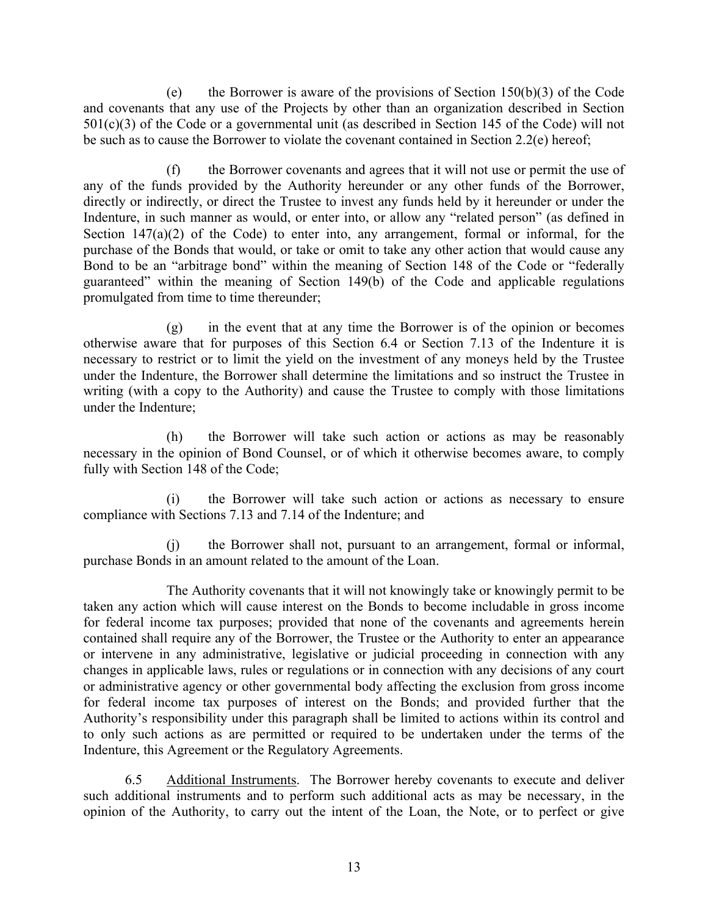(e) the Borrower is aware of the provisions of Section 150(b)(3) of the Code and covenants that any use of the Projects by other than an organization described in Section 501(c)(3) of the Code or a governmental unit (as described in Section 145 of the Code) will not be such as to cause the Borrower to violate the covenant contained in Section 2.2(e) hereof;

(f) the Borrower covenants and agrees that it will not use or permit the use of any of the funds provided by the Authority hereunder or any other funds of the Borrower, directly or indirectly, or direct the Trustee to invest any funds held by it hereunder or under the Indenture, in such manner as would, or enter into, or allow any "related person" (as defined in Section 147(a)(2) of the Code) to enter into, any arrangement, formal or informal, for the purchase of the Bonds that would, or take or omit to take any other action that would cause any Bond to be an "arbitrage bond" within the meaning of Section 148 of the Code or "federally guaranteed" within the meaning of Section 149(b) of the Code and applicable regulations promulgated from time to time thereunder;

(g) in the event that at any time the Borrower is of the opinion or becomes otherwise aware that for purposes of this Section 6.4 or Section 7.13 of the Indenture it is necessary to restrict or to limit the yield on the investment of any moneys held by the Trustee under the Indenture, the Borrower shall determine the limitations and so instruct the Trustee in writing (with a copy to the Authority) and cause the Trustee to comply with those limitations under the Indenture;

(h) the Borrower will take such action or actions as may be reasonably necessary in the opinion of Bond Counsel, or of which it otherwise becomes aware, to comply fully with Section 148 of the Code;

(i) the Borrower will take such action or actions as necessary to ensure compliance with Sections 7.13 and 7.14 of the Indenture; and

(j) the Borrower shall not, pursuant to an arrangement, formal or informal, purchase Bonds in an amount related to the amount of the Loan.

The Authority covenants that it will not knowingly take or knowingly permit to be taken any action which will cause interest on the Bonds to become includable in gross income for federal income tax purposes; provided that none of the covenants and agreements herein contained shall require any of the Borrower, the Trustee or the Authority to enter an appearance or intervene in any administrative, legislative or judicial proceeding in connection with any changes in applicable laws, rules or regulations or in connection with any decisions of any court or administrative agency or other governmental body affecting the exclusion from gross income for federal income tax purposes of interest on the Bonds; and provided further that the Authority's responsibility under this paragraph shall be limited to actions within its control and to only such actions as are permitted or required to be undertaken under the terms of the Indenture, this Agreement or the Regulatory Agreements.

6.5 Additional Instruments. The Borrower hereby covenants to execute and deliver such additional instruments and to perform such additional acts as may be necessary, in the opinion of the Authority, to carry out the intent of the Loan, the Note, or to perfect or give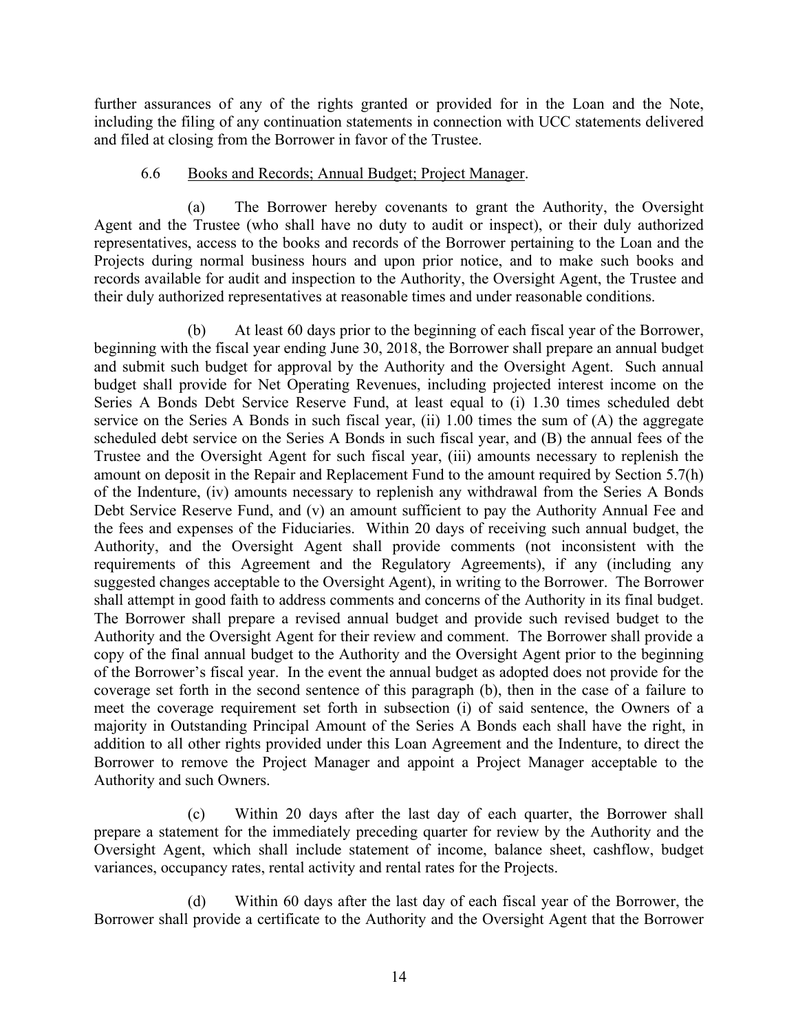further assurances of any of the rights granted or provided for in the Loan and the Note, including the filing of any continuation statements in connection with UCC statements delivered and filed at closing from the Borrower in favor of the Trustee.

6.6 Books and Records; Annual Budget; Project Manager.

(a) The Borrower hereby covenants to grant the Authority, the Oversight Agent and the Trustee (who shall have no duty to audit or inspect), or their duly authorized representatives, access to the books and records of the Borrower pertaining to the Loan and the Projects during normal business hours and upon prior notice, and to make such books and records available for audit and inspection to the Authority, the Oversight Agent, the Trustee and their duly authorized representatives at reasonable times and under reasonable conditions.

(b) At least 60 days prior to the beginning of each fiscal year of the Borrower, beginning with the fiscal year ending June 30, 2018, the Borrower shall prepare an annual budget and submit such budget for approval by the Authority and the Oversight Agent. Such annual budget shall provide for Net Operating Revenues, including projected interest income on the Series A Bonds Debt Service Reserve Fund, at least equal to (i) 1.30 times scheduled debt service on the Series A Bonds in such fiscal year, (ii) 1.00 times the sum of (A) the aggregate scheduled debt service on the Series A Bonds in such fiscal year, and (B) the annual fees of the Trustee and the Oversight Agent for such fiscal year, (iii) amounts necessary to replenish the amount on deposit in the Repair and Replacement Fund to the amount required by Section 5.7(h) of the Indenture, (iv) amounts necessary to replenish any withdrawal from the Series A Bonds Debt Service Reserve Fund, and (v) an amount sufficient to pay the Authority Annual Fee and the fees and expenses of the Fiduciaries. Within 20 days of receiving such annual budget, the Authority, and the Oversight Agent shall provide comments (not inconsistent with the requirements of this Agreement and the Regulatory Agreements), if any (including any suggested changes acceptable to the Oversight Agent), in writing to the Borrower. The Borrower shall attempt in good faith to address comments and concerns of the Authority in its final budget. The Borrower shall prepare a revised annual budget and provide such revised budget to the Authority and the Oversight Agent for their review and comment. The Borrower shall provide a copy of the final annual budget to the Authority and the Oversight Agent prior to the beginning of the Borrower's fiscal year. In the event the annual budget as adopted does not provide for the coverage set forth in the second sentence of this paragraph (b), then in the case of a failure to meet the coverage requirement set forth in subsection (i) of said sentence, the Owners of a majority in Outstanding Principal Amount of the Series A Bonds each shall have the right, in addition to all other rights provided under this Loan Agreement and the Indenture, to direct the Borrower to remove the Project Manager and appoint a Project Manager acceptable to the Authority and such Owners.

(c) Within 20 days after the last day of each quarter, the Borrower shall prepare a statement for the immediately preceding quarter for review by the Authority and the Oversight Agent, which shall include statement of income, balance sheet, cashflow, budget variances, occupancy rates, rental activity and rental rates for the Projects.

(d) Within 60 days after the last day of each fiscal year of the Borrower, the Borrower shall provide a certificate to the Authority and the Oversight Agent that the Borrower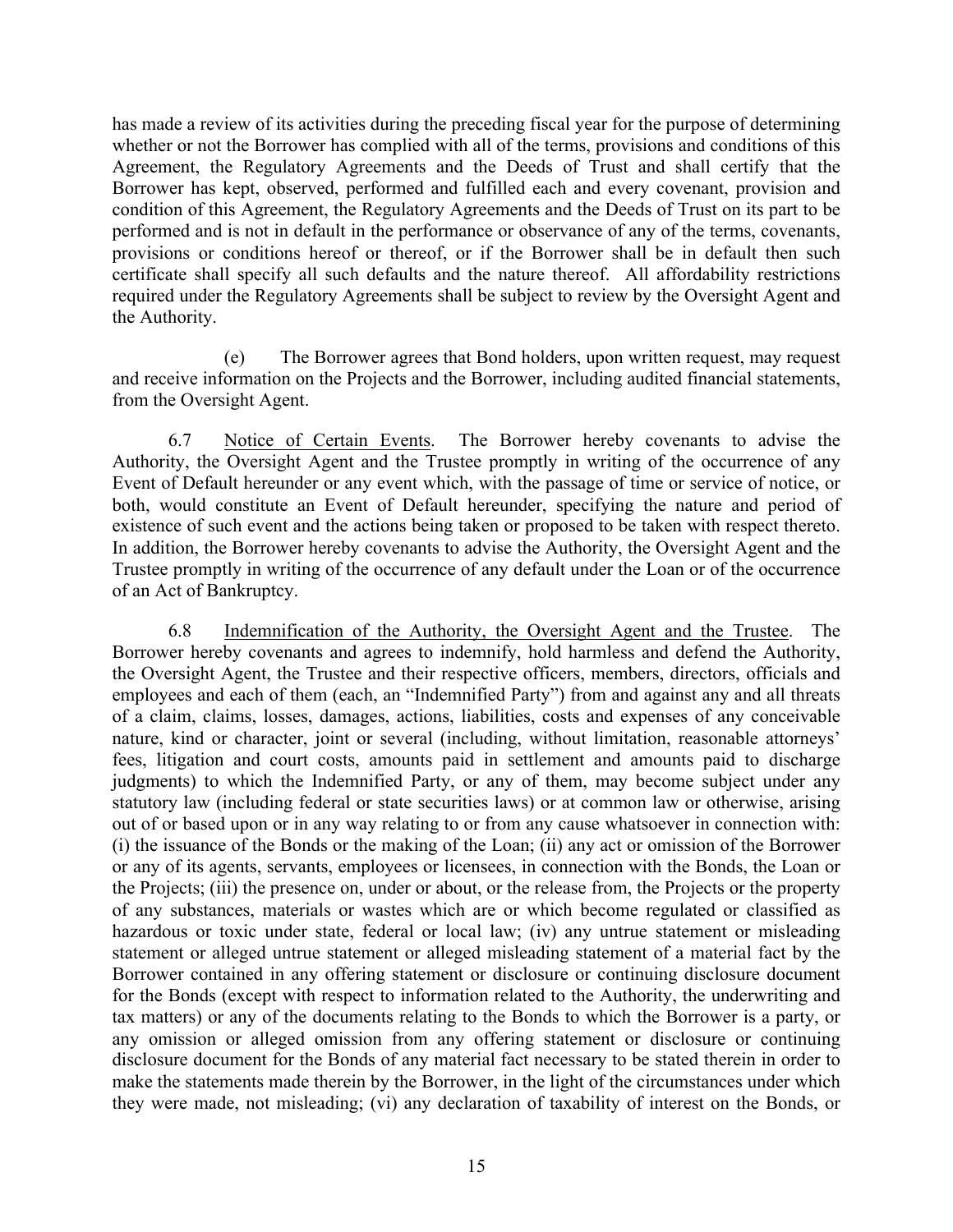has made a review of its activities during the preceding fiscal year for the purpose of determining whether or not the Borrower has complied with all of the terms, provisions and conditions of this Agreement, the Regulatory Agreements and the Deeds of Trust and shall certify that the Borrower has kept, observed, performed and fulfilled each and every covenant, provision and condition of this Agreement, the Regulatory Agreements and the Deeds of Trust on its part to be performed and is not in default in the performance or observance of any of the terms, covenants, provisions or conditions hereof or thereof, or if the Borrower shall be in default then such certificate shall specify all such defaults and the nature thereof. All affordability restrictions required under the Regulatory Agreements shall be subject to review by the Oversight Agent and the Authority.

(e) The Borrower agrees that Bond holders, upon written request, may request and receive information on the Projects and the Borrower, including audited financial statements, from the Oversight Agent.

6.7 Notice of Certain Events. The Borrower hereby covenants to advise the Authority, the Oversight Agent and the Trustee promptly in writing of the occurrence of any Event of Default hereunder or any event which, with the passage of time or service of notice, or both, would constitute an Event of Default hereunder, specifying the nature and period of existence of such event and the actions being taken or proposed to be taken with respect thereto. In addition, the Borrower hereby covenants to advise the Authority, the Oversight Agent and the Trustee promptly in writing of the occurrence of any default under the Loan or of the occurrence of an Act of Bankruptcy.

6.8 Indemnification of the Authority, the Oversight Agent and the Trustee. The Borrower hereby covenants and agrees to indemnify, hold harmless and defend the Authority, the Oversight Agent, the Trustee and their respective officers, members, directors, officials and employees and each of them (each, an "Indemnified Party") from and against any and all threats of a claim, claims, losses, damages, actions, liabilities, costs and expenses of any conceivable nature, kind or character, joint or several (including, without limitation, reasonable attorneys' fees, litigation and court costs, amounts paid in settlement and amounts paid to discharge judgments) to which the Indemnified Party, or any of them, may become subject under any statutory law (including federal or state securities laws) or at common law or otherwise, arising out of or based upon or in any way relating to or from any cause whatsoever in connection with: (i) the issuance of the Bonds or the making of the Loan; (ii) any act or omission of the Borrower or any of its agents, servants, employees or licensees, in connection with the Bonds, the Loan or the Projects; (iii) the presence on, under or about, or the release from, the Projects or the property of any substances, materials or wastes which are or which become regulated or classified as hazardous or toxic under state, federal or local law; (iv) any untrue statement or misleading statement or alleged untrue statement or alleged misleading statement of a material fact by the Borrower contained in any offering statement or disclosure or continuing disclosure document for the Bonds (except with respect to information related to the Authority, the underwriting and tax matters) or any of the documents relating to the Bonds to which the Borrower is a party, or any omission or alleged omission from any offering statement or disclosure or continuing disclosure document for the Bonds of any material fact necessary to be stated therein in order to make the statements made therein by the Borrower, in the light of the circumstances under which they were made, not misleading; (vi) any declaration of taxability of interest on the Bonds, or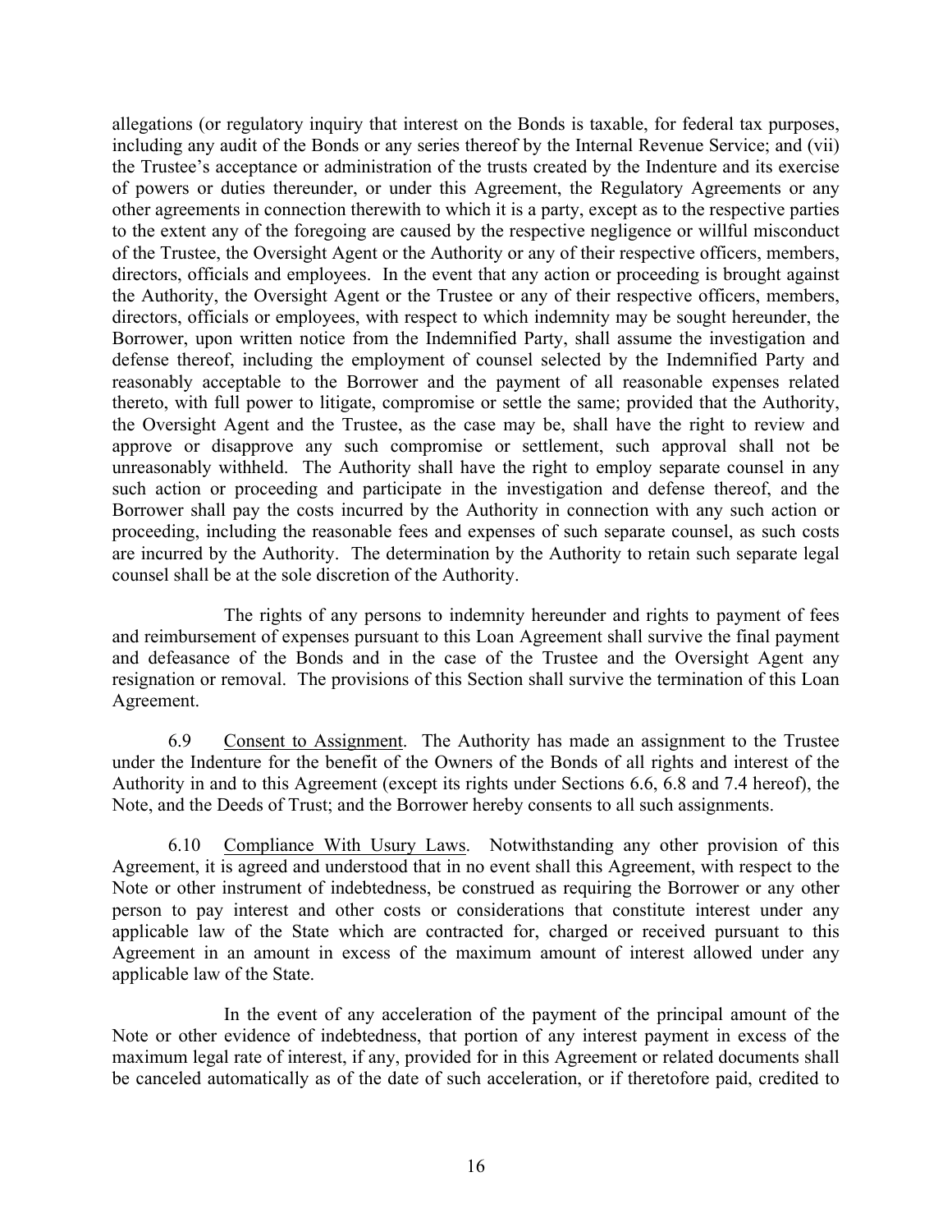allegations (or regulatory inquiry that interest on the Bonds is taxable, for federal tax purposes, including any audit of the Bonds or any series thereof by the Internal Revenue Service; and (vii) the Trustee's acceptance or administration of the trusts created by the Indenture and its exercise of powers or duties thereunder, or under this Agreement, the Regulatory Agreements or any other agreements in connection therewith to which it is a party, except as to the respective parties to the extent any of the foregoing are caused by the respective negligence or willful misconduct of the Trustee, the Oversight Agent or the Authority or any of their respective officers, members, directors, officials and employees. In the event that any action or proceeding is brought against the Authority, the Oversight Agent or the Trustee or any of their respective officers, members, directors, officials or employees, with respect to which indemnity may be sought hereunder, the Borrower, upon written notice from the Indemnified Party, shall assume the investigation and defense thereof, including the employment of counsel selected by the Indemnified Party and reasonably acceptable to the Borrower and the payment of all reasonable expenses related thereto, with full power to litigate, compromise or settle the same; provided that the Authority, the Oversight Agent and the Trustee, as the case may be, shall have the right to review and approve or disapprove any such compromise or settlement, such approval shall not be unreasonably withheld. The Authority shall have the right to employ separate counsel in any such action or proceeding and participate in the investigation and defense thereof, and the Borrower shall pay the costs incurred by the Authority in connection with any such action or proceeding, including the reasonable fees and expenses of such separate counsel, as such costs are incurred by the Authority. The determination by the Authority to retain such separate legal counsel shall be at the sole discretion of the Authority.

The rights of any persons to indemnity hereunder and rights to payment of fees and reimbursement of expenses pursuant to this Loan Agreement shall survive the final payment and defeasance of the Bonds and in the case of the Trustee and the Oversight Agent any resignation or removal. The provisions of this Section shall survive the termination of this Loan Agreement.

6.9 Consent to Assignment. The Authority has made an assignment to the Trustee under the Indenture for the benefit of the Owners of the Bonds of all rights and interest of the Authority in and to this Agreement (except its rights under Sections 6.6, 6.8 and 7.4 hereof), the Note, and the Deeds of Trust; and the Borrower hereby consents to all such assignments.

6.10 Compliance With Usury Laws. Notwithstanding any other provision of this Agreement, it is agreed and understood that in no event shall this Agreement, with respect to the Note or other instrument of indebtedness, be construed as requiring the Borrower or any other person to pay interest and other costs or considerations that constitute interest under any applicable law of the State which are contracted for, charged or received pursuant to this Agreement in an amount in excess of the maximum amount of interest allowed under any applicable law of the State.

In the event of any acceleration of the payment of the principal amount of the Note or other evidence of indebtedness, that portion of any interest payment in excess of the maximum legal rate of interest, if any, provided for in this Agreement or related documents shall be canceled automatically as of the date of such acceleration, or if theretofore paid, credited to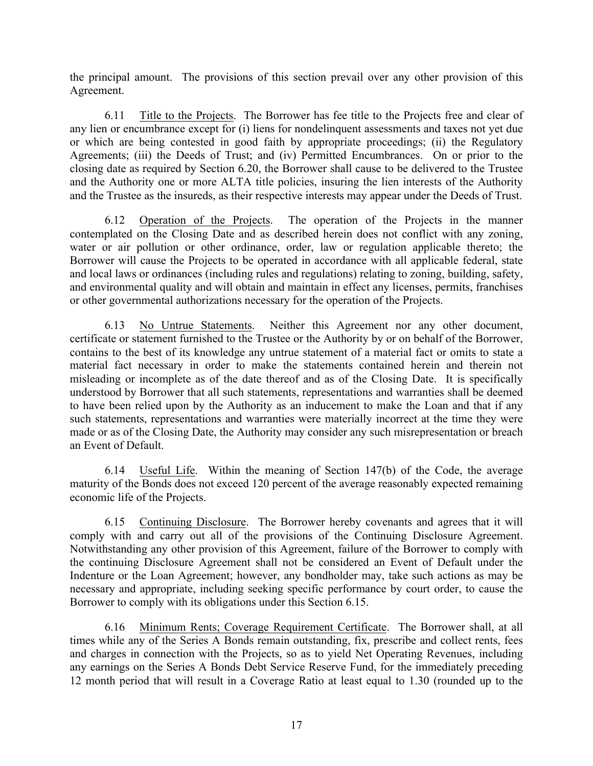the principal amount. The provisions of this section prevail over any other provision of this Agreement.

6.11 Title to the Projects. The Borrower has fee title to the Projects free and clear of any lien or encumbrance except for (i) liens for nondelinquent assessments and taxes not yet due or which are being contested in good faith by appropriate proceedings; (ii) the Regulatory Agreements; (iii) the Deeds of Trust; and (iv) Permitted Encumbrances. On or prior to the closing date as required by Section 6.20, the Borrower shall cause to be delivered to the Trustee and the Authority one or more ALTA title policies, insuring the lien interests of the Authority and the Trustee as the insureds, as their respective interests may appear under the Deeds of Trust.

6.12 Operation of the Projects. The operation of the Projects in the manner contemplated on the Closing Date and as described herein does not conflict with any zoning, water or air pollution or other ordinance, order, law or regulation applicable thereto; the Borrower will cause the Projects to be operated in accordance with all applicable federal, state and local laws or ordinances (including rules and regulations) relating to zoning, building, safety, and environmental quality and will obtain and maintain in effect any licenses, permits, franchises or other governmental authorizations necessary for the operation of the Projects.

6.13 No Untrue Statements. Neither this Agreement nor any other document, certificate or statement furnished to the Trustee or the Authority by or on behalf of the Borrower, contains to the best of its knowledge any untrue statement of a material fact or omits to state a material fact necessary in order to make the statements contained herein and therein not misleading or incomplete as of the date thereof and as of the Closing Date. It is specifically understood by Borrower that all such statements, representations and warranties shall be deemed to have been relied upon by the Authority as an inducement to make the Loan and that if any such statements, representations and warranties were materially incorrect at the time they were made or as of the Closing Date, the Authority may consider any such misrepresentation or breach an Event of Default.

6.14 Useful Life. Within the meaning of Section 147(b) of the Code, the average maturity of the Bonds does not exceed 120 percent of the average reasonably expected remaining economic life of the Projects.

6.15 Continuing Disclosure. The Borrower hereby covenants and agrees that it will comply with and carry out all of the provisions of the Continuing Disclosure Agreement. Notwithstanding any other provision of this Agreement, failure of the Borrower to comply with the continuing Disclosure Agreement shall not be considered an Event of Default under the Indenture or the Loan Agreement; however, any bondholder may, take such actions as may be necessary and appropriate, including seeking specific performance by court order, to cause the Borrower to comply with its obligations under this Section 6.15.

6.16 Minimum Rents; Coverage Requirement Certificate. The Borrower shall, at all times while any of the Series A Bonds remain outstanding, fix, prescribe and collect rents, fees and charges in connection with the Projects, so as to yield Net Operating Revenues, including any earnings on the Series A Bonds Debt Service Reserve Fund, for the immediately preceding 12 month period that will result in a Coverage Ratio at least equal to 1.30 (rounded up to the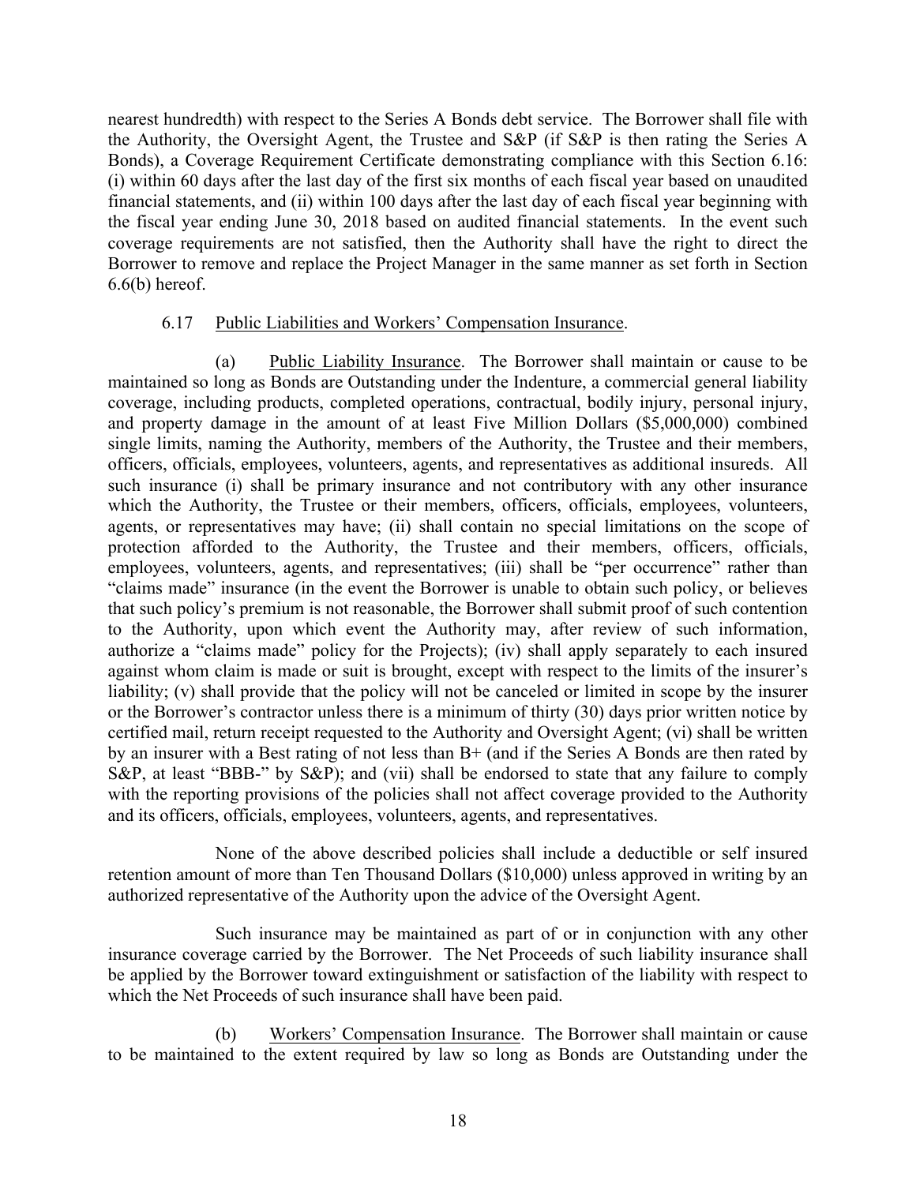nearest hundredth) with respect to the Series A Bonds debt service. The Borrower shall file with the Authority, the Oversight Agent, the Trustee and S&P (if S&P is then rating the Series A Bonds), a Coverage Requirement Certificate demonstrating compliance with this Section 6.16: (i) within 60 days after the last day of the first six months of each fiscal year based on unaudited financial statements, and (ii) within 100 days after the last day of each fiscal year beginning with the fiscal year ending June 30, 2018 based on audited financial statements. In the event such coverage requirements are not satisfied, then the Authority shall have the right to direct the Borrower to remove and replace the Project Manager in the same manner as set forth in Section 6.6(b) hereof.

6.17 Public Liabilities and Workers' Compensation Insurance.

(a) Public Liability Insurance. The Borrower shall maintain or cause to be maintained so long as Bonds are Outstanding under the Indenture, a commercial general liability coverage, including products, completed operations, contractual, bodily injury, personal injury, and property damage in the amount of at least Five Million Dollars ($5,000,000) combined single limits, naming the Authority, members of the Authority, the Trustee and their members, officers, officials, employees, volunteers, agents, and representatives as additional insureds. All such insurance (i) shall be primary insurance and not contributory with any other insurance which the Authority, the Trustee or their members, officers, officials, employees, volunteers, agents, or representatives may have; (ii) shall contain no special limitations on the scope of protection afforded to the Authority, the Trustee and their members, officers, officials, employees, volunteers, agents, and representatives; (iii) shall be "per occurrence" rather than "claims made" insurance (in the event the Borrower is unable to obtain such policy, or believes that such policy's premium is not reasonable, the Borrower shall submit proof of such contention to the Authority, upon which event the Authority may, after review of such information, authorize a "claims made" policy for the Projects); (iv) shall apply separately to each insured against whom claim is made or suit is brought, except with respect to the limits of the insurer's liability; (v) shall provide that the policy will not be canceled or limited in scope by the insurer or the Borrower's contractor unless there is a minimum of thirty (30) days prior written notice by certified mail, return receipt requested to the Authority and Oversight Agent; (vi) shall be written by an insurer with a Best rating of not less than B+ (and if the Series A Bonds are then rated by S&P, at least "BBB-" by S&P); and (vii) shall be endorsed to state that any failure to comply with the reporting provisions of the policies shall not affect coverage provided to the Authority and its officers, officials, employees, volunteers, agents, and representatives.

None of the above described policies shall include a deductible or self insured retention amount of more than Ten Thousand Dollars ($10,000) unless approved in writing by an authorized representative of the Authority upon the advice of the Oversight Agent.

Such insurance may be maintained as part of or in conjunction with any other insurance coverage carried by the Borrower. The Net Proceeds of such liability insurance shall be applied by the Borrower toward extinguishment or satisfaction of the liability with respect to which the Net Proceeds of such insurance shall have been paid.

(b) Workers' Compensation Insurance. The Borrower shall maintain or cause to be maintained to the extent required by law so long as Bonds are Outstanding under the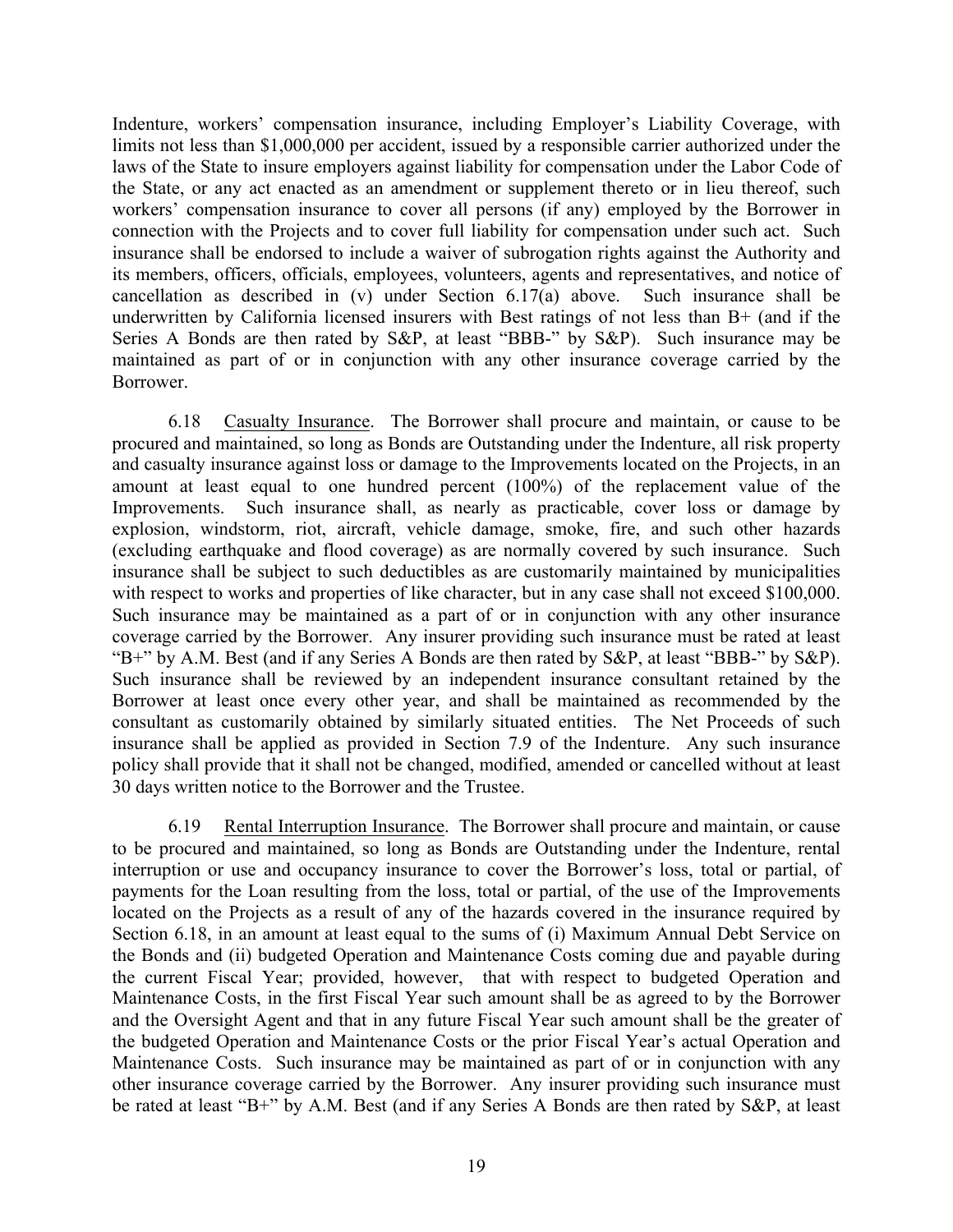Indenture, workers' compensation insurance, including Employer's Liability Coverage, with limits not less than $1,000,000 per accident, issued by a responsible carrier authorized under the laws of the State to insure employers against liability for compensation under the Labor Code of the State, or any act enacted as an amendment or supplement thereto or in lieu thereof, such workers' compensation insurance to cover all persons (if any) employed by the Borrower in connection with the Projects and to cover full liability for compensation under such act. Such insurance shall be endorsed to include a waiver of subrogation rights against the Authority and its members, officers, officials, employees, volunteers, agents and representatives, and notice of cancellation as described in (v) under Section 6.17(a) above. Such insurance shall be underwritten by California licensed insurers with Best ratings of not less than B+ (and if the Series A Bonds are then rated by S&P, at least "BBB-" by S&P). Such insurance may be maintained as part of or in conjunction with any other insurance coverage carried by the Borrower.

6.18 Casualty Insurance. The Borrower shall procure and maintain, or cause to be procured and maintained, so long as Bonds are Outstanding under the Indenture, all risk property and casualty insurance against loss or damage to the Improvements located on the Projects, in an amount at least equal to one hundred percent (100%) of the replacement value of the Improvements. Such insurance shall, as nearly as practicable, cover loss or damage by explosion, windstorm, riot, aircraft, vehicle damage, smoke, fire, and such other hazards (excluding earthquake and flood coverage) as are normally covered by such insurance. Such insurance shall be subject to such deductibles as are customarily maintained by municipalities with respect to works and properties of like character, but in any case shall not exceed $100,000. Such insurance may be maintained as a part of or in conjunction with any other insurance coverage carried by the Borrower. Any insurer providing such insurance must be rated at least "B+" by A.M. Best (and if any Series A Bonds are then rated by S&P, at least "BBB-" by S&P). Such insurance shall be reviewed by an independent insurance consultant retained by the Borrower at least once every other year, and shall be maintained as recommended by the consultant as customarily obtained by similarly situated entities. The Net Proceeds of such insurance shall be applied as provided in Section 7.9 of the Indenture. Any such insurance policy shall provide that it shall not be changed, modified, amended or cancelled without at least 30 days written notice to the Borrower and the Trustee.

6.19 Rental Interruption Insurance. The Borrower shall procure and maintain, or cause to be procured and maintained, so long as Bonds are Outstanding under the Indenture, rental interruption or use and occupancy insurance to cover the Borrower's loss, total or partial, of payments for the Loan resulting from the loss, total or partial, of the use of the Improvements located on the Projects as a result of any of the hazards covered in the insurance required by Section 6.18, in an amount at least equal to the sums of (i) Maximum Annual Debt Service on the Bonds and (ii) budgeted Operation and Maintenance Costs coming due and payable during the current Fiscal Year; provided, however, that with respect to budgeted Operation and Maintenance Costs, in the first Fiscal Year such amount shall be as agreed to by the Borrower and the Oversight Agent and that in any future Fiscal Year such amount shall be the greater of the budgeted Operation and Maintenance Costs or the prior Fiscal Year's actual Operation and Maintenance Costs. Such insurance may be maintained as part of or in conjunction with any other insurance coverage carried by the Borrower. Any insurer providing such insurance must be rated at least "B+" by A.M. Best (and if any Series A Bonds are then rated by S&P, at least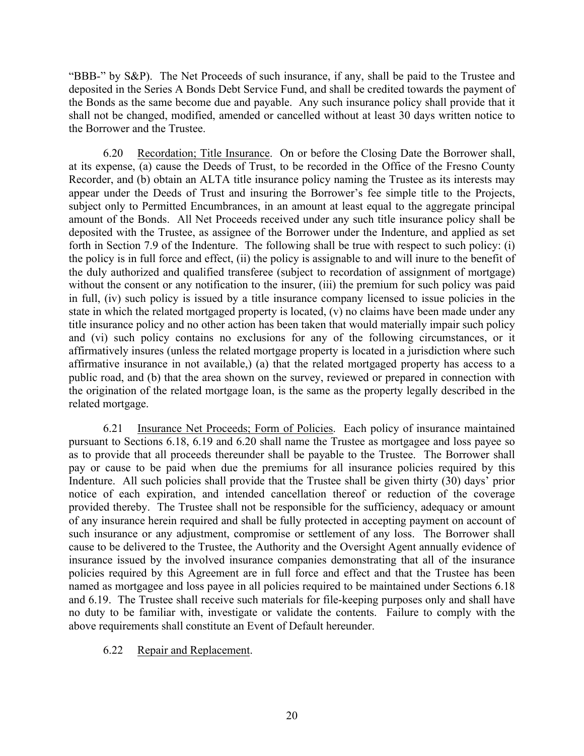"BBB-" by S&P). The Net Proceeds of such insurance, if any, shall be paid to the Trustee and deposited in the Series A Bonds Debt Service Fund, and shall be credited towards the payment of the Bonds as the same become due and payable. Any such insurance policy shall provide that it shall not be changed, modified, amended or cancelled without at least 30 days written notice to the Borrower and the Trustee.

6.20 Recordation; Title Insurance. On or before the Closing Date the Borrower shall, at its expense, (a) cause the Deeds of Trust, to be recorded in the Office of the Fresno County Recorder, and (b) obtain an ALTA title insurance policy naming the Trustee as its interests may appear under the Deeds of Trust and insuring the Borrower's fee simple title to the Projects, subject only to Permitted Encumbrances, in an amount at least equal to the aggregate principal amount of the Bonds. All Net Proceeds received under any such title insurance policy shall be deposited with the Trustee, as assignee of the Borrower under the Indenture, and applied as set forth in Section 7.9 of the Indenture. The following shall be true with respect to such policy: (i) the policy is in full force and effect, (ii) the policy is assignable to and will inure to the benefit of the duly authorized and qualified transferee (subject to recordation of assignment of mortgage) without the consent or any notification to the insurer, (iii) the premium for such policy was paid in full, (iv) such policy is issued by a title insurance company licensed to issue policies in the state in which the related mortgaged property is located, (v) no claims have been made under any title insurance policy and no other action has been taken that would materially impair such policy and (vi) such policy contains no exclusions for any of the following circumstances, or it affirmatively insures (unless the related mortgage property is located in a jurisdiction where such affirmative insurance in not available,) (a) that the related mortgaged property has access to a public road, and (b) that the area shown on the survey, reviewed or prepared in connection with the origination of the related mortgage loan, is the same as the property legally described in the related mortgage.

6.21 Insurance Net Proceeds; Form of Policies. Each policy of insurance maintained pursuant to Sections 6.18, 6.19 and 6.20 shall name the Trustee as mortgagee and loss payee so as to provide that all proceeds thereunder shall be payable to the Trustee. The Borrower shall pay or cause to be paid when due the premiums for all insurance policies required by this Indenture. All such policies shall provide that the Trustee shall be given thirty (30) days' prior notice of each expiration, and intended cancellation thereof or reduction of the coverage provided thereby. The Trustee shall not be responsible for the sufficiency, adequacy or amount of any insurance herein required and shall be fully protected in accepting payment on account of such insurance or any adjustment, compromise or settlement of any loss. The Borrower shall cause to be delivered to the Trustee, the Authority and the Oversight Agent annually evidence of insurance issued by the involved insurance companies demonstrating that all of the insurance policies required by this Agreement are in full force and effect and that the Trustee has been named as mortgagee and loss payee in all policies required to be maintained under Sections 6.18 and 6.19. The Trustee shall receive such materials for file-keeping purposes only and shall have no duty to be familiar with, investigate or validate the contents. Failure to comply with the above requirements shall constitute an Event of Default hereunder.

6.22 Repair and Replacement.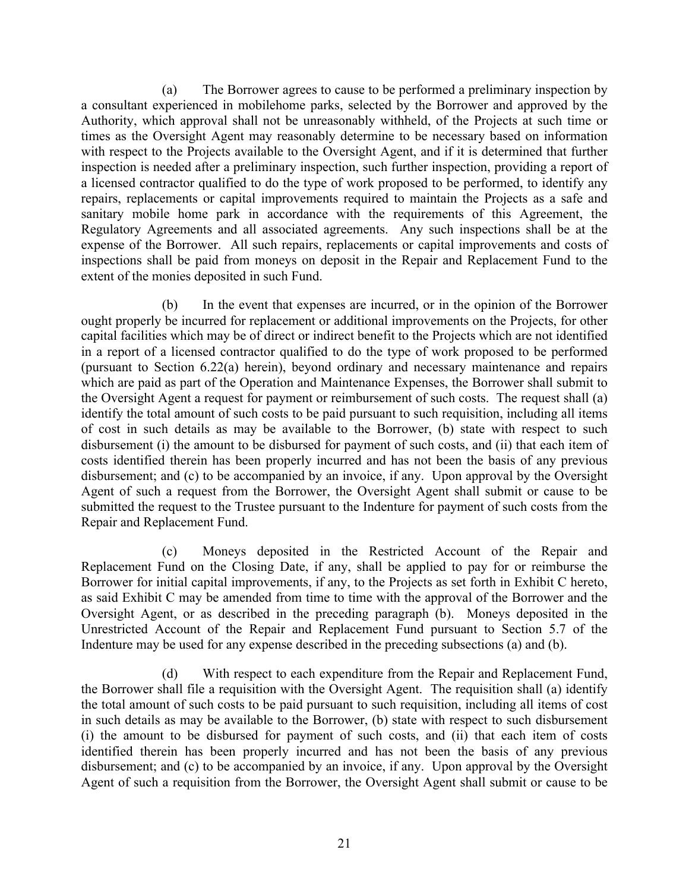(a) The Borrower agrees to cause to be performed a preliminary inspection by a consultant experienced in mobilehome parks, selected by the Borrower and approved by the Authority, which approval shall not be unreasonably withheld, of the Projects at such time or times as the Oversight Agent may reasonably determine to be necessary based on information with respect to the Projects available to the Oversight Agent, and if it is determined that further inspection is needed after a preliminary inspection, such further inspection, providing a report of a licensed contractor qualified to do the type of work proposed to be performed, to identify any repairs, replacements or capital improvements required to maintain the Projects as a safe and sanitary mobile home park in accordance with the requirements of this Agreement, the Regulatory Agreements and all associated agreements. Any such inspections shall be at the expense of the Borrower. All such repairs, replacements or capital improvements and costs of inspections shall be paid from moneys on deposit in the Repair and Replacement Fund to the extent of the monies deposited in such Fund.

(b) In the event that expenses are incurred, or in the opinion of the Borrower ought properly be incurred for replacement or additional improvements on the Projects, for other capital facilities which may be of direct or indirect benefit to the Projects which are not identified in a report of a licensed contractor qualified to do the type of work proposed to be performed (pursuant to Section 6.22(a) herein), beyond ordinary and necessary maintenance and repairs which are paid as part of the Operation and Maintenance Expenses, the Borrower shall submit to the Oversight Agent a request for payment or reimbursement of such costs. The request shall (a) identify the total amount of such costs to be paid pursuant to such requisition, including all items of cost in such details as may be available to the Borrower, (b) state with respect to such disbursement (i) the amount to be disbursed for payment of such costs, and (ii) that each item of costs identified therein has been properly incurred and has not been the basis of any previous disbursement; and (c) to be accompanied by an invoice, if any. Upon approval by the Oversight Agent of such a request from the Borrower, the Oversight Agent shall submit or cause to be submitted the request to the Trustee pursuant to the Indenture for payment of such costs from the Repair and Replacement Fund.

(c) Moneys deposited in the Restricted Account of the Repair and Replacement Fund on the Closing Date, if any, shall be applied to pay for or reimburse the Borrower for initial capital improvements, if any, to the Projects as set forth in Exhibit C hereto, as said Exhibit C may be amended from time to time with the approval of the Borrower and the Oversight Agent, or as described in the preceding paragraph (b). Moneys deposited in the Unrestricted Account of the Repair and Replacement Fund pursuant to Section 5.7 of the Indenture may be used for any expense described in the preceding subsections (a) and (b).

(d) With respect to each expenditure from the Repair and Replacement Fund, the Borrower shall file a requisition with the Oversight Agent. The requisition shall (a) identify the total amount of such costs to be paid pursuant to such requisition, including all items of cost in such details as may be available to the Borrower, (b) state with respect to such disbursement (i) the amount to be disbursed for payment of such costs, and (ii) that each item of costs identified therein has been properly incurred and has not been the basis of any previous disbursement; and (c) to be accompanied by an invoice, if any. Upon approval by the Oversight Agent of such a requisition from the Borrower, the Oversight Agent shall submit or cause to be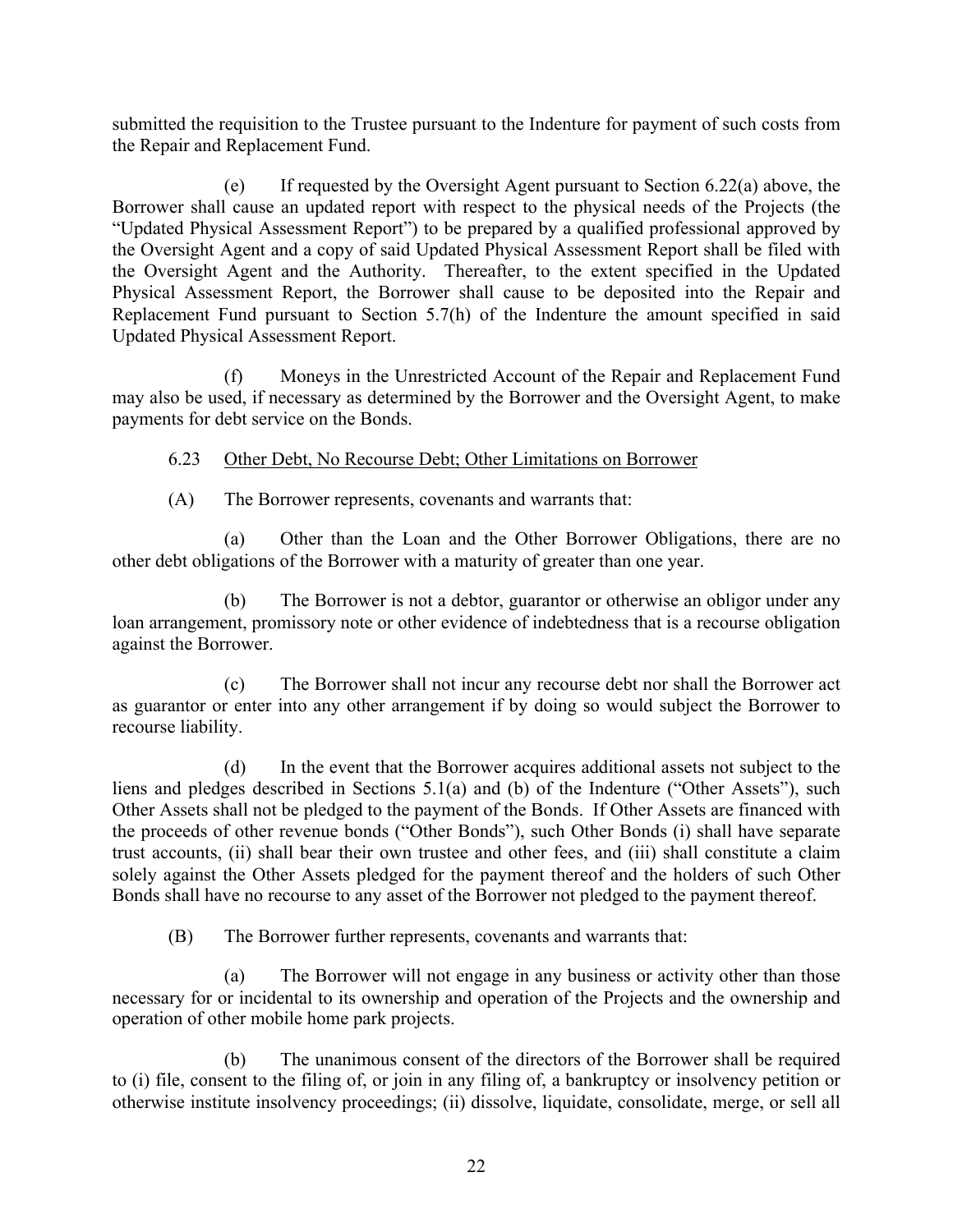submitted the requisition to the Trustee pursuant to the Indenture for payment of such costs from the Repair and Replacement Fund.

(e) If requested by the Oversight Agent pursuant to Section 6.22(a) above, the Borrower shall cause an updated report with respect to the physical needs of the Projects (the "Updated Physical Assessment Report") to be prepared by a qualified professional approved by the Oversight Agent and a copy of said Updated Physical Assessment Report shall be filed with the Oversight Agent and the Authority. Thereafter, to the extent specified in the Updated Physical Assessment Report, the Borrower shall cause to be deposited into the Repair and Replacement Fund pursuant to Section 5.7(h) of the Indenture the amount specified in said Updated Physical Assessment Report.

(f) Moneys in the Unrestricted Account of the Repair and Replacement Fund may also be used, if necessary as determined by the Borrower and the Oversight Agent, to make payments for debt service on the Bonds.

6.23 Other Debt, No Recourse Debt; Other Limitations on Borrower

(A) The Borrower represents, covenants and warrants that:

(a) Other than the Loan and the Other Borrower Obligations, there are no other debt obligations of the Borrower with a maturity of greater than one year.

(b) The Borrower is not a debtor, guarantor or otherwise an obligor under any loan arrangement, promissory note or other evidence of indebtedness that is a recourse obligation against the Borrower.

(c) The Borrower shall not incur any recourse debt nor shall the Borrower act as guarantor or enter into any other arrangement if by doing so would subject the Borrower to recourse liability.

(d) In the event that the Borrower acquires additional assets not subject to the liens and pledges described in Sections 5.1(a) and (b) of the Indenture ("Other Assets"), such Other Assets shall not be pledged to the payment of the Bonds. If Other Assets are financed with the proceeds of other revenue bonds ("Other Bonds"), such Other Bonds (i) shall have separate trust accounts, (ii) shall bear their own trustee and other fees, and (iii) shall constitute a claim solely against the Other Assets pledged for the payment thereof and the holders of such Other Bonds shall have no recourse to any asset of the Borrower not pledged to the payment thereof.

(B) The Borrower further represents, covenants and warrants that:

(a) The Borrower will not engage in any business or activity other than those necessary for or incidental to its ownership and operation of the Projects and the ownership and operation of other mobile home park projects.

(b) The unanimous consent of the directors of the Borrower shall be required to (i) file, consent to the filing of, or join in any filing of, a bankruptcy or insolvency petition or otherwise institute insolvency proceedings; (ii) dissolve, liquidate, consolidate, merge, or sell all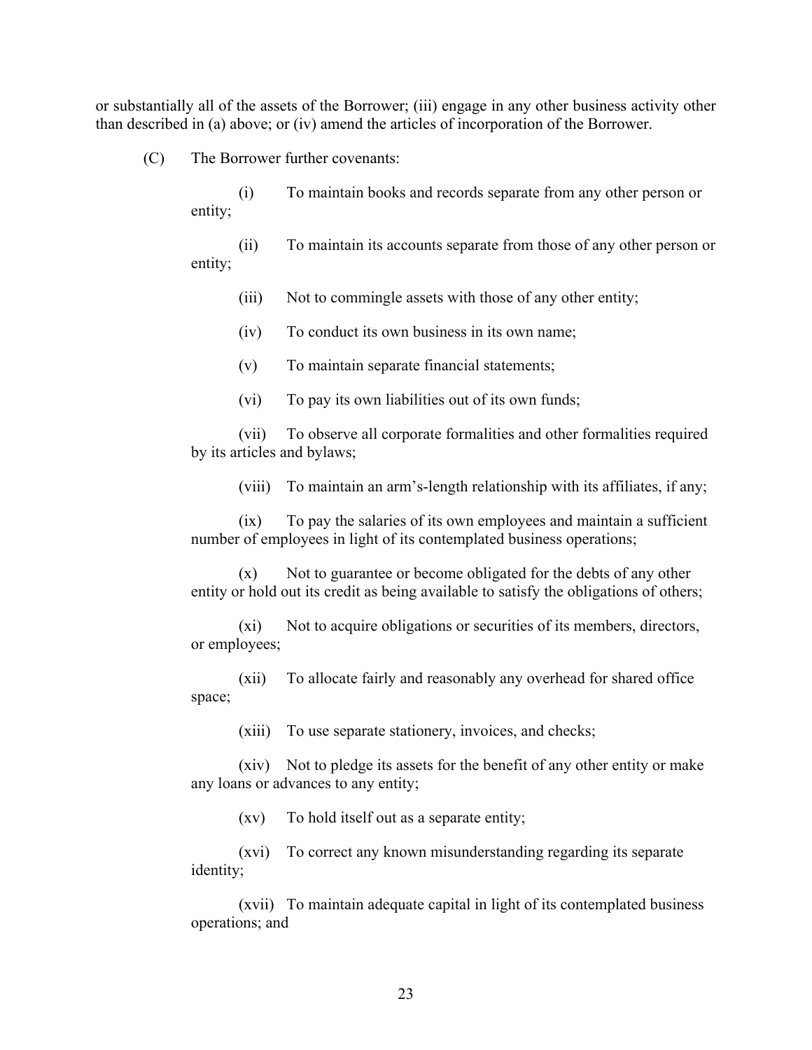or substantially all of the assets of the Borrower; (iii) engage in any other business activity other than described in (a) above; or (iv) amend the articles of incorporation of the Borrower.

(C) The Borrower further covenants:

(i) To maintain books and records separate from any other person or entity;

(ii) To maintain its accounts separate from those of any other person or entity;

(iii) Not to commingle assets with those of any other entity;

(iv) To conduct its own business in its own name;

(v) To maintain separate financial statements;

(vi) To pay its own liabilities out of its own funds;

(vii) To observe all corporate formalities and other formalities required by its articles and bylaws;

(viii) To maintain an arm's-length relationship with its affiliates, if any;

(ix) To pay the salaries of its own employees and maintain a sufficient number of employees in light of its contemplated business operations;

(x) Not to guarantee or become obligated for the debts of any other entity or hold out its credit as being available to satisfy the obligations of others;

(xi) Not to acquire obligations or securities of its members, directors, or employees;

(xii) To allocate fairly and reasonably any overhead for shared office space;

(xiii) To use separate stationery, invoices, and checks;

(xiv) Not to pledge its assets for the benefit of any other entity or make any loans or advances to any entity;

(xv) To hold itself out as a separate entity;

(xvi) To correct any known misunderstanding regarding its separate identity;

(xvii) To maintain adequate capital in light of its contemplated business operations; and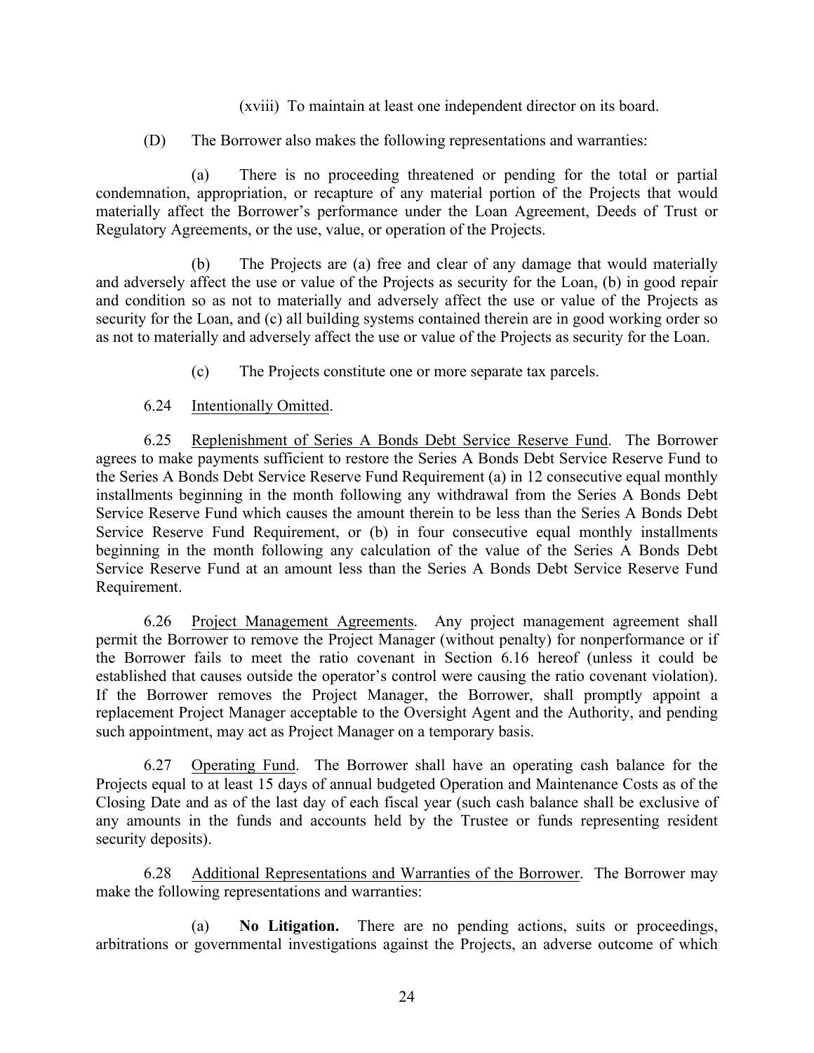(xviii) To maintain at least one independent director on its board.

(D) The Borrower also makes the following representations and warranties:

(a) There is no proceeding threatened or pending for the total or partial condemnation, appropriation, or recapture of any material portion of the Projects that would materially affect the Borrower's performance under the Loan Agreement, Deeds of Trust or Regulatory Agreements, or the use, value, or operation of the Projects.

(b) The Projects are (a) free and clear of any damage that would materially and adversely affect the use or value of the Projects as security for the Loan, (b) in good repair and condition so as not to materially and adversely affect the use or value of the Projects as security for the Loan, and (c) all building systems contained therein are in good working order so as not to materially and adversely affect the use or value of the Projects as security for the Loan.

(c) The Projects constitute one or more separate tax parcels.

6.24 Intentionally Omitted.

6.25 Replenishment of Series A Bonds Debt Service Reserve Fund. The Borrower agrees to make payments sufficient to restore the Series A Bonds Debt Service Reserve Fund to the Series A Bonds Debt Service Reserve Fund Requirement (a) in 12 consecutive equal monthly installments beginning in the month following any withdrawal from the Series A Bonds Debt Service Reserve Fund which causes the amount therein to be less than the Series A Bonds Debt Service Reserve Fund Requirement, or (b) in four consecutive equal monthly installments beginning in the month following any calculation of the value of the Series A Bonds Debt Service Reserve Fund at an amount less than the Series A Bonds Debt Service Reserve Fund Requirement.

6.26 Project Management Agreements. Any project management agreement shall permit the Borrower to remove the Project Manager (without penalty) for nonperformance or if the Borrower fails to meet the ratio covenant in Section 6.16 hereof (unless it could be established that causes outside the operator's control were causing the ratio covenant violation). If the Borrower removes the Project Manager, the Borrower, shall promptly appoint a replacement Project Manager acceptable to the Oversight Agent and the Authority, and pending such appointment, may act as Project Manager on a temporary basis.

6.27 Operating Fund. The Borrower shall have an operating cash balance for the Projects equal to at least 15 days of annual budgeted Operation and Maintenance Costs as of the Closing Date and as of the last day of each fiscal year (such cash balance shall be exclusive of any amounts in the funds and accounts held by the Trustee or funds representing resident security deposits).

6.28 Additional Representations and Warranties of the Borrower. The Borrower may make the following representations and warranties:

(a) **No Litigation.** There are no pending actions, suits or proceedings, arbitrations or governmental investigations against the Projects, an adverse outcome of which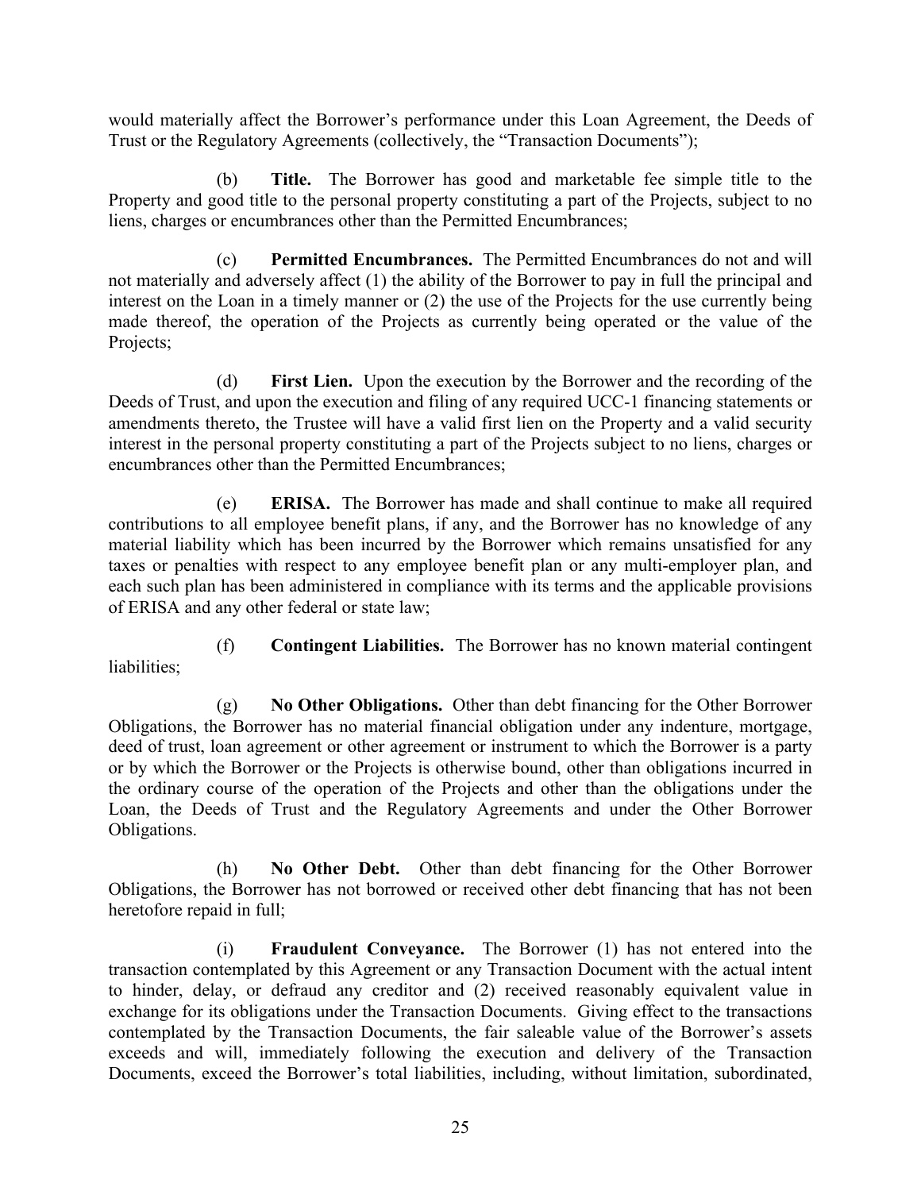would materially affect the Borrower's performance under this Loan Agreement, the Deeds of Trust or the Regulatory Agreements (collectively, the "Transaction Documents");

(b) **Title.** The Borrower has good and marketable fee simple title to the Property and good title to the personal property constituting a part of the Projects, subject to no liens, charges or encumbrances other than the Permitted Encumbrances;

(c) **Permitted Encumbrances.** The Permitted Encumbrances do not and will not materially and adversely affect (1) the ability of the Borrower to pay in full the principal and interest on the Loan in a timely manner or (2) the use of the Projects for the use currently being made thereof, the operation of the Projects as currently being operated or the value of the Projects;

(d) **First Lien.** Upon the execution by the Borrower and the recording of the Deeds of Trust, and upon the execution and filing of any required UCC-1 financing statements or amendments thereto, the Trustee will have a valid first lien on the Property and a valid security interest in the personal property constituting a part of the Projects subject to no liens, charges or encumbrances other than the Permitted Encumbrances;

(e) **ERISA.** The Borrower has made and shall continue to make all required contributions to all employee benefit plans, if any, and the Borrower has no knowledge of any material liability which has been incurred by the Borrower which remains unsatisfied for any taxes or penalties with respect to any employee benefit plan or any multi-employer plan, and each such plan has been administered in compliance with its terms and the applicable provisions of ERISA and any other federal or state law;

(f) **Contingent Liabilities.** The Borrower has no known material contingent liabilities;

(g) **No Other Obligations.** Other than debt financing for the Other Borrower Obligations, the Borrower has no material financial obligation under any indenture, mortgage, deed of trust, loan agreement or other agreement or instrument to which the Borrower is a party or by which the Borrower or the Projects is otherwise bound, other than obligations incurred in the ordinary course of the operation of the Projects and other than the obligations under the Loan, the Deeds of Trust and the Regulatory Agreements and under the Other Borrower Obligations.

(h) **No Other Debt.** Other than debt financing for the Other Borrower Obligations, the Borrower has not borrowed or received other debt financing that has not been heretofore repaid in full;

(i) **Fraudulent Conveyance.** The Borrower (1) has not entered into the transaction contemplated by this Agreement or any Transaction Document with the actual intent to hinder, delay, or defraud any creditor and (2) received reasonably equivalent value in exchange for its obligations under the Transaction Documents. Giving effect to the transactions contemplated by the Transaction Documents, the fair saleable value of the Borrower's assets exceeds and will, immediately following the execution and delivery of the Transaction Documents, exceed the Borrower's total liabilities, including, without limitation, subordinated,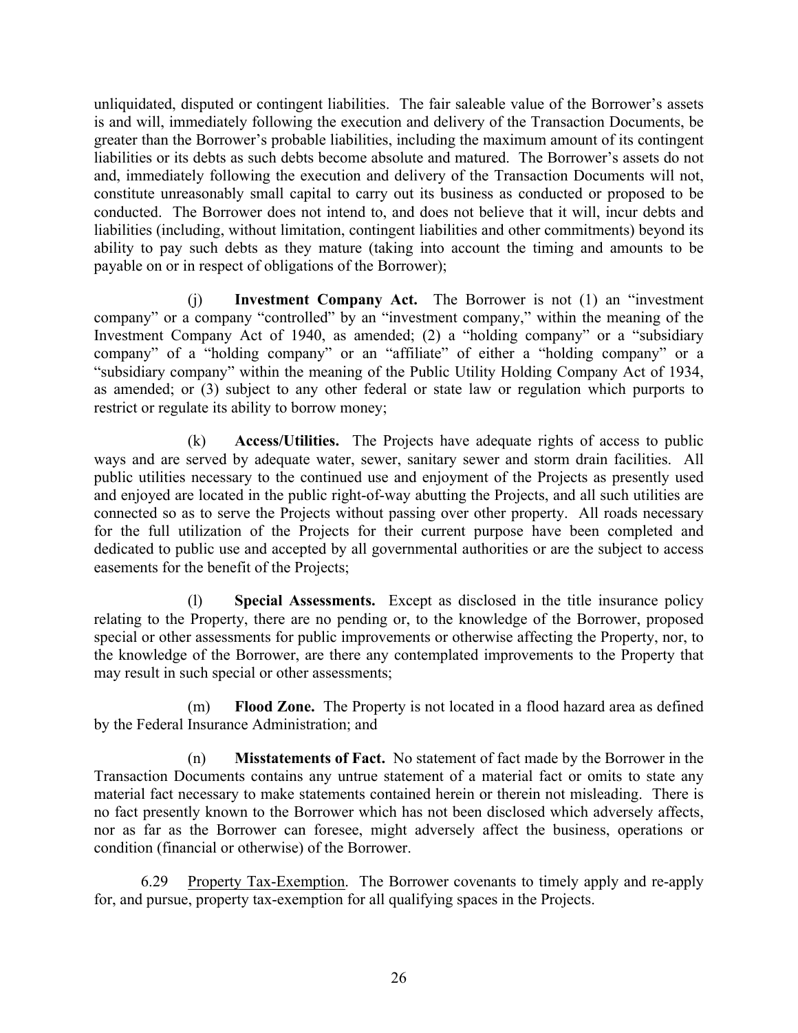unliquidated, disputed or contingent liabilities. The fair saleable value of the Borrower's assets is and will, immediately following the execution and delivery of the Transaction Documents, be greater than the Borrower's probable liabilities, including the maximum amount of its contingent liabilities or its debts as such debts become absolute and matured. The Borrower's assets do not and, immediately following the execution and delivery of the Transaction Documents will not, constitute unreasonably small capital to carry out its business as conducted or proposed to be conducted. The Borrower does not intend to, and does not believe that it will, incur debts and liabilities (including, without limitation, contingent liabilities and other commitments) beyond its ability to pay such debts as they mature (taking into account the timing and amounts to be payable on or in respect of obligations of the Borrower);

(j) **Investment Company Act.** The Borrower is not (1) an "investment company" or a company "controlled" by an "investment company," within the meaning of the Investment Company Act of 1940, as amended; (2) a "holding company" or a "subsidiary company" of a "holding company" or an "affiliate" of either a "holding company" or a "subsidiary company" within the meaning of the Public Utility Holding Company Act of 1934, as amended; or (3) subject to any other federal or state law or regulation which purports to restrict or regulate its ability to borrow money;

(k) **Access/Utilities.** The Projects have adequate rights of access to public ways and are served by adequate water, sewer, sanitary sewer and storm drain facilities. All public utilities necessary to the continued use and enjoyment of the Projects as presently used and enjoyed are located in the public right-of-way abutting the Projects, and all such utilities are connected so as to serve the Projects without passing over other property. All roads necessary for the full utilization of the Projects for their current purpose have been completed and dedicated to public use and accepted by all governmental authorities or are the subject to access easements for the benefit of the Projects;

(l) **Special Assessments.** Except as disclosed in the title insurance policy relating to the Property, there are no pending or, to the knowledge of the Borrower, proposed special or other assessments for public improvements or otherwise affecting the Property, nor, to the knowledge of the Borrower, are there any contemplated improvements to the Property that may result in such special or other assessments;

(m) **Flood Zone.** The Property is not located in a flood hazard area as defined by the Federal Insurance Administration; and

(n) **Misstatements of Fact.** No statement of fact made by the Borrower in the Transaction Documents contains any untrue statement of a material fact or omits to state any material fact necessary to make statements contained herein or therein not misleading. There is no fact presently known to the Borrower which has not been disclosed which adversely affects, nor as far as the Borrower can foresee, might adversely affect the business, operations or condition (financial or otherwise) of the Borrower.

6.29 Property Tax-Exemption. The Borrower covenants to timely apply and re-apply for, and pursue, property tax-exemption for all qualifying spaces in the Projects.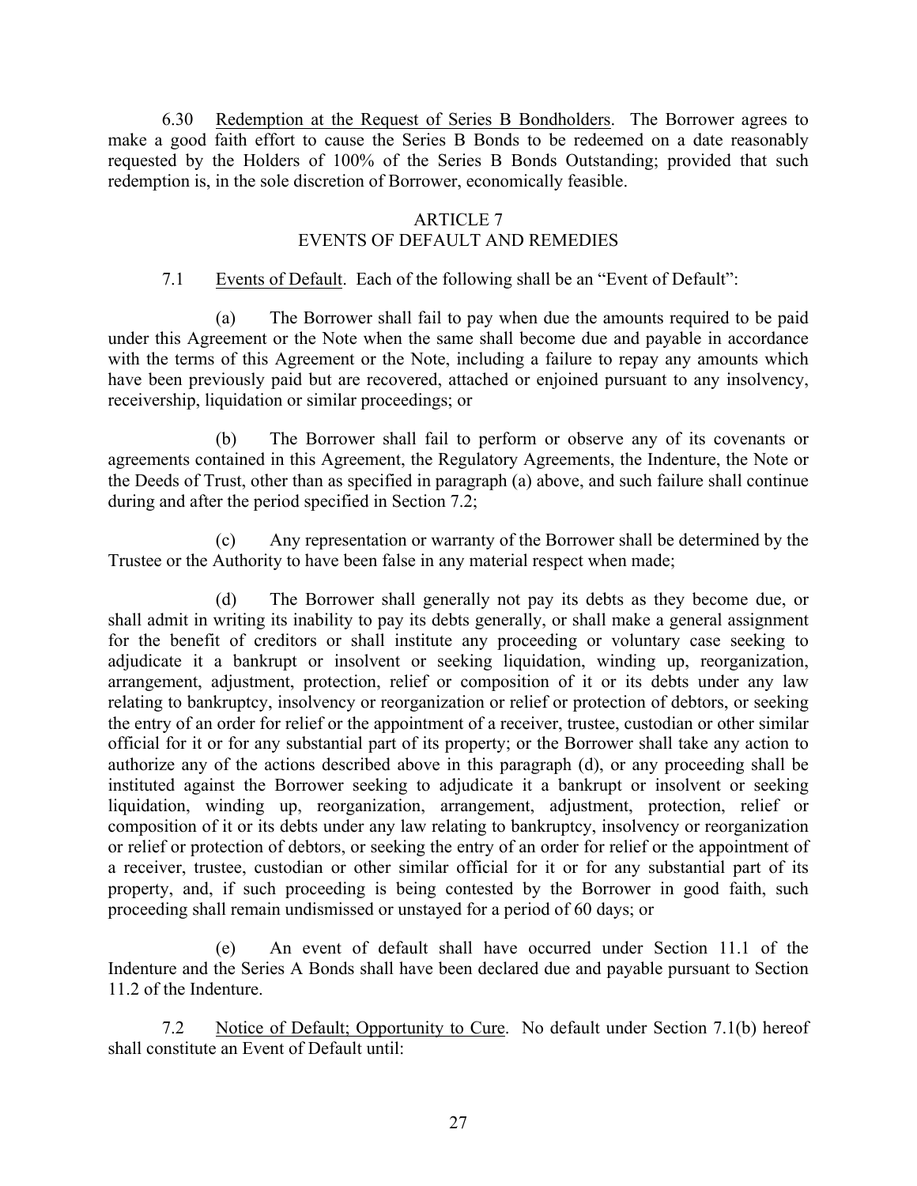6.30 Redemption at the Request of Series B Bondholders. The Borrower agrees to make a good faith effort to cause the Series B Bonds to be redeemed on a date reasonably requested by the Holders of 100% of the Series B Bonds Outstanding; provided that such redemption is, in the sole discretion of Borrower, economically feasible.

## ARTICLE 7
## EVENTS OF DEFAULT AND REMEDIES

7.1 Events of Default. Each of the following shall be an "Event of Default":

(a) The Borrower shall fail to pay when due the amounts required to be paid under this Agreement or the Note when the same shall become due and payable in accordance with the terms of this Agreement or the Note, including a failure to repay any amounts which have been previously paid but are recovered, attached or enjoined pursuant to any insolvency, receivership, liquidation or similar proceedings; or

(b) The Borrower shall fail to perform or observe any of its covenants or agreements contained in this Agreement, the Regulatory Agreements, the Indenture, the Note or the Deeds of Trust, other than as specified in paragraph (a) above, and such failure shall continue during and after the period specified in Section 7.2;

(c) Any representation or warranty of the Borrower shall be determined by the Trustee or the Authority to have been false in any material respect when made;

(d) The Borrower shall generally not pay its debts as they become due, or shall admit in writing its inability to pay its debts generally, or shall make a general assignment for the benefit of creditors or shall institute any proceeding or voluntary case seeking to adjudicate it a bankrupt or insolvent or seeking liquidation, winding up, reorganization, arrangement, adjustment, protection, relief or composition of it or its debts under any law relating to bankruptcy, insolvency or reorganization or relief or protection of debtors, or seeking the entry of an order for relief or the appointment of a receiver, trustee, custodian or other similar official for it or for any substantial part of its property; or the Borrower shall take any action to authorize any of the actions described above in this paragraph (d), or any proceeding shall be instituted against the Borrower seeking to adjudicate it a bankrupt or insolvent or seeking liquidation, winding up, reorganization, arrangement, adjustment, protection, relief or composition of it or its debts under any law relating to bankruptcy, insolvency or reorganization or relief or protection of debtors, or seeking the entry of an order for relief or the appointment of a receiver, trustee, custodian or other similar official for it or for any substantial part of its property, and, if such proceeding is being contested by the Borrower in good faith, such proceeding shall remain undismissed or unstayed for a period of 60 days; or

(e) An event of default shall have occurred under Section 11.1 of the Indenture and the Series A Bonds shall have been declared due and payable pursuant to Section 11.2 of the Indenture.

7.2 Notice of Default; Opportunity to Cure. No default under Section 7.1(b) hereof shall constitute an Event of Default until: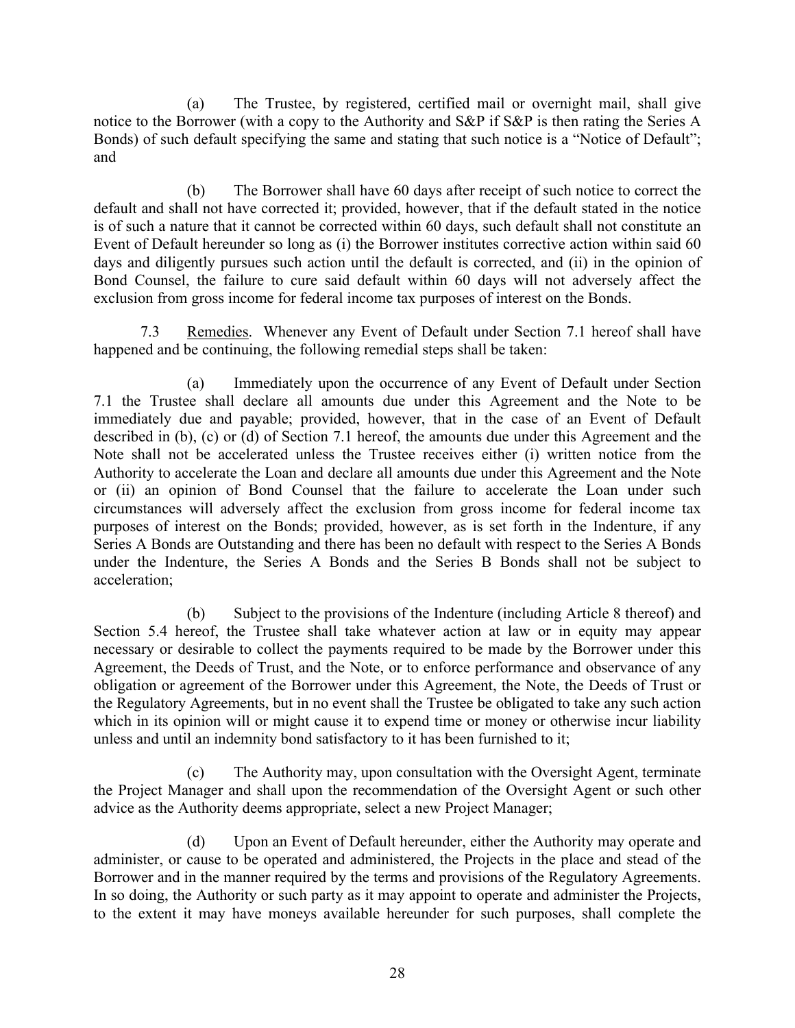(a) The Trustee, by registered, certified mail or overnight mail, shall give notice to the Borrower (with a copy to the Authority and S&P if S&P is then rating the Series A Bonds) of such default specifying the same and stating that such notice is a "Notice of Default"; and

(b) The Borrower shall have 60 days after receipt of such notice to correct the default and shall not have corrected it; provided, however, that if the default stated in the notice is of such a nature that it cannot be corrected within 60 days, such default shall not constitute an Event of Default hereunder so long as (i) the Borrower institutes corrective action within said 60 days and diligently pursues such action until the default is corrected, and (ii) in the opinion of Bond Counsel, the failure to cure said default within 60 days will not adversely affect the exclusion from gross income for federal income tax purposes of interest on the Bonds.

7.3 Remedies. Whenever any Event of Default under Section 7.1 hereof shall have happened and be continuing, the following remedial steps shall be taken:

(a) Immediately upon the occurrence of any Event of Default under Section 7.1 the Trustee shall declare all amounts due under this Agreement and the Note to be immediately due and payable; provided, however, that in the case of an Event of Default described in (b), (c) or (d) of Section 7.1 hereof, the amounts due under this Agreement and the Note shall not be accelerated unless the Trustee receives either (i) written notice from the Authority to accelerate the Loan and declare all amounts due under this Agreement and the Note or (ii) an opinion of Bond Counsel that the failure to accelerate the Loan under such circumstances will adversely affect the exclusion from gross income for federal income tax purposes of interest on the Bonds; provided, however, as is set forth in the Indenture, if any Series A Bonds are Outstanding and there has been no default with respect to the Series A Bonds under the Indenture, the Series A Bonds and the Series B Bonds shall not be subject to acceleration;

(b) Subject to the provisions of the Indenture (including Article 8 thereof) and Section 5.4 hereof, the Trustee shall take whatever action at law or in equity may appear necessary or desirable to collect the payments required to be made by the Borrower under this Agreement, the Deeds of Trust, and the Note, or to enforce performance and observance of any obligation or agreement of the Borrower under this Agreement, the Note, the Deeds of Trust or the Regulatory Agreements, but in no event shall the Trustee be obligated to take any such action which in its opinion will or might cause it to expend time or money or otherwise incur liability unless and until an indemnity bond satisfactory to it has been furnished to it;

(c) The Authority may, upon consultation with the Oversight Agent, terminate the Project Manager and shall upon the recommendation of the Oversight Agent or such other advice as the Authority deems appropriate, select a new Project Manager;

(d) Upon an Event of Default hereunder, either the Authority may operate and administer, or cause to be operated and administered, the Projects in the place and stead of the Borrower and in the manner required by the terms and provisions of the Regulatory Agreements. In so doing, the Authority or such party as it may appoint to operate and administer the Projects, to the extent it may have moneys available hereunder for such purposes, shall complete the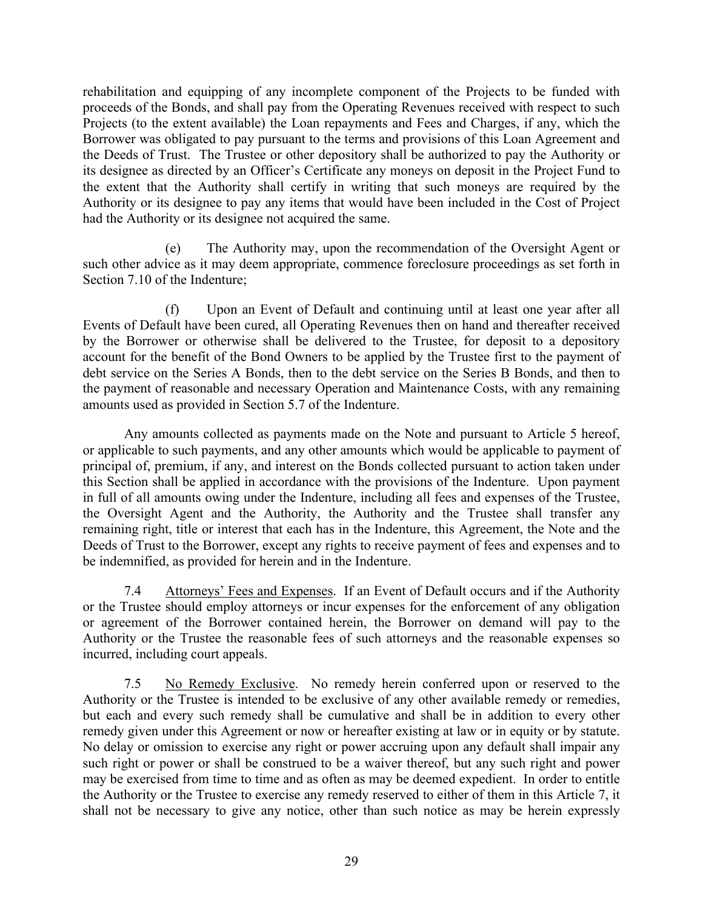rehabilitation and equipping of any incomplete component of the Projects to be funded with proceeds of the Bonds, and shall pay from the Operating Revenues received with respect to such Projects (to the extent available) the Loan repayments and Fees and Charges, if any, which the Borrower was obligated to pay pursuant to the terms and provisions of this Loan Agreement and the Deeds of Trust. The Trustee or other depository shall be authorized to pay the Authority or its designee as directed by an Officer's Certificate any moneys on deposit in the Project Fund to the extent that the Authority shall certify in writing that such moneys are required by the Authority or its designee to pay any items that would have been included in the Cost of Project had the Authority or its designee not acquired the same.

(e) The Authority may, upon the recommendation of the Oversight Agent or such other advice as it may deem appropriate, commence foreclosure proceedings as set forth in Section 7.10 of the Indenture;

(f) Upon an Event of Default and continuing until at least one year after all Events of Default have been cured, all Operating Revenues then on hand and thereafter received by the Borrower or otherwise shall be delivered to the Trustee, for deposit to a depository account for the benefit of the Bond Owners to be applied by the Trustee first to the payment of debt service on the Series A Bonds, then to the debt service on the Series B Bonds, and then to the payment of reasonable and necessary Operation and Maintenance Costs, with any remaining amounts used as provided in Section 5.7 of the Indenture.

Any amounts collected as payments made on the Note and pursuant to Article 5 hereof, or applicable to such payments, and any other amounts which would be applicable to payment of principal of, premium, if any, and interest on the Bonds collected pursuant to action taken under this Section shall be applied in accordance with the provisions of the Indenture. Upon payment in full of all amounts owing under the Indenture, including all fees and expenses of the Trustee, the Oversight Agent and the Authority, the Authority and the Trustee shall transfer any remaining right, title or interest that each has in the Indenture, this Agreement, the Note and the Deeds of Trust to the Borrower, except any rights to receive payment of fees and expenses and to be indemnified, as provided for herein and in the Indenture.

7.4 Attorneys' Fees and Expenses. If an Event of Default occurs and if the Authority or the Trustee should employ attorneys or incur expenses for the enforcement of any obligation or agreement of the Borrower contained herein, the Borrower on demand will pay to the Authority or the Trustee the reasonable fees of such attorneys and the reasonable expenses so incurred, including court appeals.

7.5 No Remedy Exclusive. No remedy herein conferred upon or reserved to the Authority or the Trustee is intended to be exclusive of any other available remedy or remedies, but each and every such remedy shall be cumulative and shall be in addition to every other remedy given under this Agreement or now or hereafter existing at law or in equity or by statute. No delay or omission to exercise any right or power accruing upon any default shall impair any such right or power or shall be construed to be a waiver thereof, but any such right and power may be exercised from time to time and as often as may be deemed expedient. In order to entitle the Authority or the Trustee to exercise any remedy reserved to either of them in this Article 7, it shall not be necessary to give any notice, other than such notice as may be herein expressly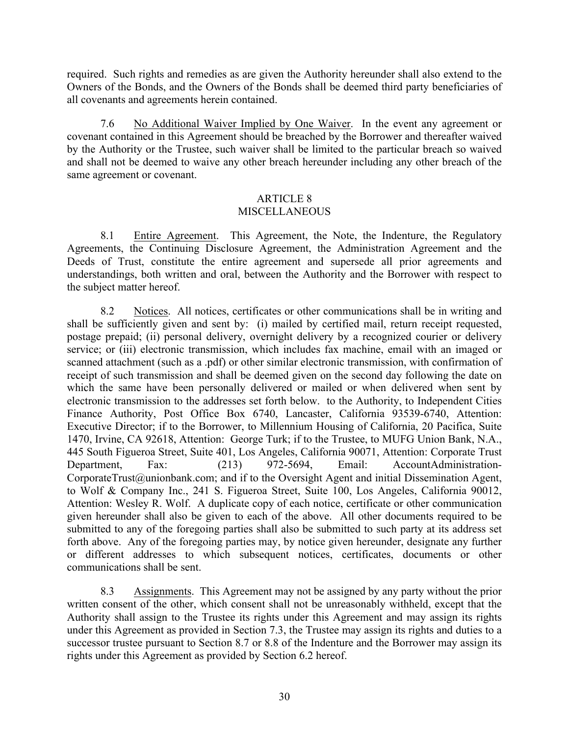required. Such rights and remedies as are given the Authority hereunder shall also extend to the Owners of the Bonds, and the Owners of the Bonds shall be deemed third party beneficiaries of all covenants and agreements herein contained.

7.6 No Additional Waiver Implied by One Waiver. In the event any agreement or covenant contained in this Agreement should be breached by the Borrower and thereafter waived by the Authority or the Trustee, such waiver shall be limited to the particular breach so waived and shall not be deemed to waive any other breach hereunder including any other breach of the same agreement or covenant.

## ARTICLE 8
## MISCELLANEOUS

8.1 Entire Agreement. This Agreement, the Note, the Indenture, the Regulatory Agreements, the Continuing Disclosure Agreement, the Administration Agreement and the Deeds of Trust, constitute the entire agreement and supersede all prior agreements and understandings, both written and oral, between the Authority and the Borrower with respect to the subject matter hereof.

8.2 Notices. All notices, certificates or other communications shall be in writing and shall be sufficiently given and sent by: (i) mailed by certified mail, return receipt requested, postage prepaid; (ii) personal delivery, overnight delivery by a recognized courier or delivery service; or (iii) electronic transmission, which includes fax machine, email with an imaged or scanned attachment (such as a .pdf) or other similar electronic transmission, with confirmation of receipt of such transmission and shall be deemed given on the second day following the date on which the same have been personally delivered or mailed or when delivered when sent by electronic transmission to the addresses set forth below. to the Authority, to Independent Cities Finance Authority, Post Office Box 6740, Lancaster, California 93539-6740, Attention: Executive Director; if to the Borrower, to Millennium Housing of California, 20 Pacifica, Suite 1470, Irvine, CA 92618, Attention: George Turk; if to the Trustee, to MUFG Union Bank, N.A., 445 South Figueroa Street, Suite 401, Los Angeles, California 90071, Attention: Corporate Trust Department, Fax: (213) 972-5694, Email: AccountAdministration-CorporateTrust@unionbank.com; and if to the Oversight Agent and initial Dissemination Agent, to Wolf & Company Inc., 241 S. Figueroa Street, Suite 100, Los Angeles, California 90012, Attention: Wesley R. Wolf. A duplicate copy of each notice, certificate or other communication given hereunder shall also be given to each of the above. All other documents required to be submitted to any of the foregoing parties shall also be submitted to such party at its address set forth above. Any of the foregoing parties may, by notice given hereunder, designate any further or different addresses to which subsequent notices, certificates, documents or other communications shall be sent.

8.3 Assignments. This Agreement may not be assigned by any party without the prior written consent of the other, which consent shall not be unreasonably withheld, except that the Authority shall assign to the Trustee its rights under this Agreement and may assign its rights under this Agreement as provided in Section 7.3, the Trustee may assign its rights and duties to a successor trustee pursuant to Section 8.7 or 8.8 of the Indenture and the Borrower may assign its rights under this Agreement as provided by Section 6.2 hereof.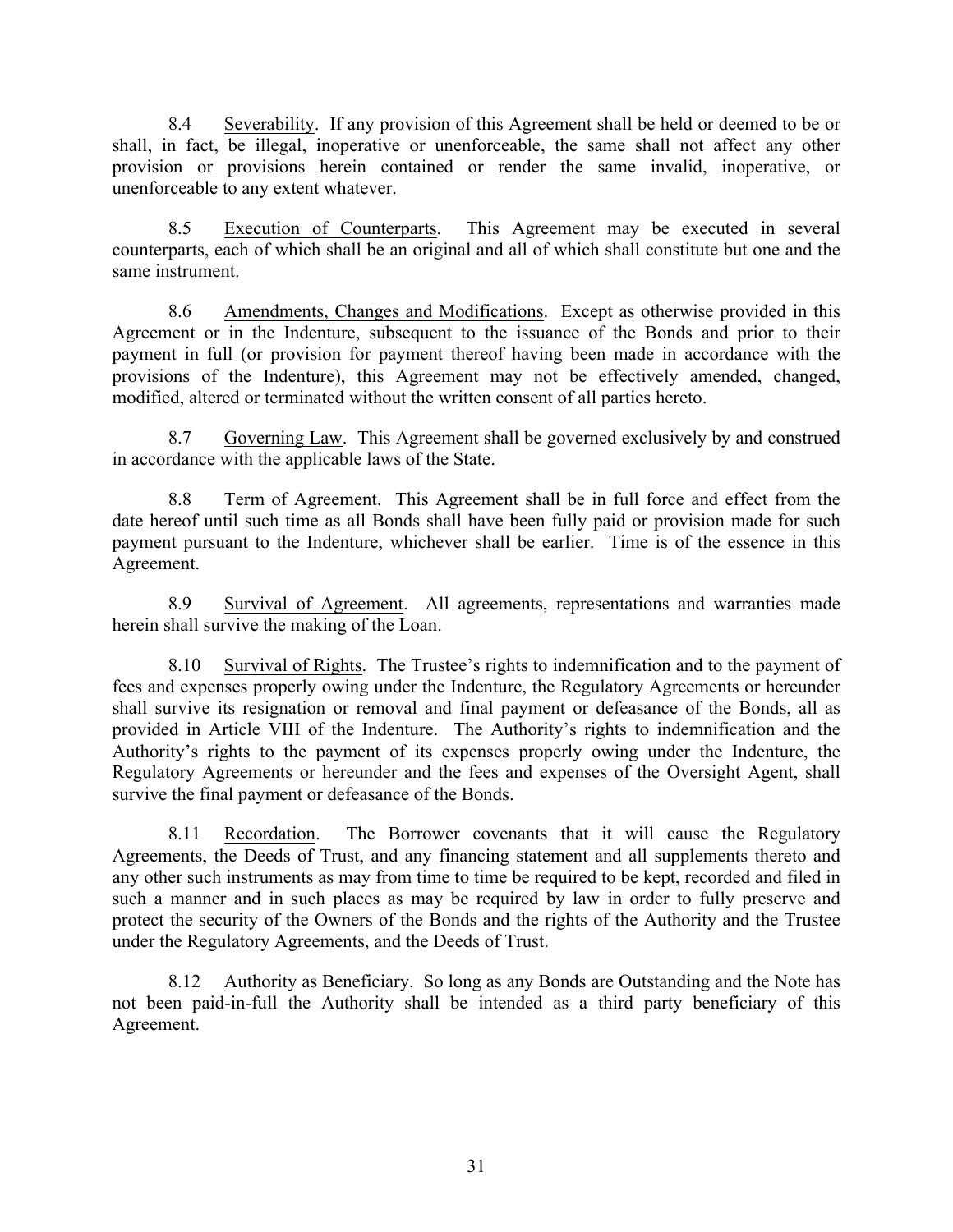8.4 Severability. If any provision of this Agreement shall be held or deemed to be or shall, in fact, be illegal, inoperative or unenforceable, the same shall not affect any other provision or provisions herein contained or render the same invalid, inoperative, or unenforceable to any extent whatever.

8.5 Execution of Counterparts. This Agreement may be executed in several counterparts, each of which shall be an original and all of which shall constitute but one and the same instrument.

8.6 Amendments, Changes and Modifications. Except as otherwise provided in this Agreement or in the Indenture, subsequent to the issuance of the Bonds and prior to their payment in full (or provision for payment thereof having been made in accordance with the provisions of the Indenture), this Agreement may not be effectively amended, changed, modified, altered or terminated without the written consent of all parties hereto.

8.7 Governing Law. This Agreement shall be governed exclusively by and construed in accordance with the applicable laws of the State.

8.8 Term of Agreement. This Agreement shall be in full force and effect from the date hereof until such time as all Bonds shall have been fully paid or provision made for such payment pursuant to the Indenture, whichever shall be earlier. Time is of the essence in this Agreement.

8.9 Survival of Agreement. All agreements, representations and warranties made herein shall survive the making of the Loan.

8.10 Survival of Rights. The Trustee's rights to indemnification and to the payment of fees and expenses properly owing under the Indenture, the Regulatory Agreements or hereunder shall survive its resignation or removal and final payment or defeasance of the Bonds, all as provided in Article VIII of the Indenture. The Authority's rights to indemnification and the Authority's rights to the payment of its expenses properly owing under the Indenture, the Regulatory Agreements or hereunder and the fees and expenses of the Oversight Agent, shall survive the final payment or defeasance of the Bonds.

8.11 Recordation. The Borrower covenants that it will cause the Regulatory Agreements, the Deeds of Trust, and any financing statement and all supplements thereto and any other such instruments as may from time to time be required to be kept, recorded and filed in such a manner and in such places as may be required by law in order to fully preserve and protect the security of the Owners of the Bonds and the rights of the Authority and the Trustee under the Regulatory Agreements, and the Deeds of Trust.

8.12 Authority as Beneficiary. So long as any Bonds are Outstanding and the Note has not been paid-in-full the Authority shall be intended as a third party beneficiary of this Agreement.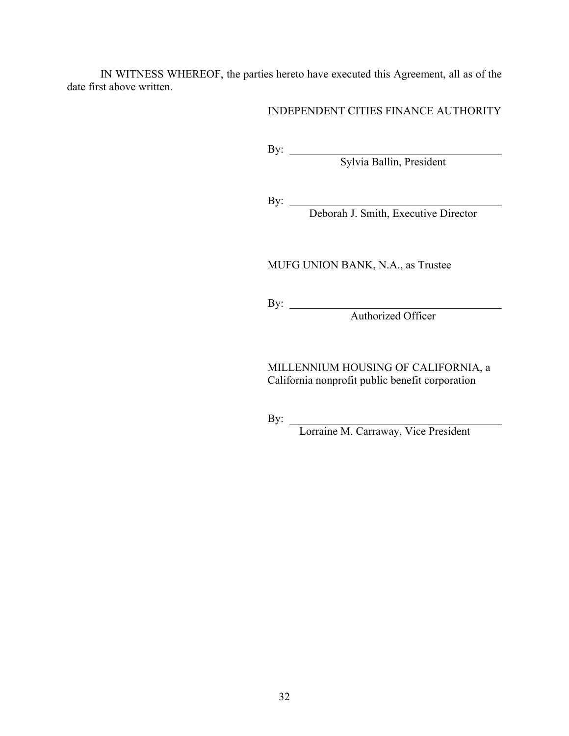IN WITNESS WHEREOF, the parties hereto have executed this Agreement, all as of the date first above written.

INDEPENDENT CITIES FINANCE AUTHORITY

By: ________________________________________
Sylvia Ballin, President

By: ________________________________________
Deborah J. Smith, Executive Director

MUFG UNION BANK, N.A., as Trustee

By: ________________________________________
Authorized Officer

MILLENNIUM HOUSING OF CALIFORNIA, a California nonprofit public benefit corporation

By: ________________________________________
Lorraine M. Carraway, Vice President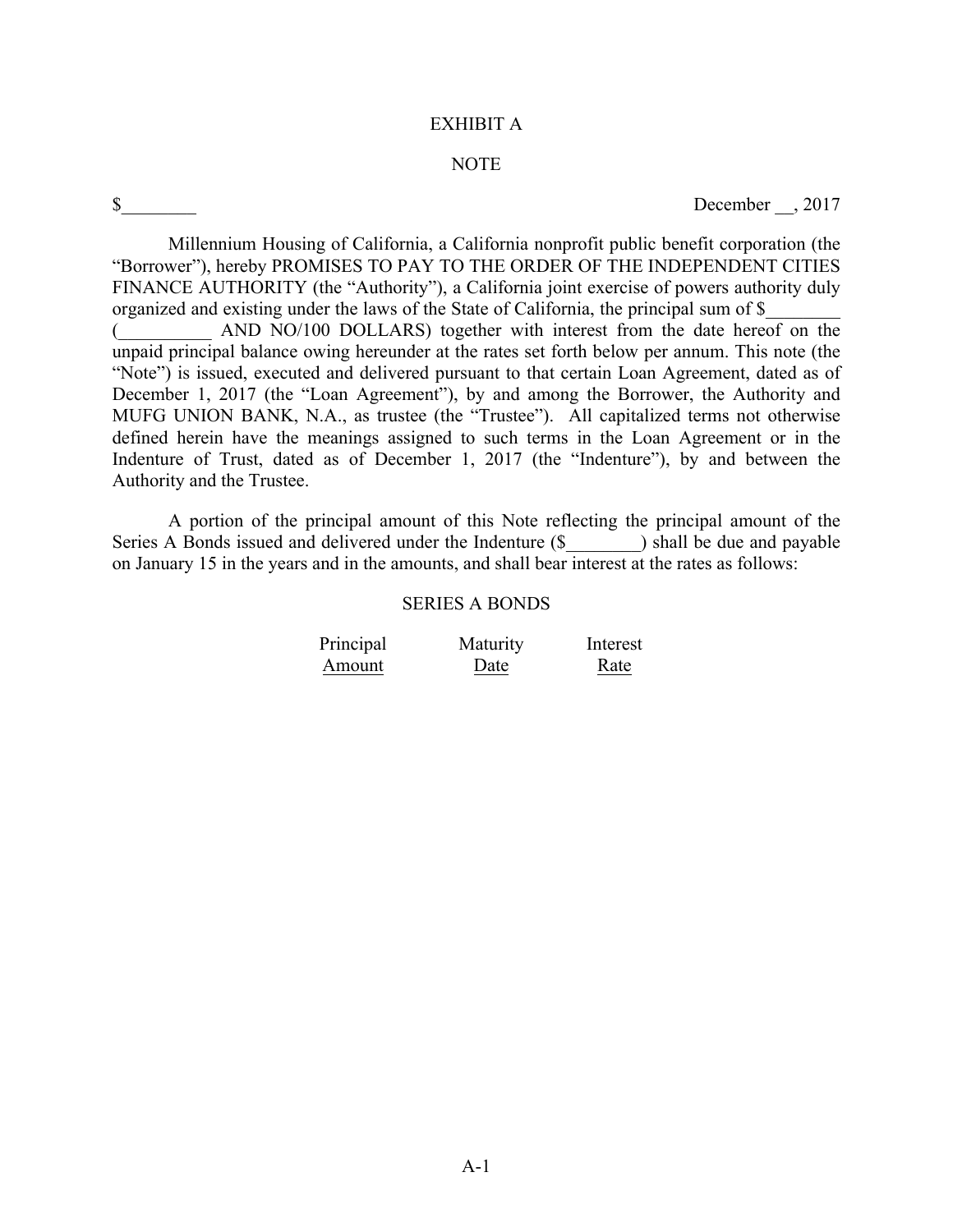# EXHIBIT A

## NOTE

$________ December __, 2017

Millennium Housing of California, a California nonprofit public benefit corporation (the "Borrower"), hereby PROMISES TO PAY TO THE ORDER OF THE INDEPENDENT CITIES FINANCE AUTHORITY (the "Authority"), a California joint exercise of powers authority duly organized and existing under the laws of the State of California, the principal sum of $________ (__________ AND NO/100 DOLLARS) together with interest from the date hereof on the unpaid principal balance owing hereunder at the rates set forth below per annum. This note (the "Note") is issued, executed and delivered pursuant to that certain Loan Agreement, dated as of December 1, 2017 (the "Loan Agreement"), by and among the Borrower, the Authority and MUFG UNION BANK, N.A., as trustee (the "Trustee"). All capitalized terms not otherwise defined herein have the meanings assigned to such terms in the Loan Agreement or in the Indenture of Trust, dated as of December 1, 2017 (the "Indenture"), by and between the Authority and the Trustee.

A portion of the principal amount of this Note reflecting the principal amount of the Series A Bonds issued and delivered under the Indenture ($________) shall be due and payable on January 15 in the years and in the amounts, and shall bear interest at the rates as follows:

SERIES A BONDS

| Principal Amount | Maturity Date | Interest Rate |
| --- | --- | --- |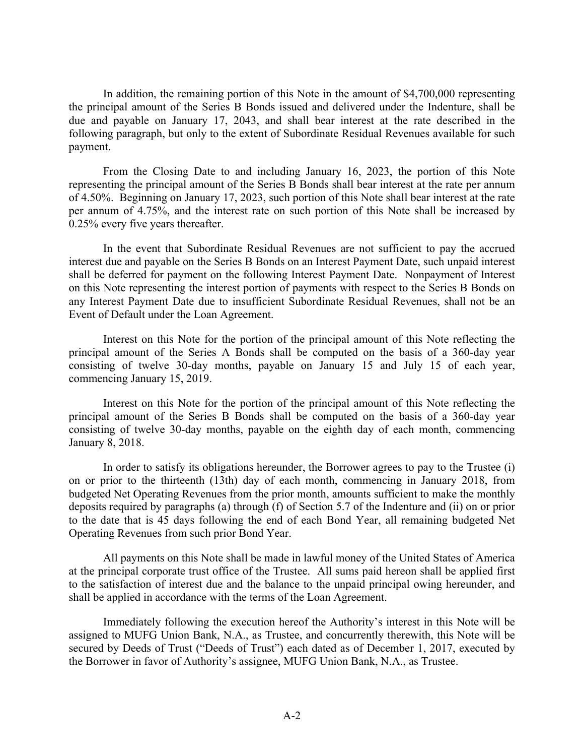In addition, the remaining portion of this Note in the amount of $4,700,000 representing the principal amount of the Series B Bonds issued and delivered under the Indenture, shall be due and payable on January 17, 2043, and shall bear interest at the rate described in the following paragraph, but only to the extent of Subordinate Residual Revenues available for such payment.

From the Closing Date to and including January 16, 2023, the portion of this Note representing the principal amount of the Series B Bonds shall bear interest at the rate per annum of 4.50%. Beginning on January 17, 2023, such portion of this Note shall bear interest at the rate per annum of 4.75%, and the interest rate on such portion of this Note shall be increased by 0.25% every five years thereafter.

In the event that Subordinate Residual Revenues are not sufficient to pay the accrued interest due and payable on the Series B Bonds on an Interest Payment Date, such unpaid interest shall be deferred for payment on the following Interest Payment Date. Nonpayment of Interest on this Note representing the interest portion of payments with respect to the Series B Bonds on any Interest Payment Date due to insufficient Subordinate Residual Revenues, shall not be an Event of Default under the Loan Agreement.

Interest on this Note for the portion of the principal amount of this Note reflecting the principal amount of the Series A Bonds shall be computed on the basis of a 360-day year consisting of twelve 30-day months, payable on January 15 and July 15 of each year, commencing January 15, 2019.

Interest on this Note for the portion of the principal amount of this Note reflecting the principal amount of the Series B Bonds shall be computed on the basis of a 360-day year consisting of twelve 30-day months, payable on the eighth day of each month, commencing January 8, 2018.

In order to satisfy its obligations hereunder, the Borrower agrees to pay to the Trustee (i) on or prior to the thirteenth (13th) day of each month, commencing in January 2018, from budgeted Net Operating Revenues from the prior month, amounts sufficient to make the monthly deposits required by paragraphs (a) through (f) of Section 5.7 of the Indenture and (ii) on or prior to the date that is 45 days following the end of each Bond Year, all remaining budgeted Net Operating Revenues from such prior Bond Year.

All payments on this Note shall be made in lawful money of the United States of America at the principal corporate trust office of the Trustee. All sums paid hereon shall be applied first to the satisfaction of interest due and the balance to the unpaid principal owing hereunder, and shall be applied in accordance with the terms of the Loan Agreement.

Immediately following the execution hereof the Authority's interest in this Note will be assigned to MUFG Union Bank, N.A., as Trustee, and concurrently therewith, this Note will be secured by Deeds of Trust ("Deeds of Trust") each dated as of December 1, 2017, executed by the Borrower in favor of Authority's assignee, MUFG Union Bank, N.A., as Trustee.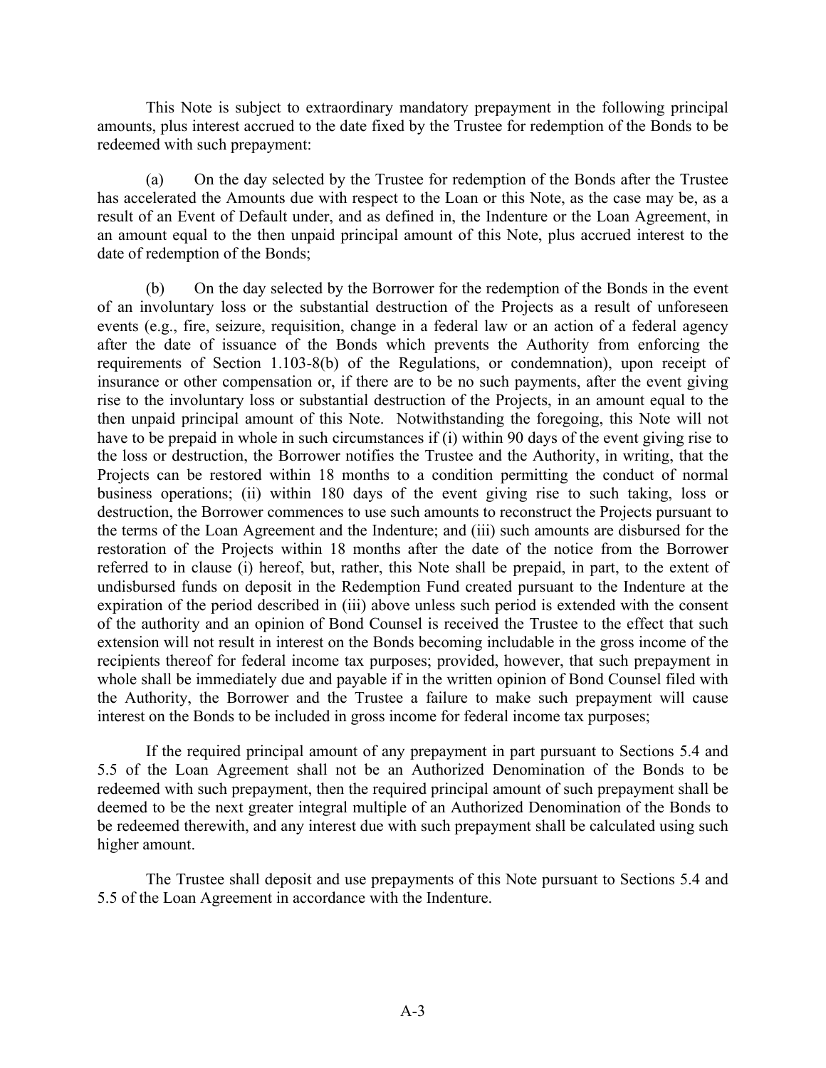This Note is subject to extraordinary mandatory prepayment in the following principal amounts, plus interest accrued to the date fixed by the Trustee for redemption of the Bonds to be redeemed with such prepayment:

(a) On the day selected by the Trustee for redemption of the Bonds after the Trustee has accelerated the Amounts due with respect to the Loan or this Note, as the case may be, as a result of an Event of Default under, and as defined in, the Indenture or the Loan Agreement, in an amount equal to the then unpaid principal amount of this Note, plus accrued interest to the date of redemption of the Bonds;

(b) On the day selected by the Borrower for the redemption of the Bonds in the event of an involuntary loss or the substantial destruction of the Projects as a result of unforeseen events (e.g., fire, seizure, requisition, change in a federal law or an action of a federal agency after the date of issuance of the Bonds which prevents the Authority from enforcing the requirements of Section 1.103-8(b) of the Regulations, or condemnation), upon receipt of insurance or other compensation or, if there are to be no such payments, after the event giving rise to the involuntary loss or substantial destruction of the Projects, in an amount equal to the then unpaid principal amount of this Note. Notwithstanding the foregoing, this Note will not have to be prepaid in whole in such circumstances if (i) within 90 days of the event giving rise to the loss or destruction, the Borrower notifies the Trustee and the Authority, in writing, that the Projects can be restored within 18 months to a condition permitting the conduct of normal business operations; (ii) within 180 days of the event giving rise to such taking, loss or destruction, the Borrower commences to use such amounts to reconstruct the Projects pursuant to the terms of the Loan Agreement and the Indenture; and (iii) such amounts are disbursed for the restoration of the Projects within 18 months after the date of the notice from the Borrower referred to in clause (i) hereof, but, rather, this Note shall be prepaid, in part, to the extent of undisbursed funds on deposit in the Redemption Fund created pursuant to the Indenture at the expiration of the period described in (iii) above unless such period is extended with the consent of the authority and an opinion of Bond Counsel is received the Trustee to the effect that such extension will not result in interest on the Bonds becoming includable in the gross income of the recipients thereof for federal income tax purposes; provided, however, that such prepayment in whole shall be immediately due and payable if in the written opinion of Bond Counsel filed with the Authority, the Borrower and the Trustee a failure to make such prepayment will cause interest on the Bonds to be included in gross income for federal income tax purposes;

If the required principal amount of any prepayment in part pursuant to Sections 5.4 and 5.5 of the Loan Agreement shall not be an Authorized Denomination of the Bonds to be redeemed with such prepayment, then the required principal amount of such prepayment shall be deemed to be the next greater integral multiple of an Authorized Denomination of the Bonds to be redeemed therewith, and any interest due with such prepayment shall be calculated using such higher amount.

The Trustee shall deposit and use prepayments of this Note pursuant to Sections 5.4 and 5.5 of the Loan Agreement in accordance with the Indenture.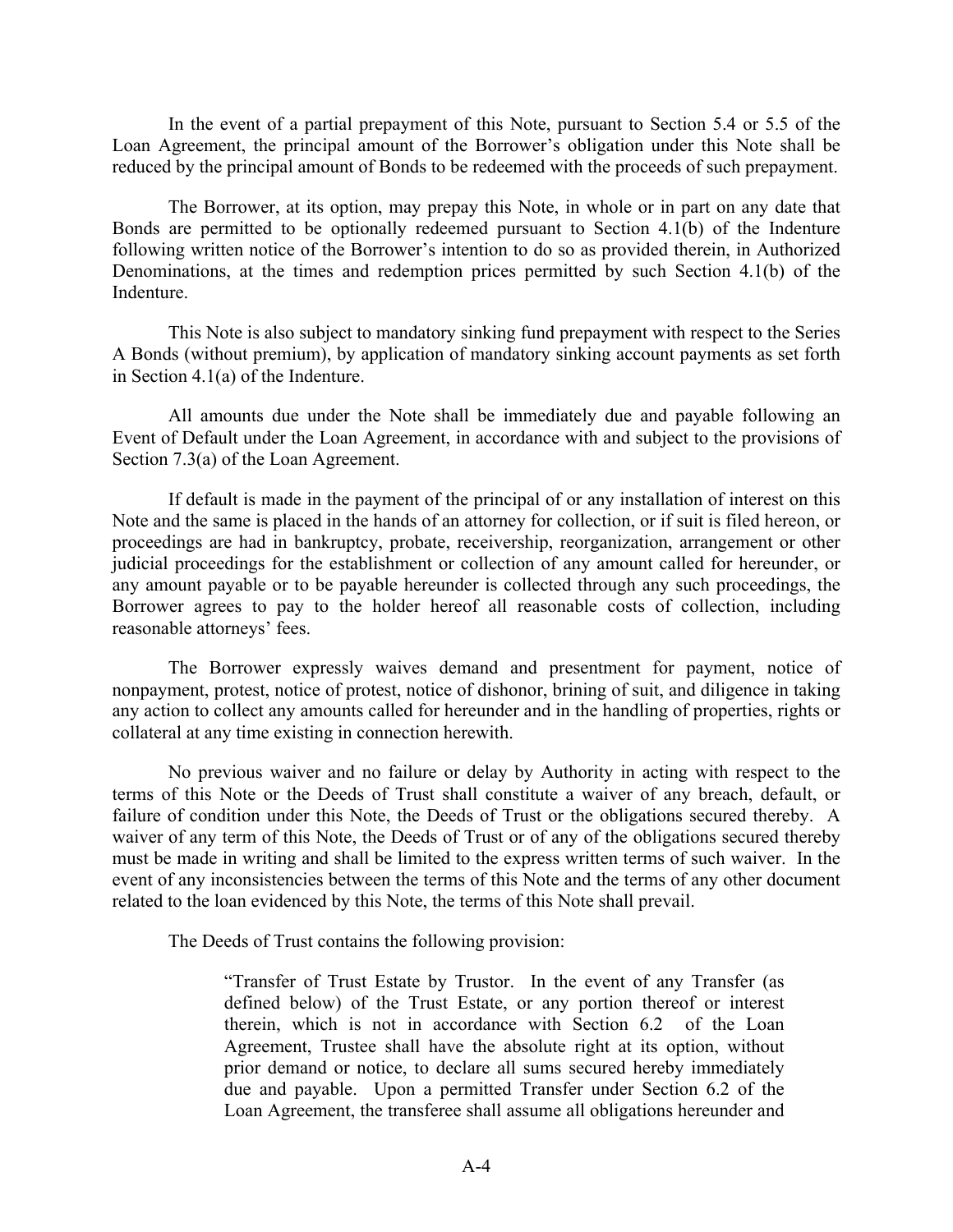In the event of a partial prepayment of this Note, pursuant to Section 5.4 or 5.5 of the Loan Agreement, the principal amount of the Borrower's obligation under this Note shall be reduced by the principal amount of Bonds to be redeemed with the proceeds of such prepayment.

The Borrower, at its option, may prepay this Note, in whole or in part on any date that Bonds are permitted to be optionally redeemed pursuant to Section 4.1(b) of the Indenture following written notice of the Borrower's intention to do so as provided therein, in Authorized Denominations, at the times and redemption prices permitted by such Section 4.1(b) of the Indenture.

This Note is also subject to mandatory sinking fund prepayment with respect to the Series A Bonds (without premium), by application of mandatory sinking account payments as set forth in Section 4.1(a) of the Indenture.

All amounts due under the Note shall be immediately due and payable following an Event of Default under the Loan Agreement, in accordance with and subject to the provisions of Section 7.3(a) of the Loan Agreement.

If default is made in the payment of the principal of or any installation of interest on this Note and the same is placed in the hands of an attorney for collection, or if suit is filed hereon, or proceedings are had in bankruptcy, probate, receivership, reorganization, arrangement or other judicial proceedings for the establishment or collection of any amount called for hereunder, or any amount payable or to be payable hereunder is collected through any such proceedings, the Borrower agrees to pay to the holder hereof all reasonable costs of collection, including reasonable attorneys' fees.

The Borrower expressly waives demand and presentment for payment, notice of nonpayment, protest, notice of protest, notice of dishonor, brining of suit, and diligence in taking any action to collect any amounts called for hereunder and in the handling of properties, rights or collateral at any time existing in connection herewith.

No previous waiver and no failure or delay by Authority in acting with respect to the terms of this Note or the Deeds of Trust shall constitute a waiver of any breach, default, or failure of condition under this Note, the Deeds of Trust or the obligations secured thereby. A waiver of any term of this Note, the Deeds of Trust or of any of the obligations secured thereby must be made in writing and shall be limited to the express written terms of such waiver. In the event of any inconsistencies between the terms of this Note and the terms of any other document related to the loan evidenced by this Note, the terms of this Note shall prevail.

The Deeds of Trust contains the following provision:

> "Transfer of Trust Estate by Trustor. In the event of any Transfer (as defined below) of the Trust Estate, or any portion thereof or interest therein, which is not in accordance with Section 6.2 of the Loan Agreement, Trustee shall have the absolute right at its option, without prior demand or notice, to declare all sums secured hereby immediately due and payable. Upon a permitted Transfer under Section 6.2 of the Loan Agreement, the transferee shall assume all obligations hereunder and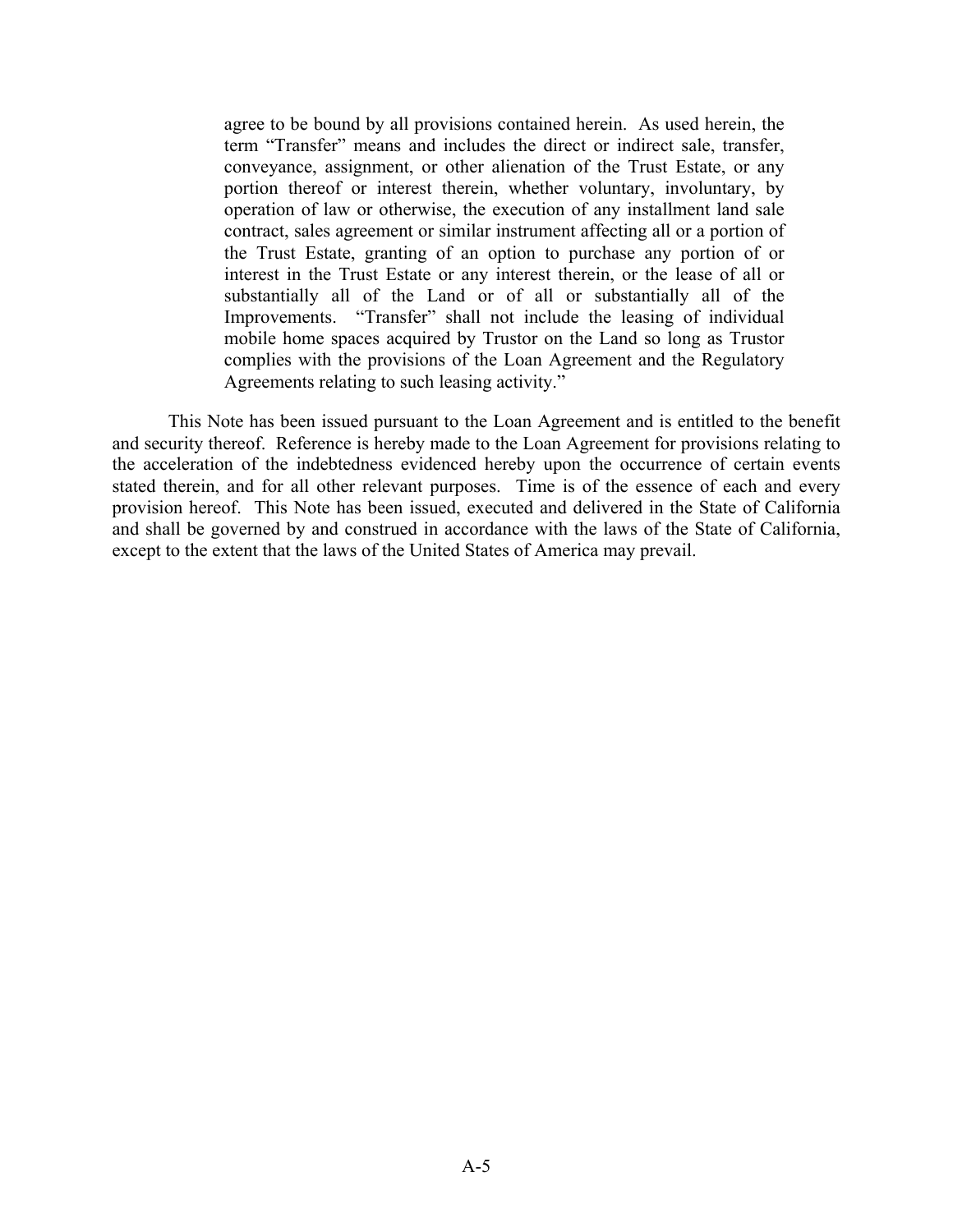> agree to be bound by all provisions contained herein. As used herein, the term "Transfer" means and includes the direct or indirect sale, transfer, conveyance, assignment, or other alienation of the Trust Estate, or any portion thereof or interest therein, whether voluntary, involuntary, by operation of law or otherwise, the execution of any installment land sale contract, sales agreement or similar instrument affecting all or a portion of the Trust Estate, granting of an option to purchase any portion of or interest in the Trust Estate or any interest therein, or the lease of all or substantially all of the Land or of all or substantially all of the Improvements. "Transfer" shall not include the leasing of individual mobile home spaces acquired by Trustor on the Land so long as Trustor complies with the provisions of the Loan Agreement and the Regulatory Agreements relating to such leasing activity."

This Note has been issued pursuant to the Loan Agreement and is entitled to the benefit and security thereof. Reference is hereby made to the Loan Agreement for provisions relating to the acceleration of the indebtedness evidenced hereby upon the occurrence of certain events stated therein, and for all other relevant purposes. Time is of the essence of each and every provision hereof. This Note has been issued, executed and delivered in the State of California and shall be governed by and construed in accordance with the laws of the State of California, except to the extent that the laws of the United States of America may prevail.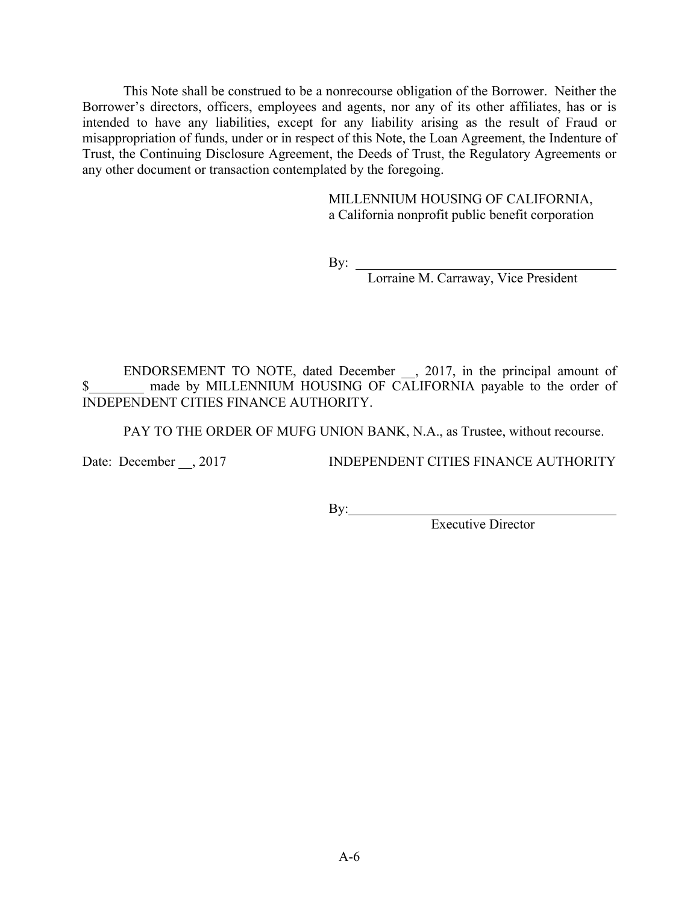This Note shall be construed to be a nonrecourse obligation of the Borrower. Neither the Borrower's directors, officers, employees and agents, nor any of its other affiliates, has or is intended to have any liabilities, except for any liability arising as the result of Fraud or misappropriation of funds, under or in respect of this Note, the Loan Agreement, the Indenture of Trust, the Continuing Disclosure Agreement, the Deeds of Trust, the Regulatory Agreements or any other document or transaction contemplated by the foregoing.

MILLENNIUM HOUSING OF CALIFORNIA,
a California nonprofit public benefit corporation

By: \_\_\_\_\_\_\_\_\_\_\_\_\_\_\_\_\_\_\_\_\_\_\_\_\_\_\_\_\_\_\_\_\_\_\_\_\_\_
Lorraine M. Carraway, Vice President

ENDORSEMENT TO NOTE, dated December \_\_, 2017, in the principal amount of $\_\_\_\_\_\_\_\_ made by MILLENNIUM HOUSING OF CALIFORNIA payable to the order of INDEPENDENT CITIES FINANCE AUTHORITY.

PAY TO THE ORDER OF MUFG UNION BANK, N.A., as Trustee, without recourse.

Date: December \_\_, 2017

INDEPENDENT CITIES FINANCE AUTHORITY

By: \_\_\_\_\_\_\_\_\_\_\_\_\_\_\_\_\_\_\_\_\_\_\_\_\_\_\_\_\_\_\_\_\_\_\_\_\_\_
Executive Director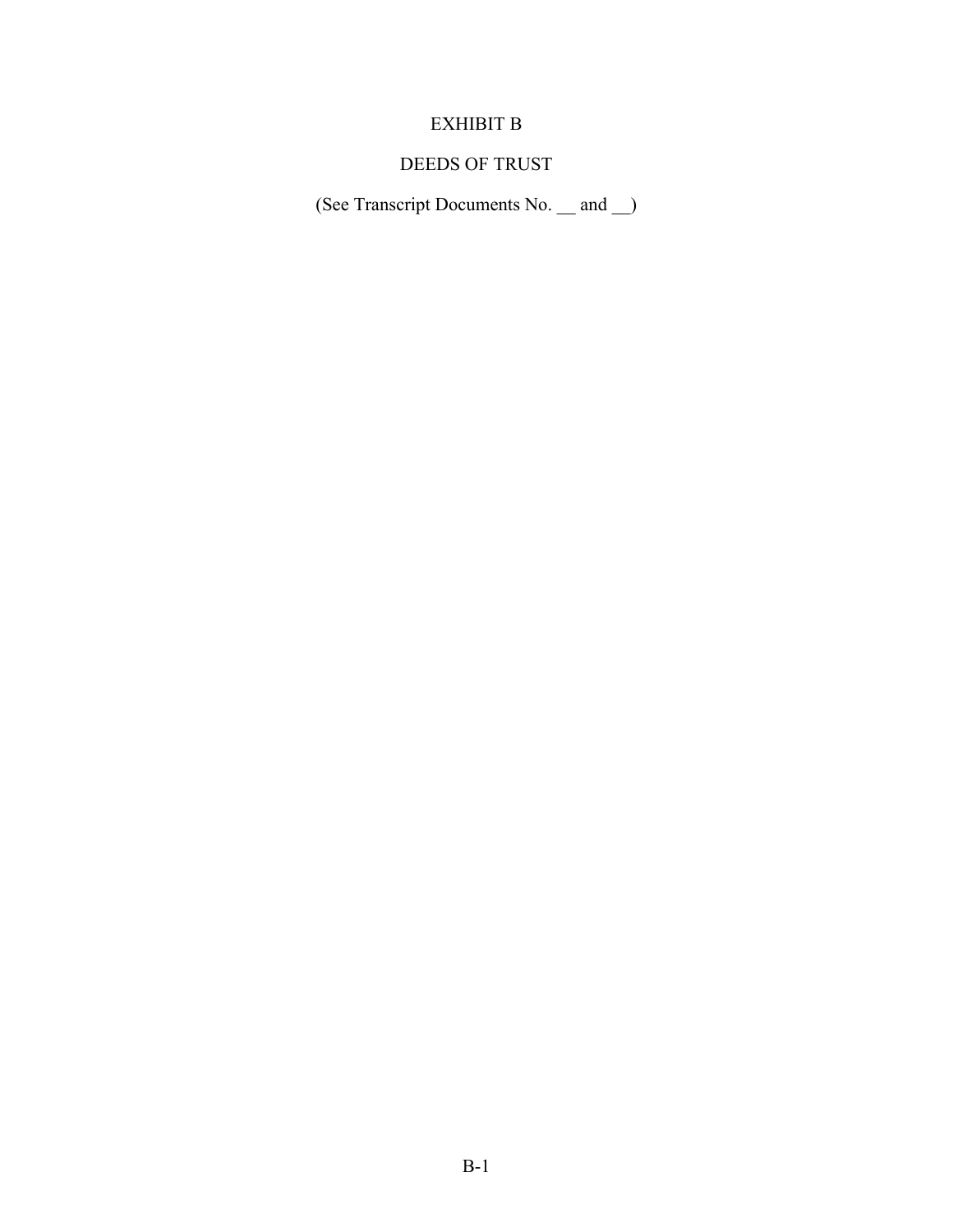# EXHIBIT B

## DEEDS OF TRUST

(See Transcript Documents No. __ and __)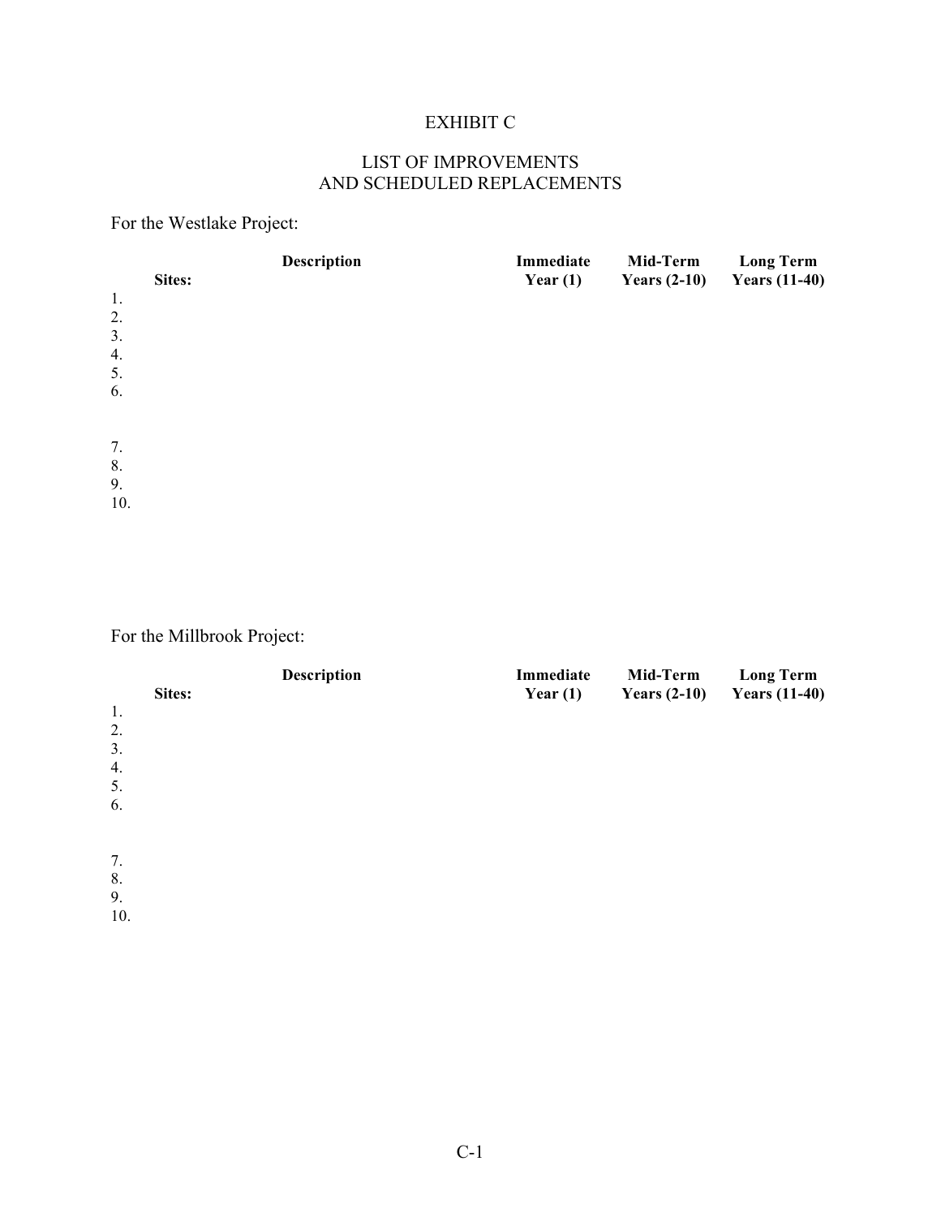# EXHIBIT C

## LIST OF IMPROVEMENTS AND SCHEDULED REPLACEMENTS

For the Westlake Project:

| Sites: | Description | Immediate Year (1) | Mid-Term Years (2-10) | Long Term Years (11-40) |
|---|---|---|---|---|
| 1. | | | | |
| 2. | | | | |
| 3. | | | | |
| 4. | | | | |
| 5. | | | | |
| 6. | | | | |
| 7. | | | | |
| 8. | | | | |
| 9. | | | | |
| 10. | | | | |

For the Millbrook Project:

| Sites: | Description | Immediate Year (1) | Mid-Term Years (2-10) | Long Term Years (11-40) |
|---|---|---|---|---|
| 1. | | | | |
| 2. | | | | |
| 3. | | | | |
| 4. | | | | |
| 5. | | | | |
| 6. | | | | |
| 7. | | | | |
| 8. | | | | |
| 9. | | | | |
| 10. | | | | |